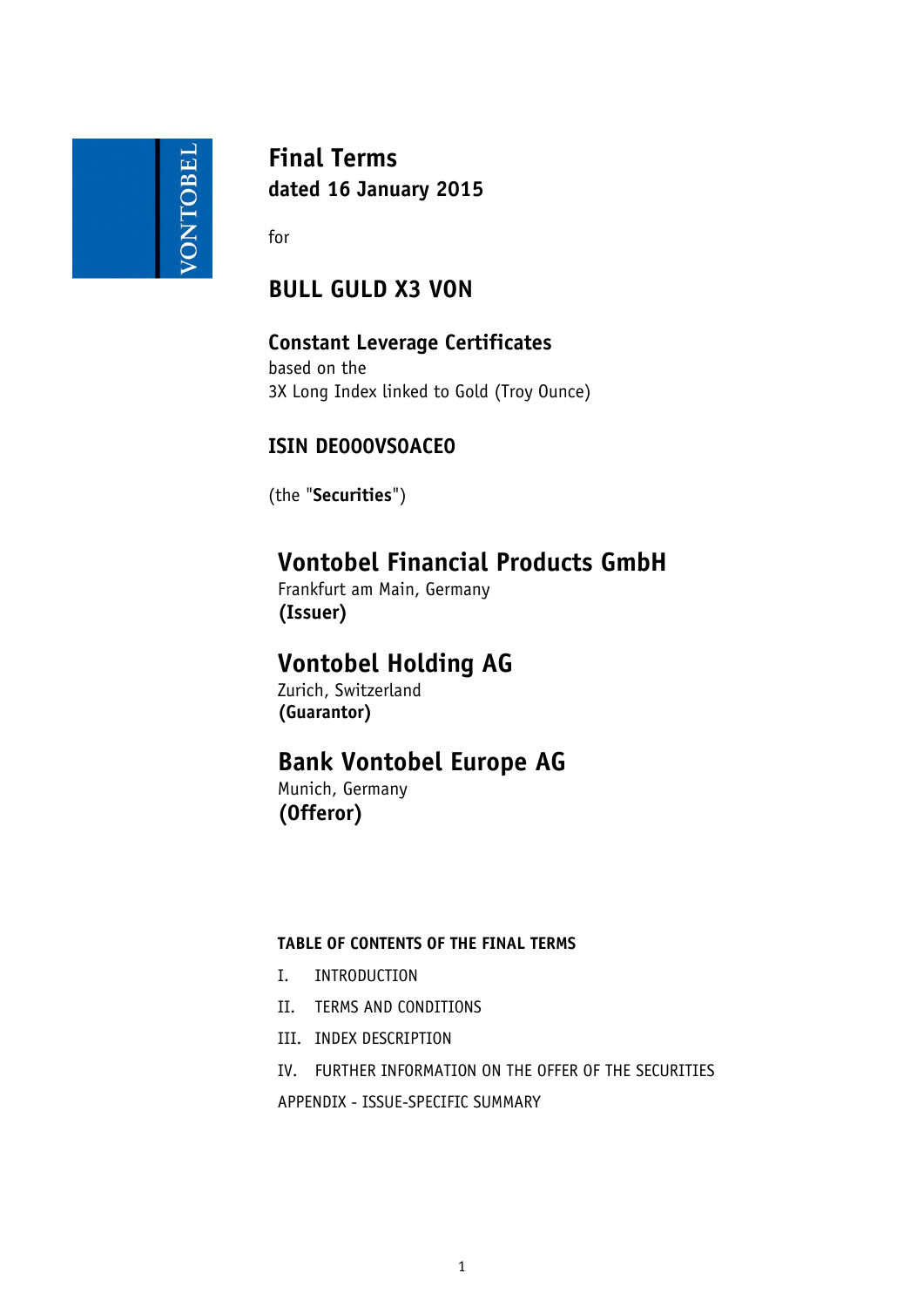VONTOBEL

# Final Terms
**dated 16 January 2015**

for

## BULL GULD X3 VON

### Constant Leverage Certificates
based on the
3X Long Index linked to Gold (Troy Ounce)

### ISIN DE000VS0ACE0

(the "**Securities**")

## Vontobel Financial Products GmbH
Frankfurt am Main, Germany
**(Issuer)**

## Vontobel Holding AG
Zurich, Switzerland
**(Guarantor)**

## Bank Vontobel Europe AG
Munich, Germany
**(Offeror)**

**TABLE OF CONTENTS OF THE FINAL TERMS**

I. INTRODUCTION

II. TERMS AND CONDITIONS

III. INDEX DESCRIPTION

IV. FURTHER INFORMATION ON THE OFFER OF THE SECURITIES

APPENDIX - ISSUE-SPECIFIC SUMMARY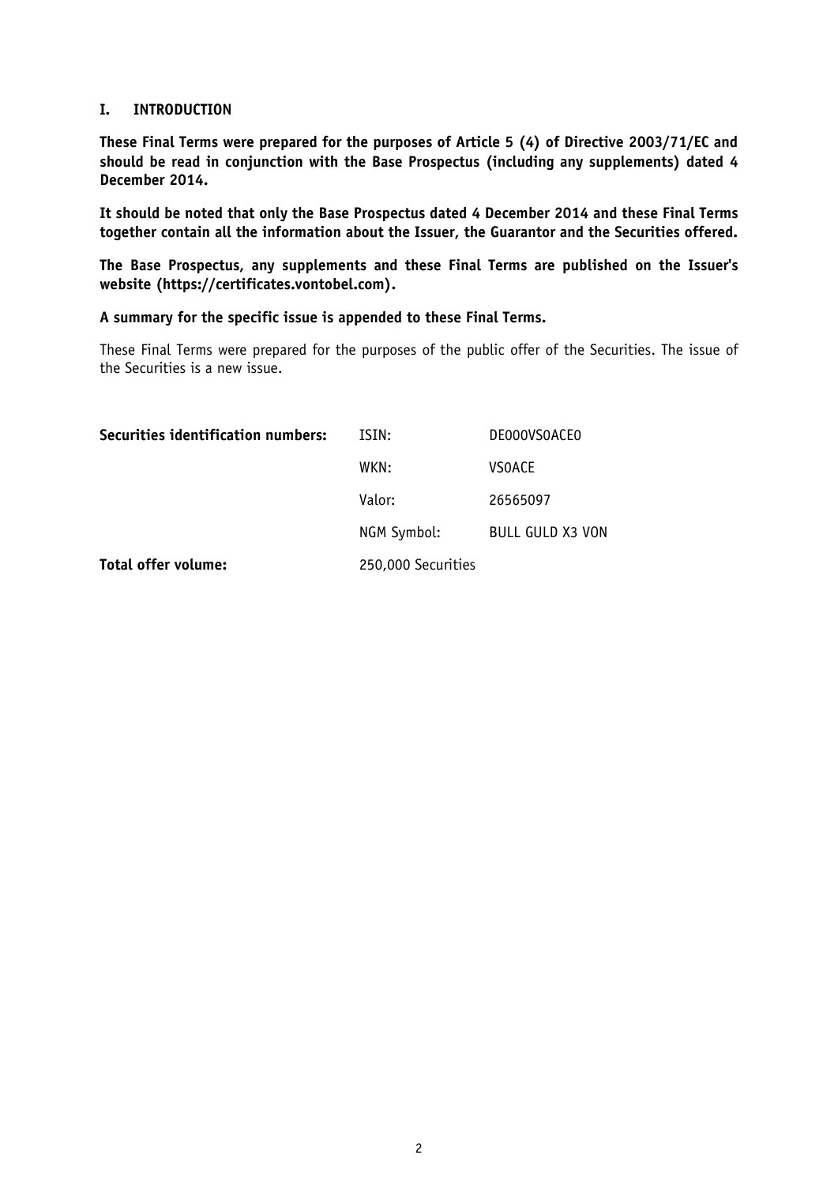## I. INTRODUCTION

**These Final Terms were prepared for the purposes of Article 5 (4) of Directive 2003/71/EC and should be read in conjunction with the Base Prospectus (including any supplements) dated 4 December 2014.**

**It should be noted that only the Base Prospectus dated 4 December 2014 and these Final Terms together contain all the information about the Issuer, the Guarantor and the Securities offered.**

**The Base Prospectus, any supplements and these Final Terms are published on the Issuer's website (https://certificates.vontobel.com).**

**A summary for the specific issue is appended to these Final Terms.**

These Final Terms were prepared for the purposes of the public offer of the Securities. The issue of the Securities is a new issue.

| | | |
|---|---|---|
| **Securities identification numbers:** | ISIN: | DE000VS0ACE0 |
| | WKN: | VS0ACE |
| | Valor: | 26565097 |
| | NGM Symbol: | BULL GULD X3 VON |
| **Total offer volume:** | 250,000 Securities | |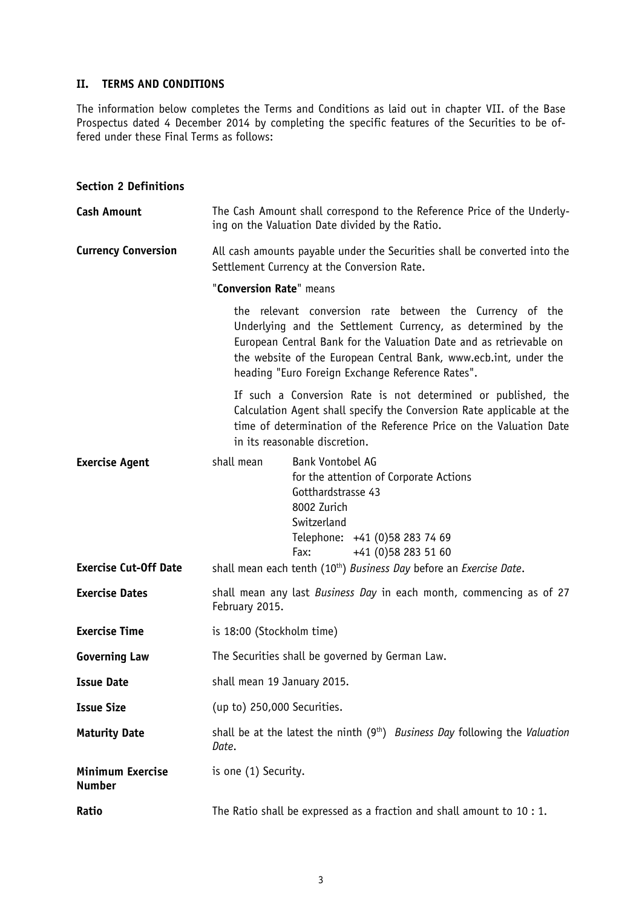## II. TERMS AND CONDITIONS

The information below completes the Terms and Conditions as laid out in chapter VII. of the Base Prospectus dated 4 December 2014 by completing the specific features of the Securities to be offered under these Final Terms as follows:

### Section 2 Definitions

**Cash Amount**

The Cash Amount shall correspond to the Reference Price of the Underlying on the Valuation Date divided by the Ratio.

**Currency Conversion**

All cash amounts payable under the Securities shall be converted into the Settlement Currency at the Conversion Rate.

"**Conversion Rate**" means

> the relevant conversion rate between the Currency of the Underlying and the Settlement Currency, as determined by the European Central Bank for the Valuation Date and as retrievable on the website of the European Central Bank, www.ecb.int, under the heading "Euro Foreign Exchange Reference Rates".
>
> If such a Conversion Rate is not determined or published, the Calculation Agent shall specify the Conversion Rate applicable at the time of determination of the Reference Price on the Valuation Date in its reasonable discretion.

**Exercise Agent**

shall mean Bank Vontobel AG
for the attention of Corporate Actions
Gotthardstrasse 43
8002 Zurich
Switzerland
Telephone: +41 (0)58 283 74 69
Fax: +41 (0)58 283 51 60

**Exercise Cut-Off Date**

shall mean each tenth (10th) *Business Day* before an *Exercise Date*.

**Exercise Dates**

shall mean any last *Business Day* in each month, commencing as of 27 February 2015.

**Exercise Time**

is 18:00 (Stockholm time)

**Governing Law**

The Securities shall be governed by German Law.

**Issue Date**

shall mean 19 January 2015.

**Issue Size**

(up to) 250,000 Securities.

**Maturity Date**

shall be at the latest the ninth (9th) *Business Day* following the *Valuation Date*.

**Minimum Exercise Number**

is one (1) Security.

**Ratio**

The Ratio shall be expressed as a fraction and shall amount to 10 : 1.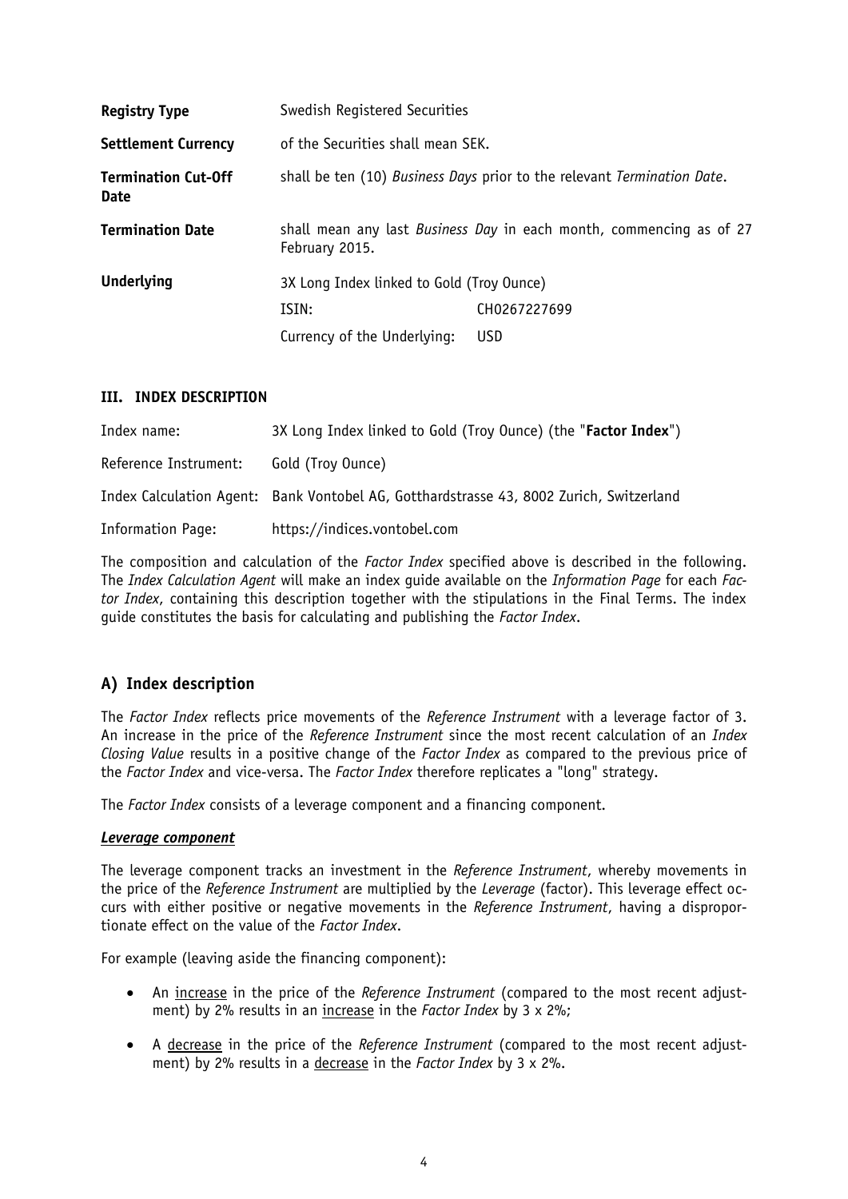| | | |
|---|---|---|
| **Registry Type** | Swedish Registered Securities | |
| **Settlement Currency** | of the Securities shall mean SEK. | |
| **Termination Cut-Off Date** | shall be ten (10) *Business Days* prior to the relevant *Termination Date*. | |
| **Termination Date** | shall mean any last *Business Day* in each month, commencing as of 27 February 2015. | |
| **Underlying** | 3X Long Index linked to Gold (Troy Ounce) | |
| | ISIN: | CH0267227699 |
| | Currency of the Underlying: | USD |

## III. INDEX DESCRIPTION

| | |
|---|---|
| Index name: | 3X Long Index linked to Gold (Troy Ounce) (the "**Factor Index**") |
| Reference Instrument: | Gold (Troy Ounce) |
| Index Calculation Agent: | Bank Vontobel AG, Gotthardstrasse 43, 8002 Zurich, Switzerland |
| Information Page: | https://indices.vontobel.com |

The composition and calculation of the *Factor Index* specified above is described in the following. The *Index Calculation Agent* will make an index guide available on the *Information Page* for each *Factor Index*, containing this description together with the stipulations in the Final Terms. The index guide constitutes the basis for calculating and publishing the *Factor Index*.

## A) Index description

The *Factor Index* reflects price movements of the *Reference Instrument* with a leverage factor of 3. An increase in the price of the *Reference Instrument* since the most recent calculation of an *Index Closing Value* results in a positive change of the *Factor Index* as compared to the previous price of the *Factor Index* and vice-versa. The *Factor Index* therefore replicates a "long" strategy.

The *Factor Index* consists of a leverage component and a financing component.

***Leverage component***

The leverage component tracks an investment in the *Reference Instrument*, whereby movements in the price of the *Reference Instrument* are multiplied by the *Leverage* (factor). This leverage effect occurs with either positive or negative movements in the *Reference Instrument*, having a disproportionate effect on the value of the *Factor Index*.

For example (leaving aside the financing component):

- An increase in the price of the *Reference Instrument* (compared to the most recent adjustment) by 2% results in an increase in the *Factor Index* by 3 x 2%;
- A decrease in the price of the *Reference Instrument* (compared to the most recent adjustment) by 2% results in a decrease in the *Factor Index* by 3 x 2%.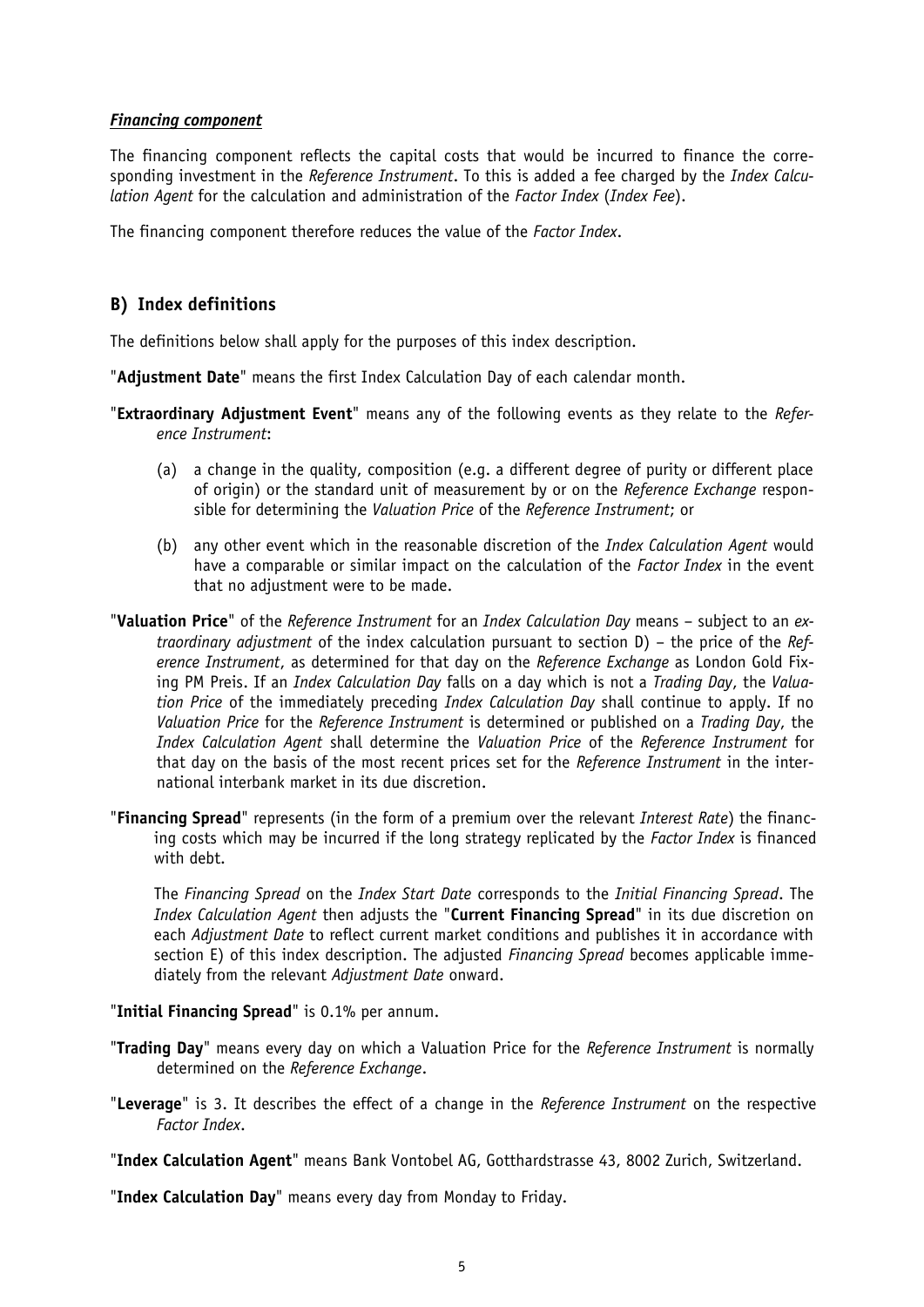***Financing component***

The financing component reflects the capital costs that would be incurred to finance the corresponding investment in the *Reference Instrument*. To this is added a fee charged by the *Index Calculation Agent* for the calculation and administration of the *Factor Index* (*Index Fee*).

The financing component therefore reduces the value of the *Factor Index*.

## B) Index definitions

The definitions below shall apply for the purposes of this index description.

"**Adjustment Date**" means the first Index Calculation Day of each calendar month.

"**Extraordinary Adjustment Event**" means any of the following events as they relate to the *Reference Instrument*:

(a) a change in the quality, composition (e.g. a different degree of purity or different place of origin) or the standard unit of measurement by or on the *Reference Exchange* responsible for determining the *Valuation Price* of the *Reference Instrument*; or

(b) any other event which in the reasonable discretion of the *Index Calculation Agent* would have a comparable or similar impact on the calculation of the *Factor Index* in the event that no adjustment were to be made.

"**Valuation Price**" of the *Reference Instrument* for an *Index Calculation Day* means – subject to an *extraordinary adjustment* of the index calculation pursuant to section D) – the price of the *Reference Instrument*, as determined for that day on the *Reference Exchange* as London Gold Fixing PM Preis. If an *Index Calculation Day* falls on a day which is not a *Trading Day*, the *Valuation Price* of the immediately preceding *Index Calculation Day* shall continue to apply. If no *Valuation Price* for the *Reference Instrument* is determined or published on a *Trading Day*, the *Index Calculation Agent* shall determine the *Valuation Price* of the *Reference Instrument* for that day on the basis of the most recent prices set for the *Reference Instrument* in the international interbank market in its due discretion.

"**Financing Spread**" represents (in the form of a premium over the relevant *Interest Rate*) the financing costs which may be incurred if the long strategy replicated by the *Factor Index* is financed with debt.

The *Financing Spread* on the *Index Start Date* corresponds to the *Initial Financing Spread*. The *Index Calculation Agent* then adjusts the "**Current Financing Spread**" in its due discretion on each *Adjustment Date* to reflect current market conditions and publishes it in accordance with section E) of this index description. The adjusted *Financing Spread* becomes applicable immediately from the relevant *Adjustment Date* onward.

"**Initial Financing Spread**" is 0.1% per annum.

"**Trading Day**" means every day on which a Valuation Price for the *Reference Instrument* is normally determined on the *Reference Exchange*.

"**Leverage**" is 3. It describes the effect of a change in the *Reference Instrument* on the respective *Factor Index*.

"**Index Calculation Agent**" means Bank Vontobel AG, Gotthardstrasse 43, 8002 Zurich, Switzerland.

"**Index Calculation Day**" means every day from Monday to Friday.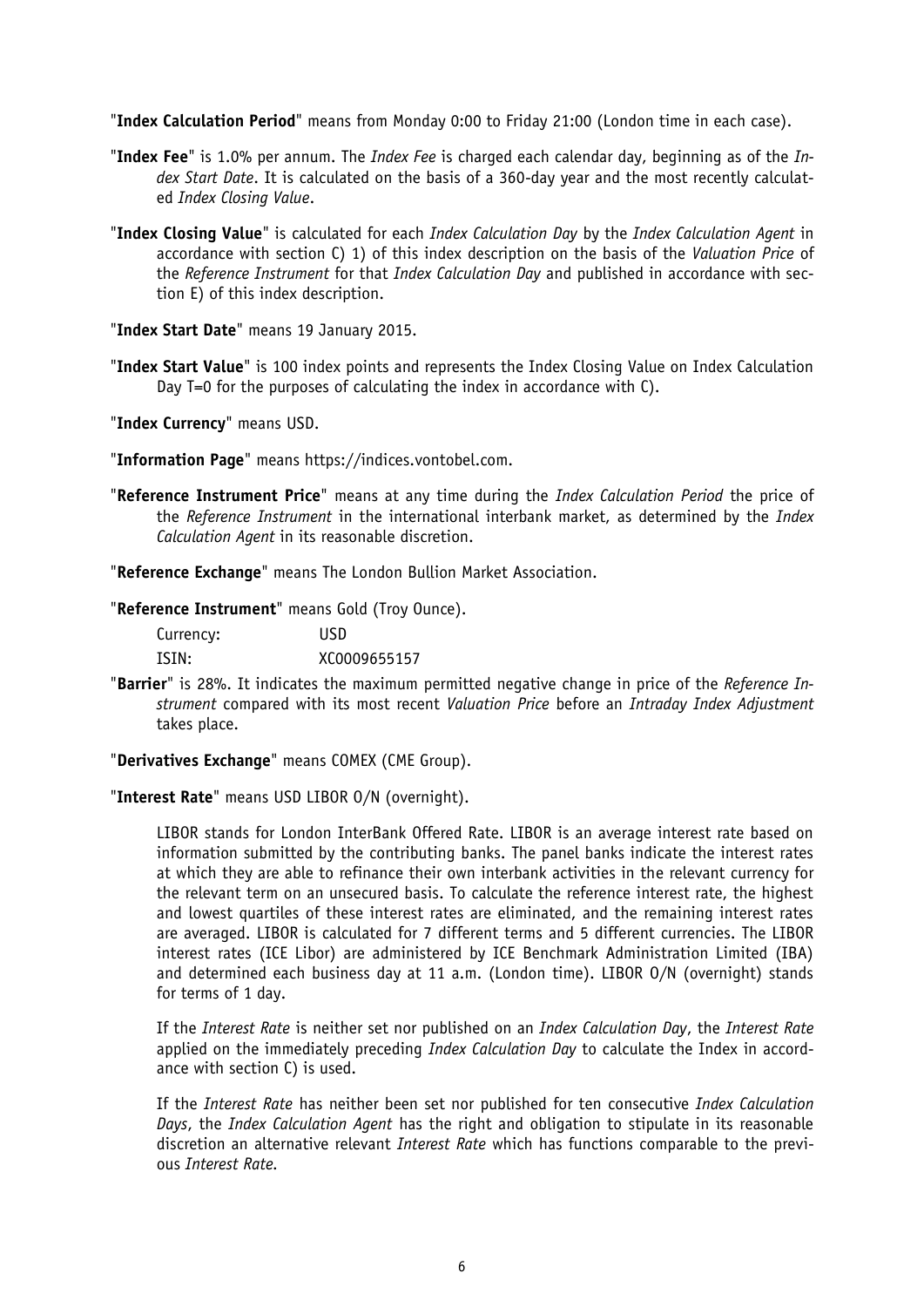"**Index Calculation Period**" means from Monday 0:00 to Friday 21:00 (London time in each case).

"**Index Fee**" is 1.0% per annum. The *Index Fee* is charged each calendar day, beginning as of the *Index Start Date*. It is calculated on the basis of a 360-day year and the most recently calculated *Index Closing Value*.

"**Index Closing Value**" is calculated for each *Index Calculation Day* by the *Index Calculation Agent* in accordance with section C) 1) of this index description on the basis of the *Valuation Price* of the *Reference Instrument* for that *Index Calculation Day* and published in accordance with section E) of this index description.

"**Index Start Date**" means 19 January 2015.

"**Index Start Value**" is 100 index points and represents the Index Closing Value on Index Calculation Day T=0 for the purposes of calculating the index in accordance with C).

"**Index Currency**" means USD.

"**Information Page**" means https://indices.vontobel.com.

"**Reference Instrument Price**" means at any time during the *Index Calculation Period* the price of the *Reference Instrument* in the international interbank market, as determined by the *Index Calculation Agent* in its reasonable discretion.

"**Reference Exchange**" means The London Bullion Market Association.

"**Reference Instrument**" means Gold (Troy Ounce).

| | |
|---|---|
| Currency: | USD |
| ISIN: | XC0009655157 |

"**Barrier**" is 28%. It indicates the maximum permitted negative change in price of the *Reference Instrument* compared with its most recent *Valuation Price* before an *Intraday Index Adjustment* takes place.

"**Derivatives Exchange**" means COMEX (CME Group).

"**Interest Rate**" means USD LIBOR O/N (overnight).

LIBOR stands for London InterBank Offered Rate. LIBOR is an average interest rate based on information submitted by the contributing banks. The panel banks indicate the interest rates at which they are able to refinance their own interbank activities in the relevant currency for the relevant term on an unsecured basis. To calculate the reference interest rate, the highest and lowest quartiles of these interest rates are eliminated, and the remaining interest rates are averaged. LIBOR is calculated for 7 different terms and 5 different currencies. The LIBOR interest rates (ICE Libor) are administered by ICE Benchmark Administration Limited (IBA) and determined each business day at 11 a.m. (London time). LIBOR O/N (overnight) stands for terms of 1 day.

If the *Interest Rate* is neither set nor published on an *Index Calculation Day*, the *Interest Rate* applied on the immediately preceding *Index Calculation Day* to calculate the Index in accordance with section C) is used.

If the *Interest Rate* has neither been set nor published for ten consecutive *Index Calculation Days*, the *Index Calculation Agent* has the right and obligation to stipulate in its reasonable discretion an alternative relevant *Interest Rate* which has functions comparable to the previous *Interest Rate*.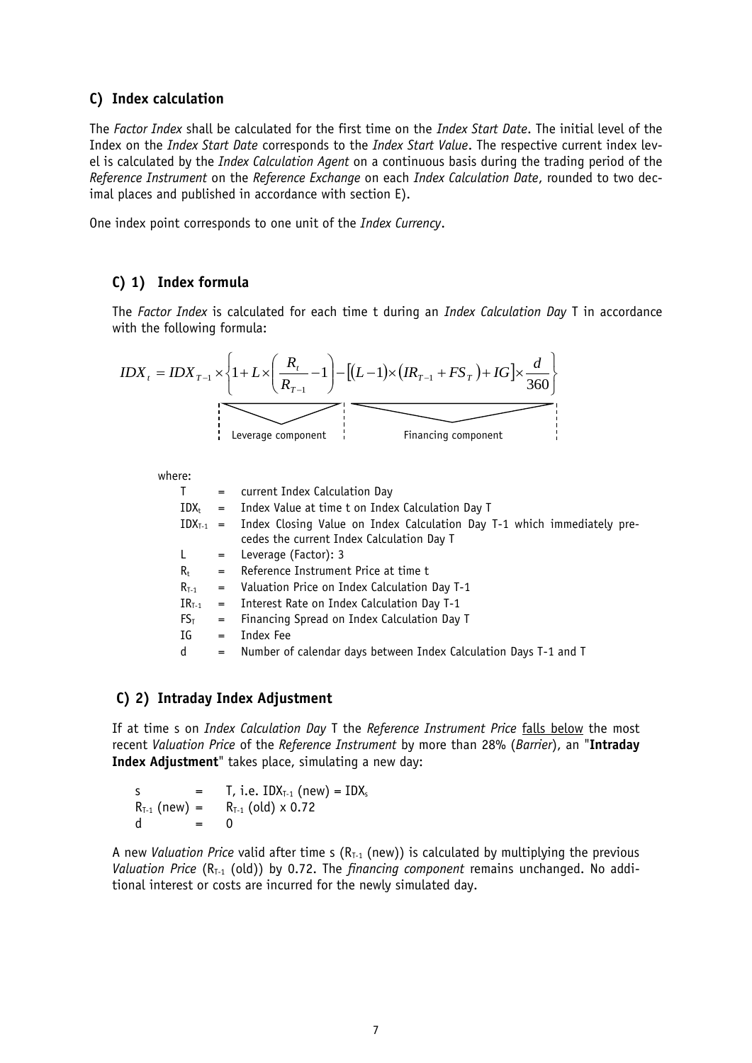## C) Index calculation

The *Factor Index* shall be calculated for the first time on the *Index Start Date*. The initial level of the Index on the *Index Start Date* corresponds to the *Index Start Value*. The respective current index level is calculated by the *Index Calculation Agent* on a continuous basis during the trading period of the *Reference Instrument* on the *Reference Exchange* on each *Index Calculation Date*, rounded to two decimal places and published in accordance with section E).

One index point corresponds to one unit of the *Index Currency*.

### C) 1) Index formula

The *Factor Index* is calculated for each time t during an *Index Calculation Day* T in accordance with the following formula:

$$IDX_t = IDX_{T-1} \times \left\{ \underbrace{1 + L \times \left( \frac{R_t}{R_{T-1}} - 1 \right)}_{\text{Leverage component}} - \underbrace{\left[ (L-1) \times \left( IR_{T-1} + FS_T \right) + IG \right] \times \frac{d}{360}}_{\text{Financing component}} \right\}$$

where:

| | | |
|---|---|---|
| T | = | current Index Calculation Day |
| $IDX_t$ | = | Index Value at time t on Index Calculation Day T |
| $IDX_{T-1}$ | = | Index Closing Value on Index Calculation Day T-1 which immediately precedes the current Index Calculation Day T |
| L | = | Leverage (Factor): 3 |
| $R_t$ | = | Reference Instrument Price at time t |
| $R_{T-1}$ | = | Valuation Price on Index Calculation Day T-1 |
| $IR_{T-1}$ | = | Interest Rate on Index Calculation Day T-1 |
| $FS_T$ | = | Financing Spread on Index Calculation Day T |
| IG | = | Index Fee |
| d | = | Number of calendar days between Index Calculation Days T-1 and T |

### C) 2) Intraday Index Adjustment

If at time s on *Index Calculation Day* T the *Reference Instrument Price* falls below the most recent *Valuation Price* of the *Reference Instrument* by more than 28% (*Barrier*), an "**Intraday Index Adjustment**" takes place, simulating a new day:

s = T, i.e. $IDX_{T-1}$ (new) = $IDX_s$

$R_{T-1}$ (new) = $R_{T-1}$ (old) x 0.72

d = 0

A new *Valuation Price* valid after time s ($R_{T-1}$ (new)) is calculated by multiplying the previous *Valuation Price* ($R_{T-1}$ (old)) by 0.72. The *financing component* remains unchanged. No additional interest or costs are incurred for the newly simulated day.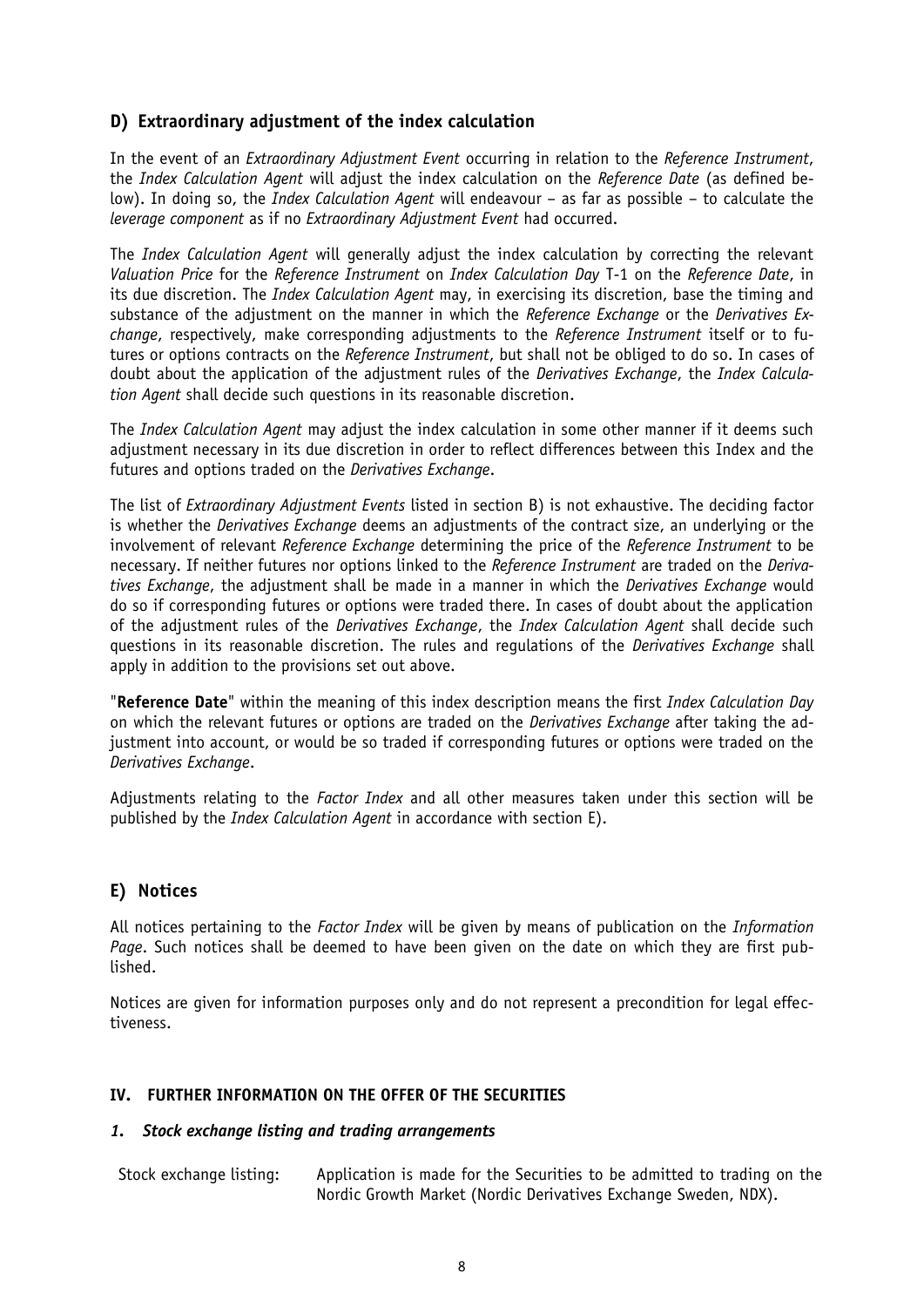## D) Extraordinary adjustment of the index calculation

In the event of an *Extraordinary Adjustment Event* occurring in relation to the *Reference Instrument*, the *Index Calculation Agent* will adjust the index calculation on the *Reference Date* (as defined below). In doing so, the *Index Calculation Agent* will endeavour – as far as possible – to calculate the *leverage component* as if no *Extraordinary Adjustment Event* had occurred.

The *Index Calculation Agent* will generally adjust the index calculation by correcting the relevant *Valuation Price* for the *Reference Instrument* on *Index Calculation Day* T-1 on the *Reference Date*, in its due discretion. The *Index Calculation Agent* may, in exercising its discretion, base the timing and substance of the adjustment on the manner in which the *Reference Exchange* or the *Derivatives Exchange*, respectively, make corresponding adjustments to the *Reference Instrument* itself or to futures or options contracts on the *Reference Instrument*, but shall not be obliged to do so. In cases of doubt about the application of the adjustment rules of the *Derivatives Exchange*, the *Index Calculation Agent* shall decide such questions in its reasonable discretion.

The *Index Calculation Agent* may adjust the index calculation in some other manner if it deems such adjustment necessary in its due discretion in order to reflect differences between this Index and the futures and options traded on the *Derivatives Exchange*.

The list of *Extraordinary Adjustment Events* listed in section B) is not exhaustive. The deciding factor is whether the *Derivatives Exchange* deems an adjustments of the contract size, an underlying or the involvement of relevant *Reference Exchange* determining the price of the *Reference Instrument* to be necessary. If neither futures nor options linked to the *Reference Instrument* are traded on the *Derivatives Exchange*, the adjustment shall be made in a manner in which the *Derivatives Exchange* would do so if corresponding futures or options were traded there. In cases of doubt about the application of the adjustment rules of the *Derivatives Exchange*, the *Index Calculation Agent* shall decide such questions in its reasonable discretion. The rules and regulations of the *Derivatives Exchange* shall apply in addition to the provisions set out above.

"**Reference Date**" within the meaning of this index description means the first *Index Calculation Day* on which the relevant futures or options are traded on the *Derivatives Exchange* after taking the adjustment into account, or would be so traded if corresponding futures or options were traded on the *Derivatives Exchange*.

Adjustments relating to the *Factor Index* and all other measures taken under this section will be published by the *Index Calculation Agent* in accordance with section E).

## E) Notices

All notices pertaining to the *Factor Index* will be given by means of publication on the *Information Page*. Such notices shall be deemed to have been given on the date on which they are first published.

Notices are given for information purposes only and do not represent a precondition for legal effectiveness.

## IV. FURTHER INFORMATION ON THE OFFER OF THE SECURITIES

### *1. Stock exchange listing and trading arrangements*

| | |
|---|---|
| Stock exchange listing: | Application is made for the Securities to be admitted to trading on the Nordic Growth Market (Nordic Derivatives Exchange Sweden, NDX). |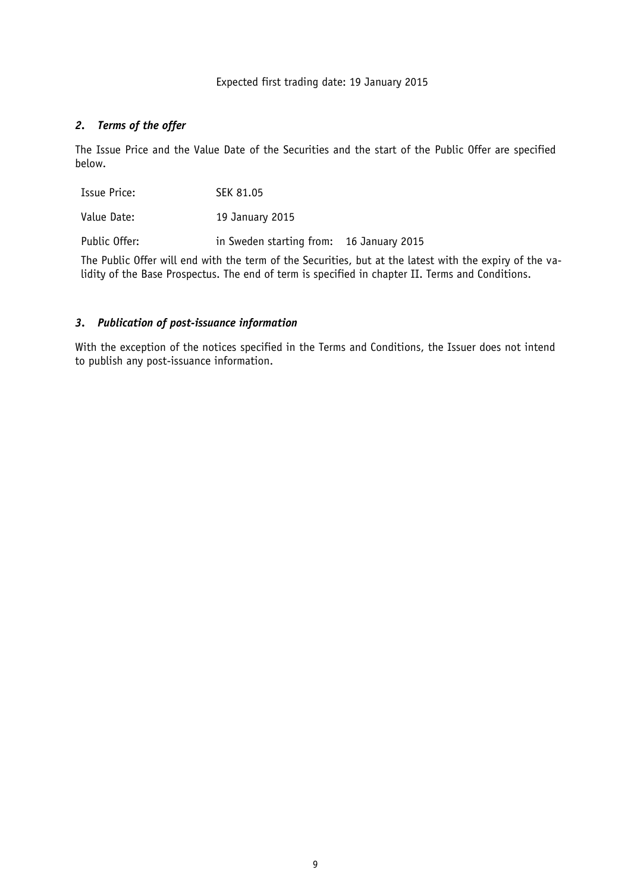Expected first trading date: 19 January 2015

### *2. Terms of the offer*

The Issue Price and the Value Date of the Securities and the start of the Public Offer are specified below.

| | |
|---|---|
| Issue Price: | SEK 81.05 |
| Value Date: | 19 January 2015 |
| Public Offer: | in Sweden starting from: 16 January 2015 |

The Public Offer will end with the term of the Securities, but at the latest with the expiry of the validity of the Base Prospectus. The end of term is specified in chapter II. Terms and Conditions.

### *3. Publication of post-issuance information*

With the exception of the notices specified in the Terms and Conditions, the Issuer does not intend to publish any post-issuance information.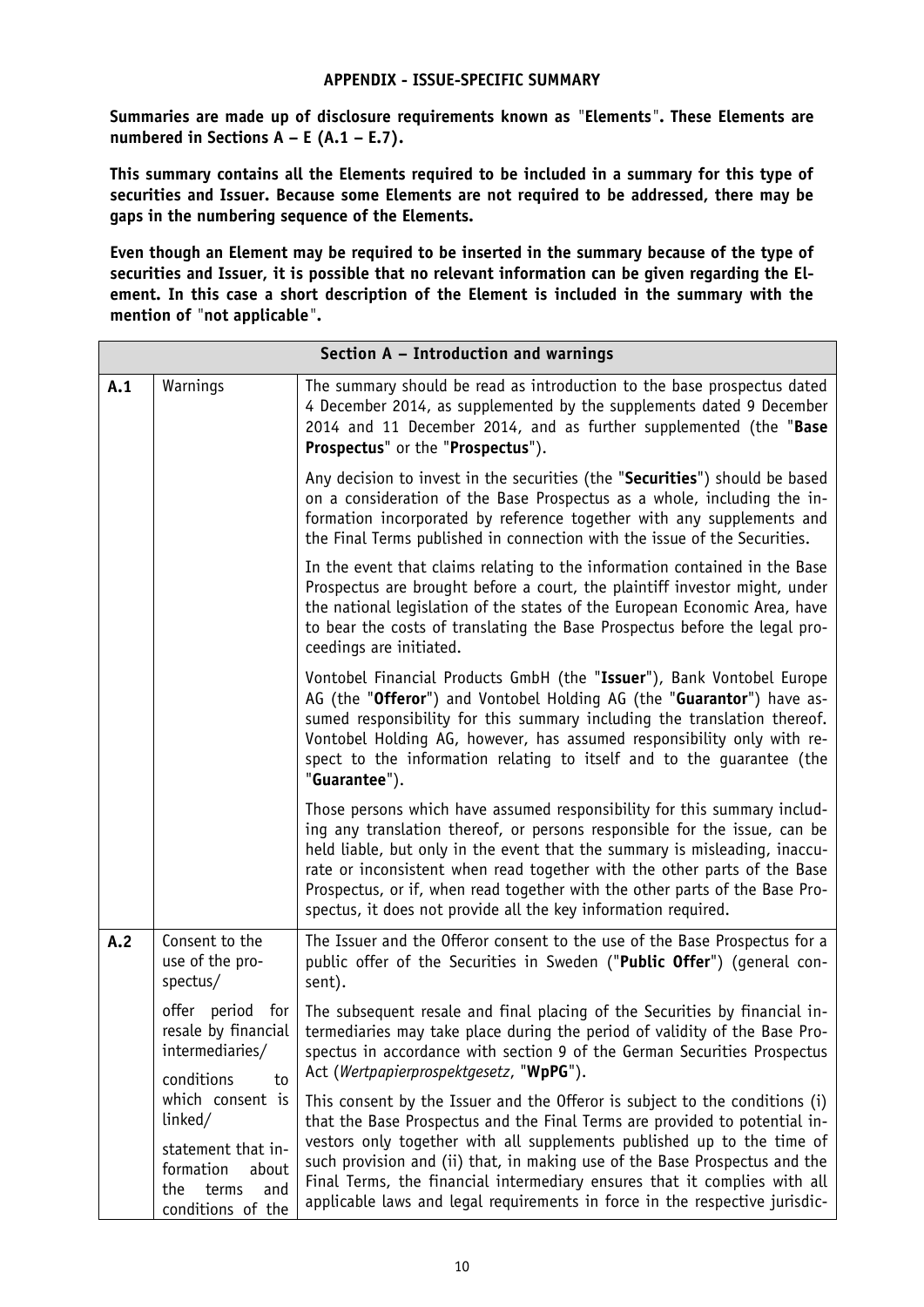**APPENDIX - ISSUE-SPECIFIC SUMMARY**

**Summaries are made up of disclosure requirements known as "Elements". These Elements are numbered in Sections A – E (A.1 – E.7).**

**This summary contains all the Elements required to be included in a summary for this type of securities and Issuer. Because some Elements are not required to be addressed, there may be gaps in the numbering sequence of the Elements.**

**Even though an Element may be required to be inserted in the summary because of the type of securities and Issuer, it is possible that no relevant information can be given regarding the Element. In this case a short description of the Element is included in the summary with the mention of "not applicable".**

| Section A – Introduction and warnings | | |
|---|---|---|
| **A.1** | Warnings | The summary should be read as introduction to the base prospectus dated 4 December 2014, as supplemented by the supplements dated 9 December 2014 and 11 December 2014, and as further supplemented (the "**Base Prospectus**" or the "**Prospectus**").<br><br>Any decision to invest in the securities (the "**Securities**") should be based on a consideration of the Base Prospectus as a whole, including the information incorporated by reference together with any supplements and the Final Terms published in connection with the issue of the Securities.<br><br>In the event that claims relating to the information contained in the Base Prospectus are brought before a court, the plaintiff investor might, under the national legislation of the states of the European Economic Area, have to bear the costs of translating the Base Prospectus before the legal proceedings are initiated.<br><br>Vontobel Financial Products GmbH (the "**Issuer**"), Bank Vontobel Europe AG (the "**Offeror**") and Vontobel Holding AG (the "**Guarantor**") have assumed responsibility for this summary including the translation thereof. Vontobel Holding AG, however, has assumed responsibility only with respect to the information relating to itself and to the guarantee (the "**Guarantee**").<br><br>Those persons which have assumed responsibility for this summary including any translation thereof, or persons responsible for the issue, can be held liable, but only in the event that the summary is misleading, inaccurate or inconsistent when read together with the other parts of the Base Prospectus, or if, when read together with the other parts of the Base Prospectus, it does not provide all the key information required. |
| **A.2** | Consent to the use of the prospectus/<br><br>offer period for resale by financial intermediaries/<br><br>conditions to which consent is linked/<br><br>statement that information about the terms and conditions of the | The Issuer and the Offeror consent to the use of the Base Prospectus for a public offer of the Securities in Sweden ("**Public Offer**") (general consent).<br><br>The subsequent resale and final placing of the Securities by financial intermediaries may take place during the period of validity of the Base Prospectus in accordance with section 9 of the German Securities Prospectus Act (*Wertpapierprospektgesetz*, "**WpPG**").<br><br>This consent by the Issuer and the Offeror is subject to the conditions (i) that the Base Prospectus and the Final Terms are provided to potential investors only together with all supplements published up to the time of such provision and (ii) that, in making use of the Base Prospectus and the Final Terms, the financial intermediary ensures that it complies with all applicable laws and legal requirements in force in the respective jurisdic- |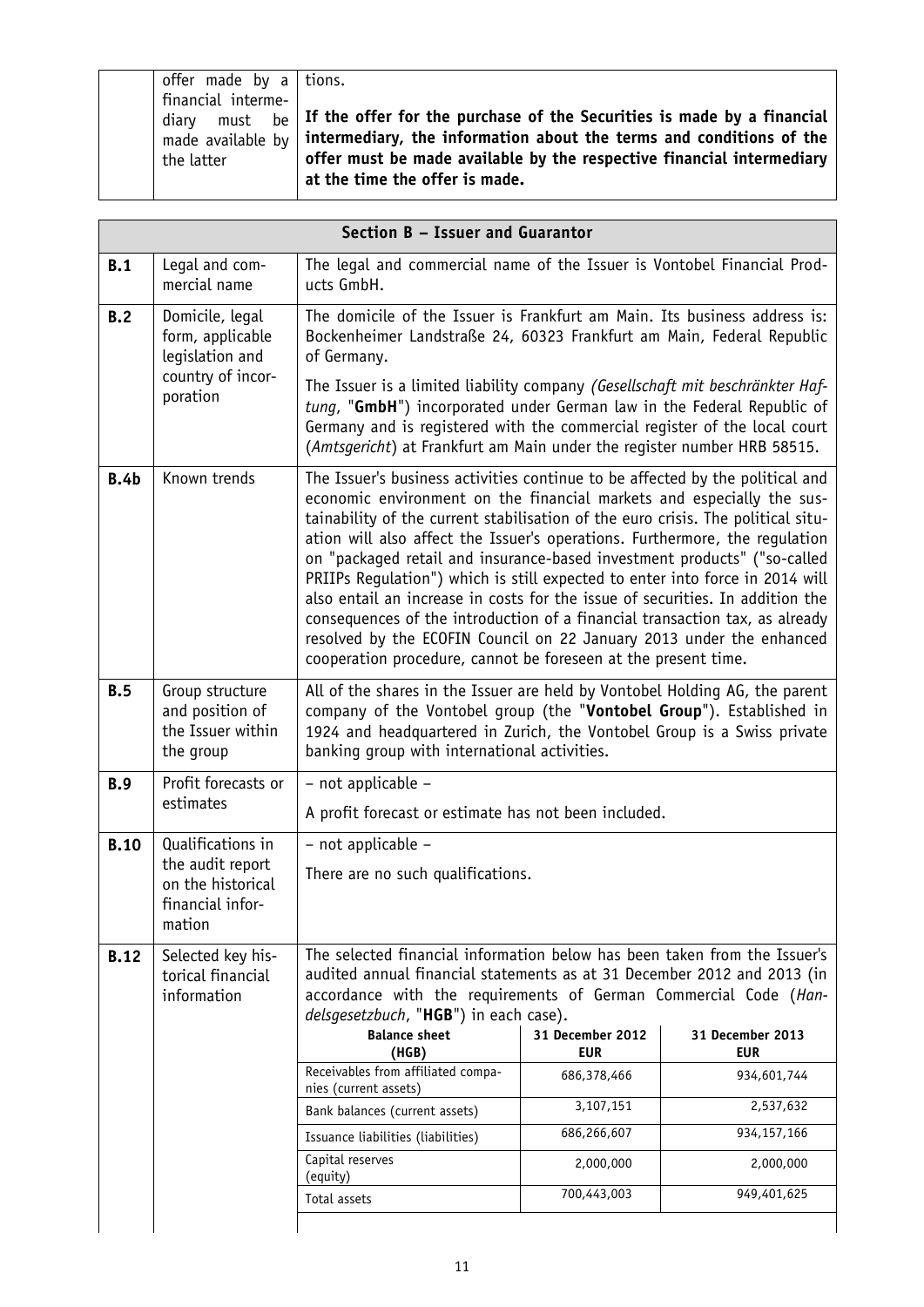| | offer made by a financial intermediary must be made available by the latter | tions.<br><br>**If the offer for the purchase of the Securities is made by a financial intermediary, the information about the terms and conditions of the offer must be made available by the respective financial intermediary at the time the offer is made.** |
|---|---|---|

| **Section B – Issuer and Guarantor** | | |
|---|---|---|
| **B.1** | Legal and commercial name | The legal and commercial name of the Issuer is Vontobel Financial Products GmbH. |
| **B.2** | Domicile, legal form, applicable legislation and country of incorporation | The domicile of the Issuer is Frankfurt am Main. Its business address is: Bockenheimer Landstraße 24, 60323 Frankfurt am Main, Federal Republic of Germany.<br><br>The Issuer is a limited liability company *(Gesellschaft mit beschränkter Haftung*, "**GmbH**") incorporated under German law in the Federal Republic of Germany and is registered with the commercial register of the local court (*Amtsgericht*) at Frankfurt am Main under the register number HRB 58515. |
| **B.4b** | Known trends | The Issuer's business activities continue to be affected by the political and economic environment on the financial markets and especially the sustainability of the current stabilisation of the euro crisis. The political situation will also affect the Issuer's operations. Furthermore, the regulation on "packaged retail and insurance-based investment products" ("so-called PRIIPs Regulation") which is still expected to enter into force in 2014 will also entail an increase in costs for the issue of securities. In addition the consequences of the introduction of a financial transaction tax, as already resolved by the ECOFIN Council on 22 January 2013 under the enhanced cooperation procedure, cannot be foreseen at the present time. |
| **B.5** | Group structure and position of the Issuer within the group | All of the shares in the Issuer are held by Vontobel Holding AG, the parent company of the Vontobel group (the "**Vontobel Group**"). Established in 1924 and headquartered in Zurich, the Vontobel Group is a Swiss private banking group with international activities. |
| **B.9** | Profit forecasts or estimates | – not applicable –<br><br>A profit forecast or estimate has not been included. |
| **B.10** | Qualifications in the audit report on the historical financial information | – not applicable –<br><br>There are no such qualifications. |
| **B.12** | Selected key historical financial information | The selected financial information below has been taken from the Issuer's audited annual financial statements as at 31 December 2012 and 2013 (in accordance with the requirements of German Commercial Code (*Handelsgesetzbuch*, "**HGB**") in each case). |

| **Balance sheet (HGB)** | **31 December 2012 EUR** | **31 December 2013 EUR** |
|---|---|---|
| Receivables from affiliated companies (current assets) | 686,378,466 | 934,601,744 |
| Bank balances (current assets) | 3,107,151 | 2,537,632 |
| Issuance liabilities (liabilities) | 686,266,607 | 934,157,166 |
| Capital reserves (equity) | 2,000,000 | 2,000,000 |
| Total assets | 700,443,003 | 949,401,625 |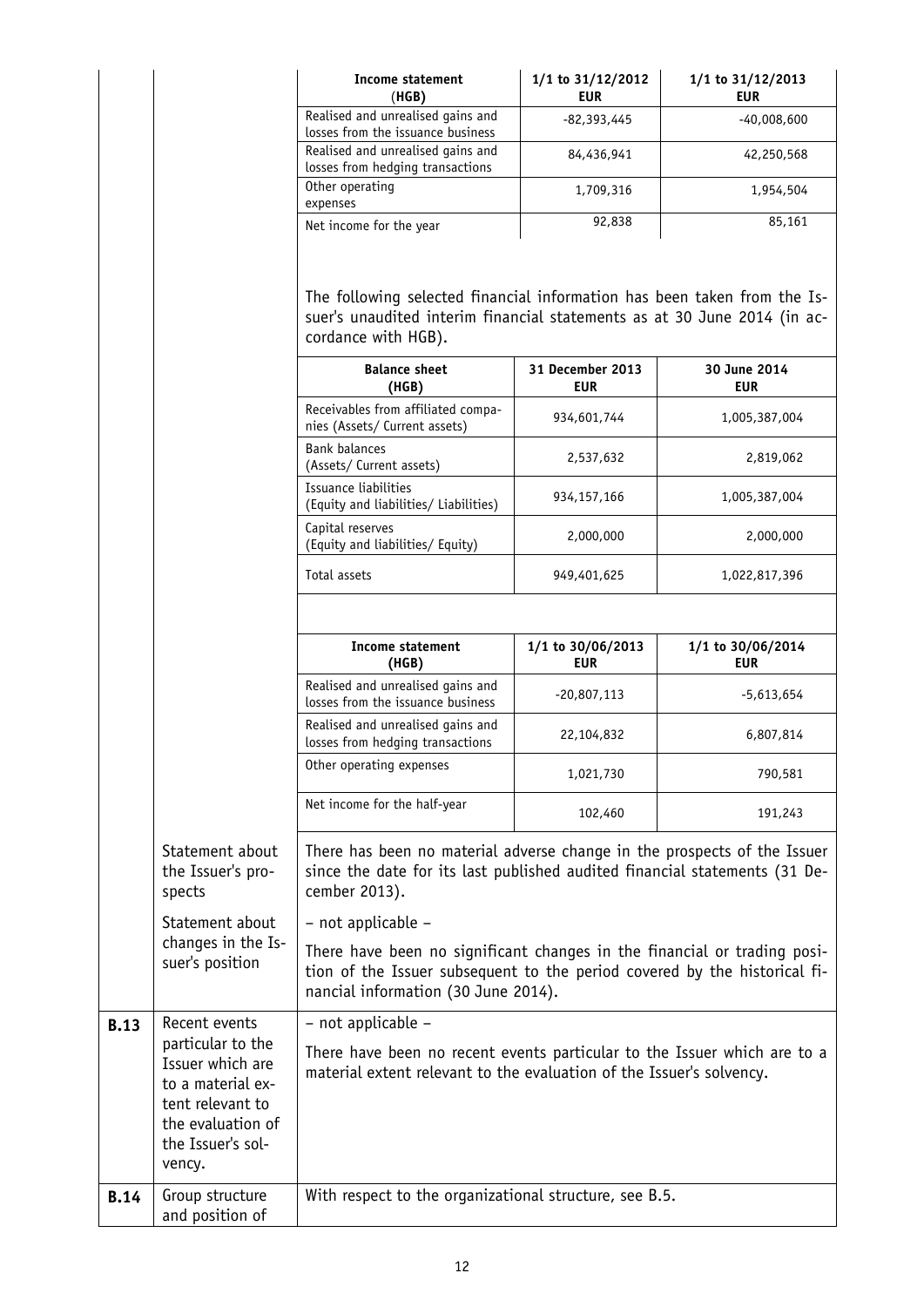| Income statement (HGB) | 1/1 to 31/12/2012 EUR | 1/1 to 31/12/2013 EUR |
|---|---|---|
| Realised and unrealised gains and losses from the issuance business | -82,393,445 | -40,008,600 |
| Realised and unrealised gains and losses from hedging transactions | 84,436,941 | 42,250,568 |
| Other operating expenses | 1,709,316 | 1,954,504 |
| Net income for the year | 92,838 | 85,161 |

The following selected financial information has been taken from the Issuer's unaudited interim financial statements as at 30 June 2014 (in accordance with HGB).

| Balance sheet (HGB) | 31 December 2013 EUR | 30 June 2014 EUR |
|---|---|---|
| Receivables from affiliated companies (Assets/ Current assets) | 934,601,744 | 1,005,387,004 |
| Bank balances (Assets/ Current assets) | 2,537,632 | 2,819,062 |
| Issuance liabilities (Equity and liabilities/ Liabilities) | 934,157,166 | 1,005,387,004 |
| Capital reserves (Equity and liabilities/ Equity) | 2,000,000 | 2,000,000 |
| Total assets | 949,401,625 | 1,022,817,396 |

| Income statement (HGB) | 1/1 to 30/06/2013 EUR | 1/1 to 30/06/2014 EUR |
|---|---|---|
| Realised and unrealised gains and losses from the issuance business | -20,807,113 | -5,613,654 |
| Realised and unrealised gains and losses from hedging transactions | 22,104,832 | 6,807,814 |
| Other operating expenses | 1,021,730 | 790,581 |
| Net income for the half-year | 102,460 | 191,243 |

| | | |
|---|---|---|
| | Statement about the Issuer's prospects | There has been no material adverse change in the prospects of the Issuer since the date for its last published audited financial statements (31 December 2013). |
| | Statement about changes in the Issuer's position | – not applicable – There have been no significant changes in the financial or trading position of the Issuer subsequent to the period covered by the historical financial information (30 June 2014). |
| **B.13** | Recent events particular to the Issuer which are to a material extent relevant to the evaluation of the Issuer's solvency. | – not applicable – There have been no recent events particular to the Issuer which are to a material extent relevant to the evaluation of the Issuer's solvency. |
| **B.14** | Group structure and position of | With respect to the organizational structure, see B.5. |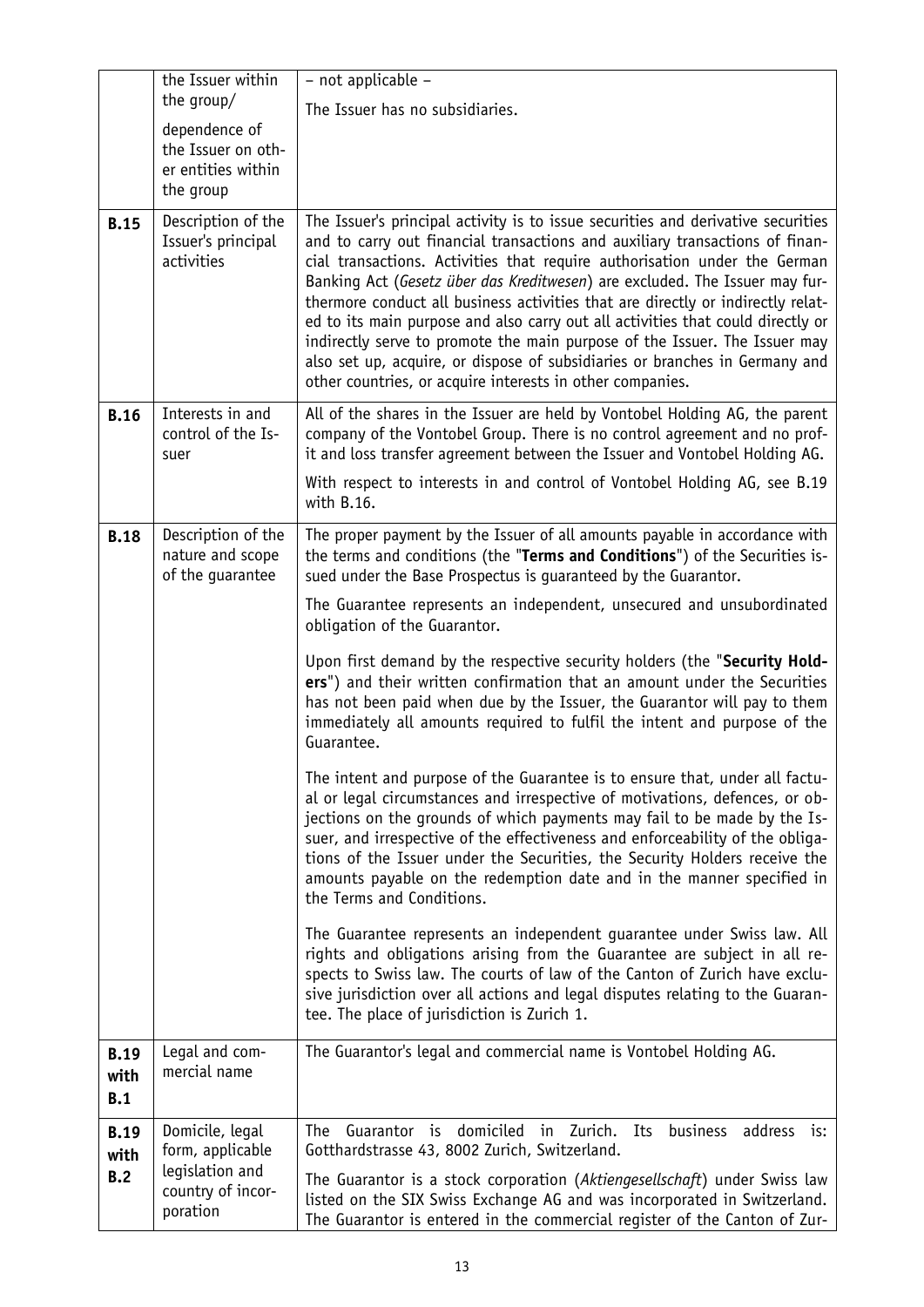|  |  |  |
|---|---|---|
|  | the Issuer within the group/ dependence of the Issuer on other entities within the group | – not applicable –<br>The Issuer has no subsidiaries. |
| **B.15** | Description of the Issuer's principal activities | The Issuer's principal activity is to issue securities and derivative securities and to carry out financial transactions and auxiliary transactions of financial transactions. Activities that require authorisation under the German Banking Act (*Gesetz über das Kreditwesen*) are excluded. The Issuer may furthermore conduct all business activities that are directly or indirectly related to its main purpose and also carry out all activities that could directly or indirectly serve to promote the main purpose of the Issuer. The Issuer may also set up, acquire, or dispose of subsidiaries or branches in Germany and other countries, or acquire interests in other companies. |
| **B.16** | Interests in and control of the Issuer | All of the shares in the Issuer are held by Vontobel Holding AG, the parent company of the Vontobel Group. There is no control agreement and no profit and loss transfer agreement between the Issuer and Vontobel Holding AG.<br>With respect to interests in and control of Vontobel Holding AG, see B.19 with B.16. |
| **B.18** | Description of the nature and scope of the guarantee | The proper payment by the Issuer of all amounts payable in accordance with the terms and conditions (the "**Terms and Conditions**") of the Securities issued under the Base Prospectus is guaranteed by the Guarantor.<br>The Guarantee represents an independent, unsecured and unsubordinated obligation of the Guarantor.<br>Upon first demand by the respective security holders (the "**Security Holders**") and their written confirmation that an amount under the Securities has not been paid when due by the Issuer, the Guarantor will pay to them immediately all amounts required to fulfil the intent and purpose of the Guarantee.<br>The intent and purpose of the Guarantee is to ensure that, under all factual or legal circumstances and irrespective of motivations, defences, or objections on the grounds of which payments may fail to be made by the Issuer, and irrespective of the effectiveness and enforceability of the obligations of the Issuer under the Securities, the Security Holders receive the amounts payable on the redemption date and in the manner specified in the Terms and Conditions.<br>The Guarantee represents an independent guarantee under Swiss law. All rights and obligations arising from the Guarantee are subject in all respects to Swiss law. The courts of law of the Canton of Zurich have exclusive jurisdiction over all actions and legal disputes relating to the Guarantee. The place of jurisdiction is Zurich 1. |
| **B.19 with B.1** | Legal and commercial name | The Guarantor's legal and commercial name is Vontobel Holding AG. |
| **B.19 with B.2** | Domicile, legal form, applicable legislation and country of incorporation | The Guarantor is domiciled in Zurich. Its business address is: Gotthardstrasse 43, 8002 Zurich, Switzerland.<br>The Guarantor is a stock corporation (*Aktiengesellschaft*) under Swiss law listed on the SIX Swiss Exchange AG and was incorporated in Switzerland. The Guarantor is entered in the commercial register of the Canton of Zur- |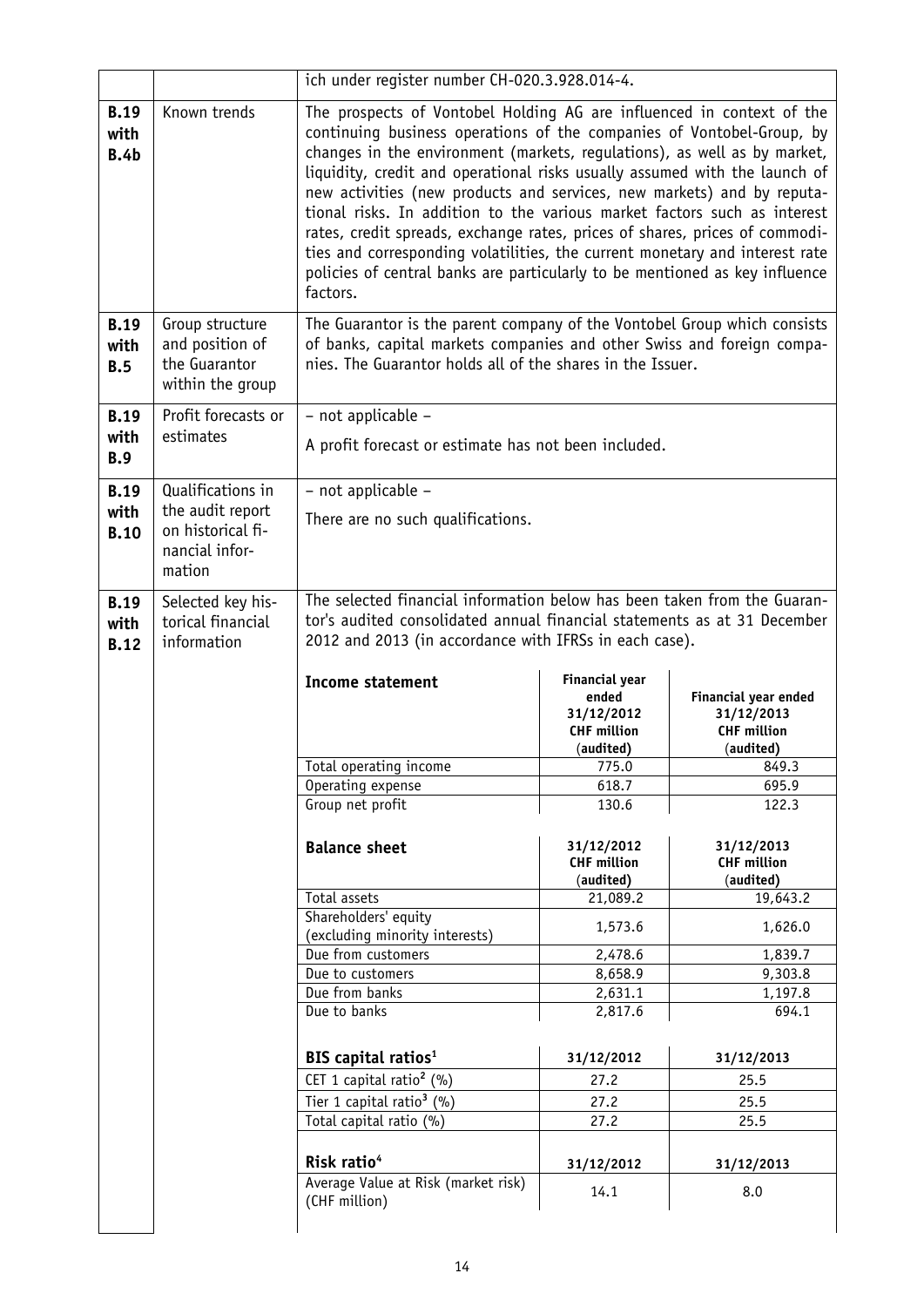| | | ich under register number CH-020.3.928.014-4. |
|---|---|---|
| **B.19 with B.4b** | Known trends | The prospects of Vontobel Holding AG are influenced in context of the continuing business operations of the companies of Vontobel-Group, by changes in the environment (markets, regulations), as well as by market, liquidity, credit and operational risks usually assumed with the launch of new activities (new products and services, new markets) and by reputational risks. In addition to the various market factors such as interest rates, credit spreads, exchange rates, prices of shares, prices of commodities and corresponding volatilities, the current monetary and interest rate policies of central banks are particularly to be mentioned as key influence factors. |
| **B.19 with B.5** | Group structure and position of the Guarantor within the group | The Guarantor is the parent company of the Vontobel Group which consists of banks, capital markets companies and other Swiss and foreign companies. The Guarantor holds all of the shares in the Issuer. |
| **B.19 with B.9** | Profit forecasts or estimates | – not applicable – A profit forecast or estimate has not been included. |
| **B.19 with B.10** | Qualifications in the audit report on historical financial information | – not applicable – There are no such qualifications. |
| **B.19 with B.12** | Selected key historical financial information | The selected financial information below has been taken from the Guarantor's audited consolidated annual financial statements as at 31 December 2012 and 2013 (in accordance with IFRSs in each case). |

| **Income statement** | **Financial year ended 31/12/2012 CHF million (audited)** | **Financial year ended 31/12/2013 CHF million (audited)** |
|---|---|---|
| Total operating income | 775.0 | 849.3 |
| Operating expense | 618.7 | 695.9 |
| Group net profit | 130.6 | 122.3 |
| **Balance sheet** | **31/12/2012 CHF million (audited)** | **31/12/2013 CHF million (audited)** |
| Total assets | 21,089.2 | 19,643.2 |
| Shareholders' equity (excluding minority interests) | 1,573.6 | 1,626.0 |
| Due from customers | 2,478.6 | 1,839.7 |
| Due to customers | 8,658.9 | 9,303.8 |
| Due from banks | 2,631.1 | 1,197.8 |
| Due to banks | 2,817.6 | 694.1 |
| **BIS capital ratios**[1] | **31/12/2012** | **31/12/2013** |
| CET 1 capital ratio[2] (%) | 27.2 | 25.5 |
| Tier 1 capital ratio[3] (%) | 27.2 | 25.5 |
| Total capital ratio (%) | 27.2 | 25.5 |
| **Risk ratio**[4] | **31/12/2012** | **31/12/2013** |
| Average Value at Risk (market risk) (CHF million) | 14.1 | 8.0 |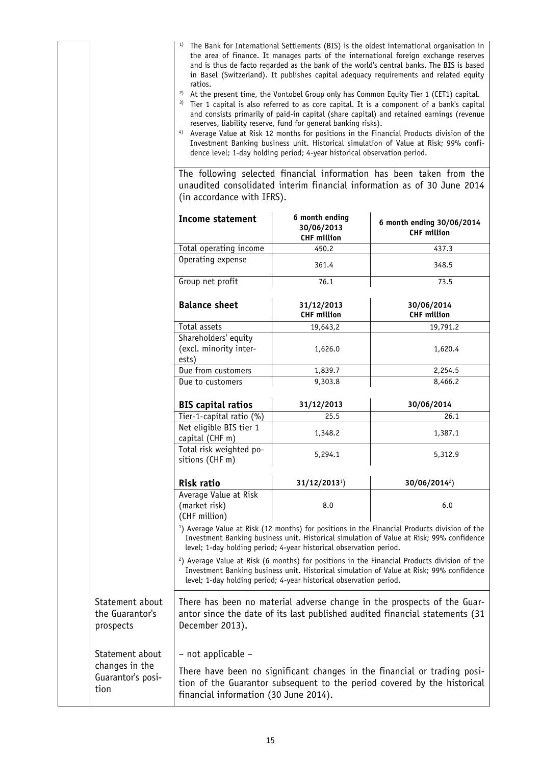[1] The Bank for International Settlements (BIS) is the oldest international organisation in the area of finance. It manages parts of the international foreign exchange reserves and is thus de facto regarded as the bank of the world's central banks. The BIS is based in Basel (Switzerland). It publishes capital adequacy requirements and related equity ratios.

[2] At the present time, the Vontobel Group only has Common Equity Tier 1 (CET1) capital.

[3] Tier 1 capital is also referred to as core capital. It is a component of a bank's capital and consists primarily of paid-in capital (share capital) and retained earnings (revenue reserves, liability reserve, fund for general banking risks).

[4] Average Value at Risk 12 months for positions in the Financial Products division of the Investment Banking business unit. Historical simulation of Value at Risk; 99% confidence level; 1-day holding period; 4-year historical observation period.

The following selected financial information has been taken from the unaudited consolidated interim financial information as of 30 June 2014 (in accordance with IFRS).

| **Income statement** | **6 month ending 30/06/2013 CHF million** | **6 month ending 30/06/2014 CHF million** |
|---|---|---|
| Total operating income | 450.2 | 437.3 |
| Operating expense | 361.4 | 348.5 |
| Group net profit | 76.1 | 73.5 |

| **Balance sheet** | **31/12/2013 CHF million** | **30/06/2014 CHF million** |
|---|---|---|
| Total assets | 19,643,2 | 19,791.2 |
| Shareholders' equity (excl. minority interests) | 1,626.0 | 1,620.4 |
| Due from customers | 1,839.7 | 2,254.5 |
| Due to customers | 9,303.8 | 8,466.2 |

| **BIS capital ratios** | **31/12/2013** | **30/06/2014** |
|---|---|---|
| Tier-1-capital ratio (%) | 25.5 | 26.1 |
| Net eligible BIS tier 1 capital (CHF m) | 1,348.2 | 1,387.1 |
| Total risk weighted positions (CHF m) | 5,294.1 | 5,312.9 |

| **Risk ratio** | **31/12/2013[1])** | **30/06/2014[2])** |
|---|---|---|
| Average Value at Risk (market risk) (CHF million) | 8.0 | 6.0 |

[1]) Average Value at Risk (12 months) for positions in the Financial Products division of the Investment Banking business unit. Historical simulation of Value at Risk; 99% confidence level; 1-day holding period; 4-year historical observation period.

[2]) Average Value at Risk (6 months) for positions in the Financial Products division of the Investment Banking business unit. Historical simulation of Value at Risk; 99% confidence level; 1-day holding period; 4-year historical observation period.

| | |
|---|---|
| Statement about the Guarantor's prospects | There has been no material adverse change in the prospects of the Guarantor since the date of its last published audited financial statements (31 December 2013). |
| Statement about changes in the Guarantor's position | – not applicable –<br><br>There have been no significant changes in the financial or trading position of the Guarantor subsequent to the period covered by the historical financial information (30 June 2014). |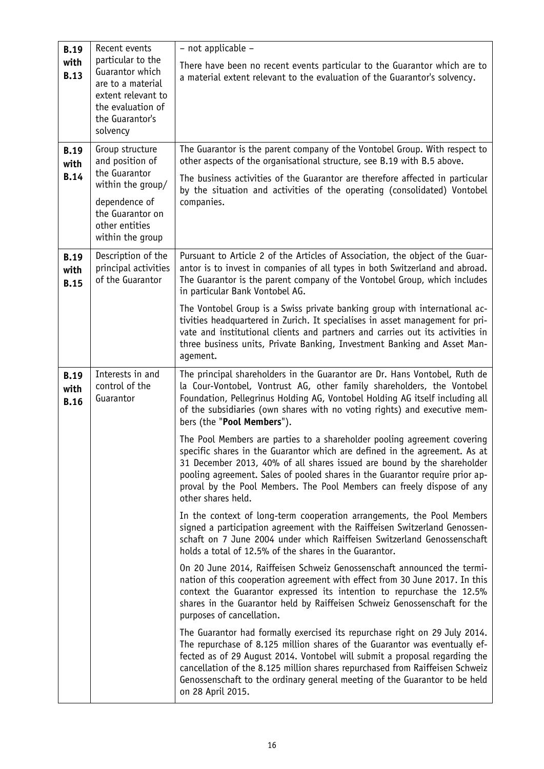| | | |
|---|---|---|
| **B.19 with B.13** | Recent events particular to the Guarantor which are to a material extent relevant to the evaluation of the Guarantor's solvency | – not applicable –<br><br>There have been no recent events particular to the Guarantor which are to a material extent relevant to the evaluation of the Guarantor's solvency. |
| **B.19 with B.14** | Group structure and position of the Guarantor within the group/<br><br>dependence of the Guarantor on other entities within the group | The Guarantor is the parent company of the Vontobel Group. With respect to other aspects of the organisational structure, see B.19 with B.5 above.<br><br>The business activities of the Guarantor are therefore affected in particular by the situation and activities of the operating (consolidated) Vontobel companies. |
| **B.19 with B.15** | Description of the principal activities of the Guarantor | Pursuant to Article 2 of the Articles of Association, the object of the Guarantor is to invest in companies of all types in both Switzerland and abroad. The Guarantor is the parent company of the Vontobel Group, which includes in particular Bank Vontobel AG.<br><br>The Vontobel Group is a Swiss private banking group with international activities headquartered in Zurich. It specialises in asset management for private and institutional clients and partners and carries out its activities in three business units, Private Banking, Investment Banking and Asset Management. |
| **B.19 with B.16** | Interests in and control of the Guarantor | The principal shareholders in the Guarantor are Dr. Hans Vontobel, Ruth de la Cour-Vontobel, Vontrust AG, other family shareholders, the Vontobel Foundation, Pellegrinus Holding AG, Vontobel Holding AG itself including all of the subsidiaries (own shares with no voting rights) and executive members (the "**Pool Members**").<br><br>The Pool Members are parties to a shareholder pooling agreement covering specific shares in the Guarantor which are defined in the agreement. As at 31 December 2013, 40% of all shares issued are bound by the shareholder pooling agreement. Sales of pooled shares in the Guarantor require prior approval by the Pool Members. The Pool Members can freely dispose of any other shares held.<br><br>In the context of long-term cooperation arrangements, the Pool Members signed a participation agreement with the Raiffeisen Switzerland Genossenschaft on 7 June 2004 under which Raiffeisen Switzerland Genossenschaft holds a total of 12.5% of the shares in the Guarantor.<br><br>On 20 June 2014, Raiffeisen Schweiz Genossenschaft announced the termination of this cooperation agreement with effect from 30 June 2017. In this context the Guarantor expressed its intention to repurchase the 12.5% shares in the Guarantor held by Raiffeisen Schweiz Genossenschaft for the purposes of cancellation.<br><br>The Guarantor had formally exercised its repurchase right on 29 July 2014. The repurchase of 8.125 million shares of the Guarantor was eventually effected as of 29 August 2014. Vontobel will submit a proposal regarding the cancellation of the 8.125 million shares repurchased from Raiffeisen Schweiz Genossenschaft to the ordinary general meeting of the Guarantor to be held on 28 April 2015. |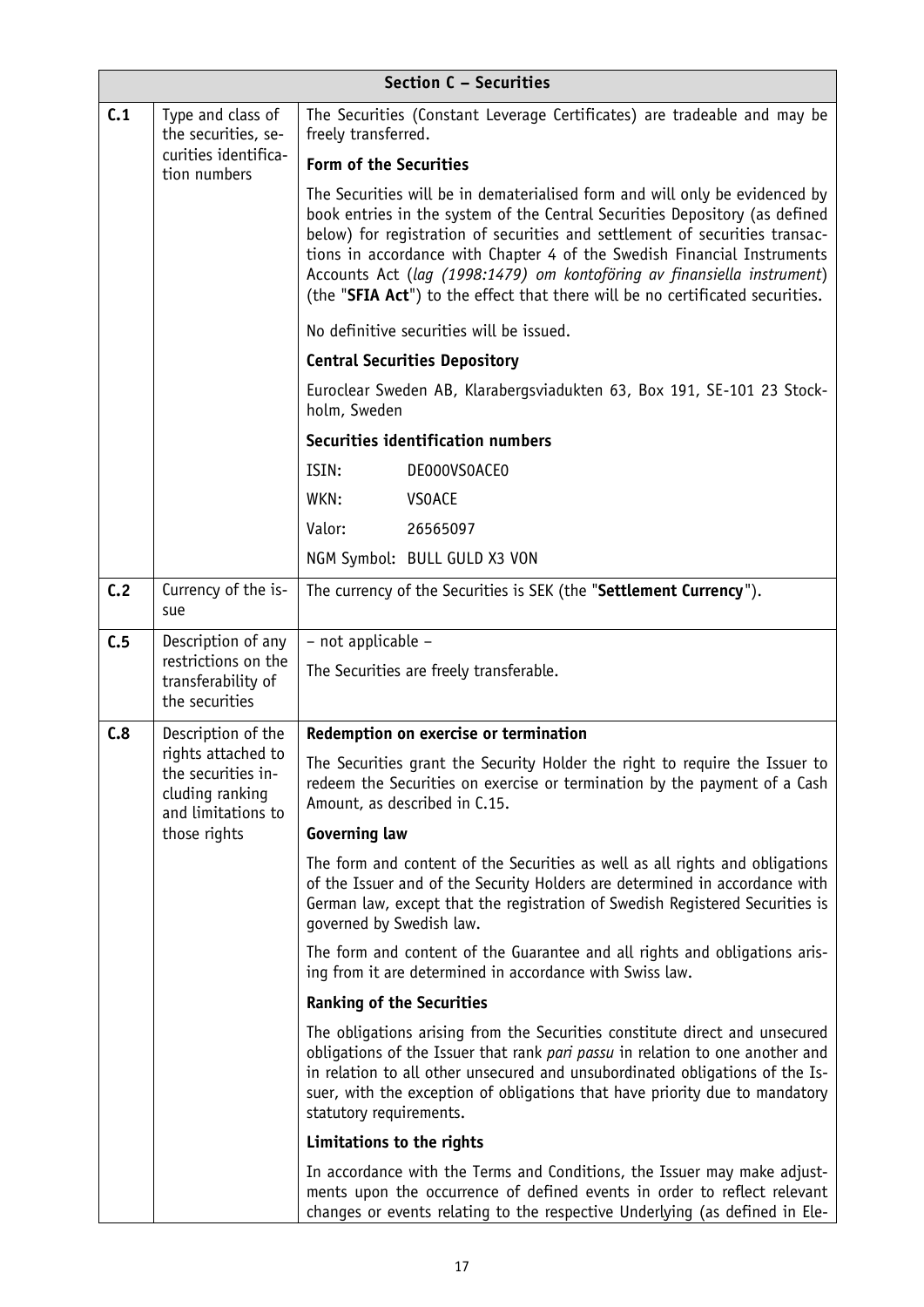| Section C – Securities | | |
|---|---|---|
| **C.1** | Type and class of the securities, securities identification numbers | The Securities (Constant Leverage Certificates) are tradeable and may be freely transferred.<br><br>**Form of the Securities**<br><br>The Securities will be in dematerialised form and will only be evidenced by book entries in the system of the Central Securities Depository (as defined below) for registration of securities and settlement of securities transactions in accordance with Chapter 4 of the Swedish Financial Instruments Accounts Act (*lag (1998:1479) om kontoföring av finansiella instrument*) (the "**SFIA Act**") to the effect that there will be no certificated securities.<br><br>No definitive securities will be issued.<br><br>**Central Securities Depository**<br><br>Euroclear Sweden AB, Klarabergsviadukten 63, Box 191, SE-101 23 Stockholm, Sweden<br><br>**Securities identification numbers**<br><br>ISIN: DE000VS0ACE0<br>WKN: VS0ACE<br>Valor: 26565097<br>NGM Symbol: BULL GULD X3 VON |
| **C.2** | Currency of the issue | The currency of the Securities is SEK (the "**Settlement Currency**"). |
| **C.5** | Description of any restrictions on the transferability of the securities | – not applicable –<br><br>The Securities are freely transferable. |
| **C.8** | Description of the rights attached to the securities including ranking and limitations to those rights | **Redemption on exercise or termination**<br><br>The Securities grant the Security Holder the right to require the Issuer to redeem the Securities on exercise or termination by the payment of a Cash Amount, as described in C.15.<br><br>**Governing law**<br><br>The form and content of the Securities as well as all rights and obligations of the Issuer and of the Security Holders are determined in accordance with German law, except that the registration of Swedish Registered Securities is governed by Swedish law.<br><br>The form and content of the Guarantee and all rights and obligations arising from it are determined in accordance with Swiss law.<br><br>**Ranking of the Securities**<br><br>The obligations arising from the Securities constitute direct and unsecured obligations of the Issuer that rank *pari passu* in relation to one another and in relation to all other unsecured and unsubordinated obligations of the Issuer, with the exception of obligations that have priority due to mandatory statutory requirements.<br><br>**Limitations to the rights**<br><br>In accordance with the Terms and Conditions, the Issuer may make adjustments upon the occurrence of defined events in order to reflect relevant changes or events relating to the respective Underlying (as defined in Ele- |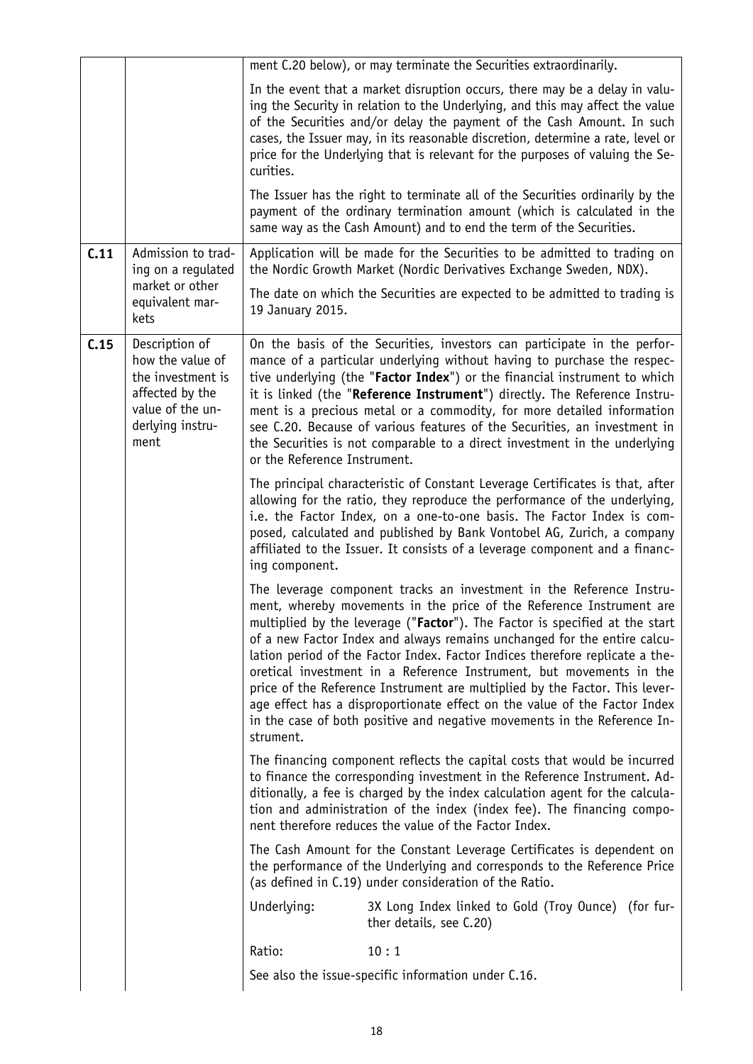| | | |
|---|---|---|
| | | ment C.20 below), or may terminate the Securities extraordinarily.<br><br>In the event that a market disruption occurs, there may be a delay in valuing the Security in relation to the Underlying, and this may affect the value of the Securities and/or delay the payment of the Cash Amount. In such cases, the Issuer may, in its reasonable discretion, determine a rate, level or price for the Underlying that is relevant for the purposes of valuing the Securities.<br><br>The Issuer has the right to terminate all of the Securities ordinarily by the payment of the ordinary termination amount (which is calculated in the same way as the Cash Amount) and to end the term of the Securities. |
| **C.11** | Admission to trading on a regulated market or other equivalent markets | Application will be made for the Securities to be admitted to trading on the Nordic Growth Market (Nordic Derivatives Exchange Sweden, NDX).<br><br>The date on which the Securities are expected to be admitted to trading is 19 January 2015. |
| **C.15** | Description of how the value of the investment is affected by the value of the underlying instrument | On the basis of the Securities, investors can participate in the performance of a particular underlying without having to purchase the respective underlying (the "**Factor Index**") or the financial instrument to which it is linked (the "**Reference Instrument**") directly. The Reference Instrument is a precious metal or a commodity, for more detailed information see C.20. Because of various features of the Securities, an investment in the Securities is not comparable to a direct investment in the underlying or the Reference Instrument.<br><br>The principal characteristic of Constant Leverage Certificates is that, after allowing for the ratio, they reproduce the performance of the underlying, i.e. the Factor Index, on a one-to-one basis. The Factor Index is composed, calculated and published by Bank Vontobel AG, Zurich, a company affiliated to the Issuer. It consists of a leverage component and a financing component.<br><br>The leverage component tracks an investment in the Reference Instrument, whereby movements in the price of the Reference Instrument are multiplied by the leverage ("**Factor**"). The Factor is specified at the start of a new Factor Index and always remains unchanged for the entire calculation period of the Factor Index. Factor Indices therefore replicate a theoretical investment in a Reference Instrument, but movements in the price of the Reference Instrument are multiplied by the Factor. This leverage effect has a disproportionate effect on the value of the Factor Index in the case of both positive and negative movements in the Reference Instrument.<br><br>The financing component reflects the capital costs that would be incurred to finance the corresponding investment in the Reference Instrument. Additionally, a fee is charged by the index calculation agent for the calculation and administration of the index (index fee). The financing component therefore reduces the value of the Factor Index.<br><br>The Cash Amount for the Constant Leverage Certificates is dependent on the performance of the Underlying and corresponds to the Reference Price (as defined in C.19) under consideration of the Ratio.<br><br>Underlying: 3X Long Index linked to Gold (Troy Ounce) (for further details, see C.20)<br><br>Ratio: 10 : 1<br><br>See also the issue-specific information under C.16. |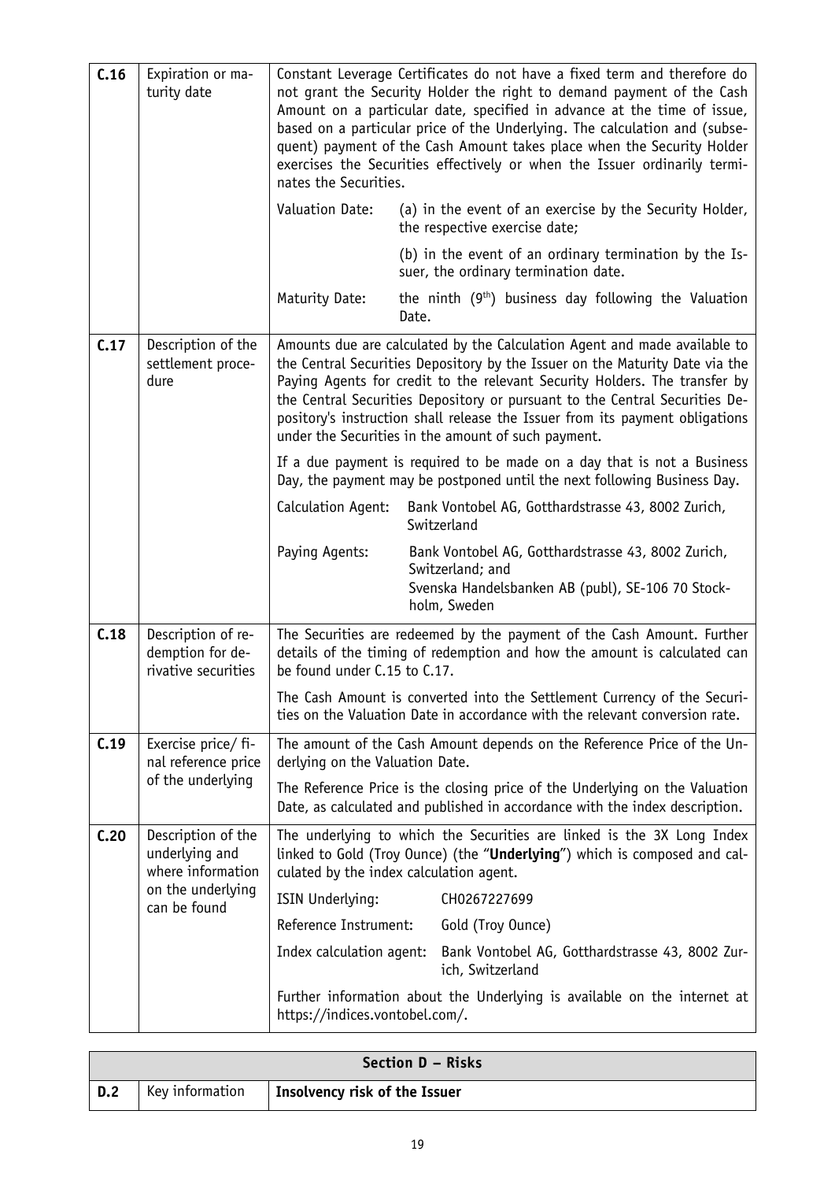| | | |
|---|---|---|
| **C.16** | Expiration or maturity date | Constant Leverage Certificates do not have a fixed term and therefore do not grant the Security Holder the right to demand payment of the Cash Amount on a particular date, specified in advance at the time of issue, based on a particular price of the Underlying. The calculation and (subsequent) payment of the Cash Amount takes place when the Security Holder exercises the Securities effectively or when the Issuer ordinarily terminates the Securities.<br><br>Valuation Date: (a) in the event of an exercise by the Security Holder, the respective exercise date;<br>(b) in the event of an ordinary termination by the Issuer, the ordinary termination date.<br><br>Maturity Date: the ninth (9th) business day following the Valuation Date. |
| **C.17** | Description of the settlement procedure | Amounts due are calculated by the Calculation Agent and made available to the Central Securities Depository by the Issuer on the Maturity Date via the Paying Agents for credit to the relevant Security Holders. The transfer by the Central Securities Depository or pursuant to the Central Securities Depository's instruction shall release the Issuer from its payment obligations under the Securities in the amount of such payment.<br><br>If a due payment is required to be made on a day that is not a Business Day, the payment may be postponed until the next following Business Day.<br><br>Calculation Agent: Bank Vontobel AG, Gotthardstrasse 43, 8002 Zurich, Switzerland<br><br>Paying Agents: Bank Vontobel AG, Gotthardstrasse 43, 8002 Zurich, Switzerland; and Svenska Handelsbanken AB (publ), SE-106 70 Stockholm, Sweden |
| **C.18** | Description of redemption for derivative securities | The Securities are redeemed by the payment of the Cash Amount. Further details of the timing of redemption and how the amount is calculated can be found under C.15 to C.17.<br><br>The Cash Amount is converted into the Settlement Currency of the Securities on the Valuation Date in accordance with the relevant conversion rate. |
| **C.19** | Exercise price/ final reference price of the underlying | The amount of the Cash Amount depends on the Reference Price of the Underlying on the Valuation Date.<br><br>The Reference Price is the closing price of the Underlying on the Valuation Date, as calculated and published in accordance with the index description. |
| **C.20** | Description of the underlying and where information on the underlying can be found | The underlying to which the Securities are linked is the 3X Long Index linked to Gold (Troy Ounce) (the "**Underlying**") which is composed and calculated by the index calculation agent.<br><br>ISIN Underlying: CH0267227699<br>Reference Instrument: Gold (Troy Ounce)<br>Index calculation agent: Bank Vontobel AG, Gotthardstrasse 43, 8002 Zurich, Switzerland<br><br>Further information about the Underlying is available on the internet at https://indices.vontobel.com/. |

| **Section D – Risks** | | |
|---|---|---|
| **D.2** | Key information | **Insolvency risk of the Issuer** |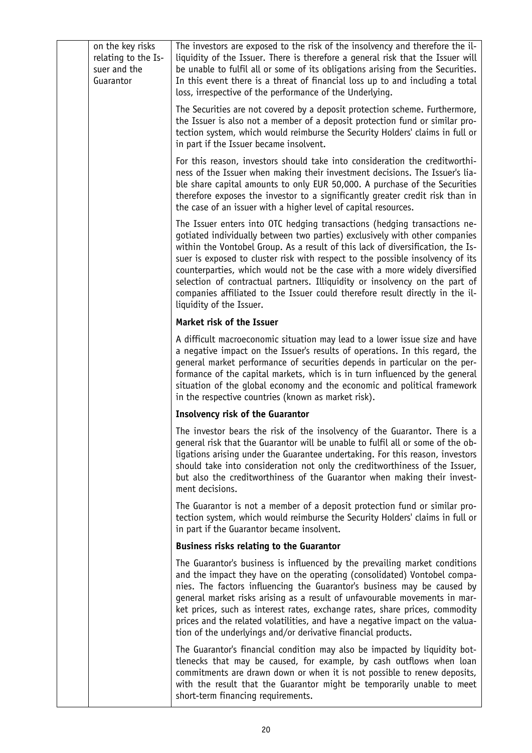| | | |
|---|---|---|
| | on the key risks relating to the Issuer and the Guarantor | The investors are exposed to the risk of the insolvency and therefore the illiquidity of the Issuer. There is therefore a general risk that the Issuer will be unable to fulfil all or some of its obligations arising from the Securities. In this event there is a threat of financial loss up to and including a total loss, irrespective of the performance of the Underlying.<br><br>The Securities are not covered by a deposit protection scheme. Furthermore, the Issuer is also not a member of a deposit protection fund or similar protection system, which would reimburse the Security Holders' claims in full or in part if the Issuer became insolvent.<br><br>For this reason, investors should take into consideration the creditworthiness of the Issuer when making their investment decisions. The Issuer's liable share capital amounts to only EUR 50,000. A purchase of the Securities therefore exposes the investor to a significantly greater credit risk than in the case of an issuer with a higher level of capital resources.<br><br>The Issuer enters into OTC hedging transactions (hedging transactions negotiated individually between two parties) exclusively with other companies within the Vontobel Group. As a result of this lack of diversification, the Issuer is exposed to cluster risk with respect to the possible insolvency of its counterparties, which would not be the case with a more widely diversified selection of contractual partners. Illiquidity or insolvency on the part of companies affiliated to the Issuer could therefore result directly in the illiquidity of the Issuer.<br><br>**Market risk of the Issuer**<br><br>A difficult macroeconomic situation may lead to a lower issue size and have a negative impact on the Issuer's results of operations. In this regard, the general market performance of securities depends in particular on the performance of the capital markets, which is in turn influenced by the general situation of the global economy and the economic and political framework in the respective countries (known as market risk).<br><br>**Insolvency risk of the Guarantor**<br><br>The investor bears the risk of the insolvency of the Guarantor. There is a general risk that the Guarantor will be unable to fulfil all or some of the obligations arising under the Guarantee undertaking. For this reason, investors should take into consideration not only the creditworthiness of the Issuer, but also the creditworthiness of the Guarantor when making their investment decisions.<br><br>The Guarantor is not a member of a deposit protection fund or similar protection system, which would reimburse the Security Holders' claims in full or in part if the Guarantor became insolvent.<br><br>**Business risks relating to the Guarantor**<br><br>The Guarantor's business is influenced by the prevailing market conditions and the impact they have on the operating (consolidated) Vontobel companies. The factors influencing the Guarantor's business may be caused by general market risks arising as a result of unfavourable movements in market prices, such as interest rates, exchange rates, share prices, commodity prices and the related volatilities, and have a negative impact on the valuation of the underlyings and/or derivative financial products.<br><br>The Guarantor's financial condition may also be impacted by liquidity bottlenecks that may be caused, for example, by cash outflows when loan commitments are drawn down or when it is not possible to renew deposits, with the result that the Guarantor might be temporarily unable to meet short-term financing requirements. |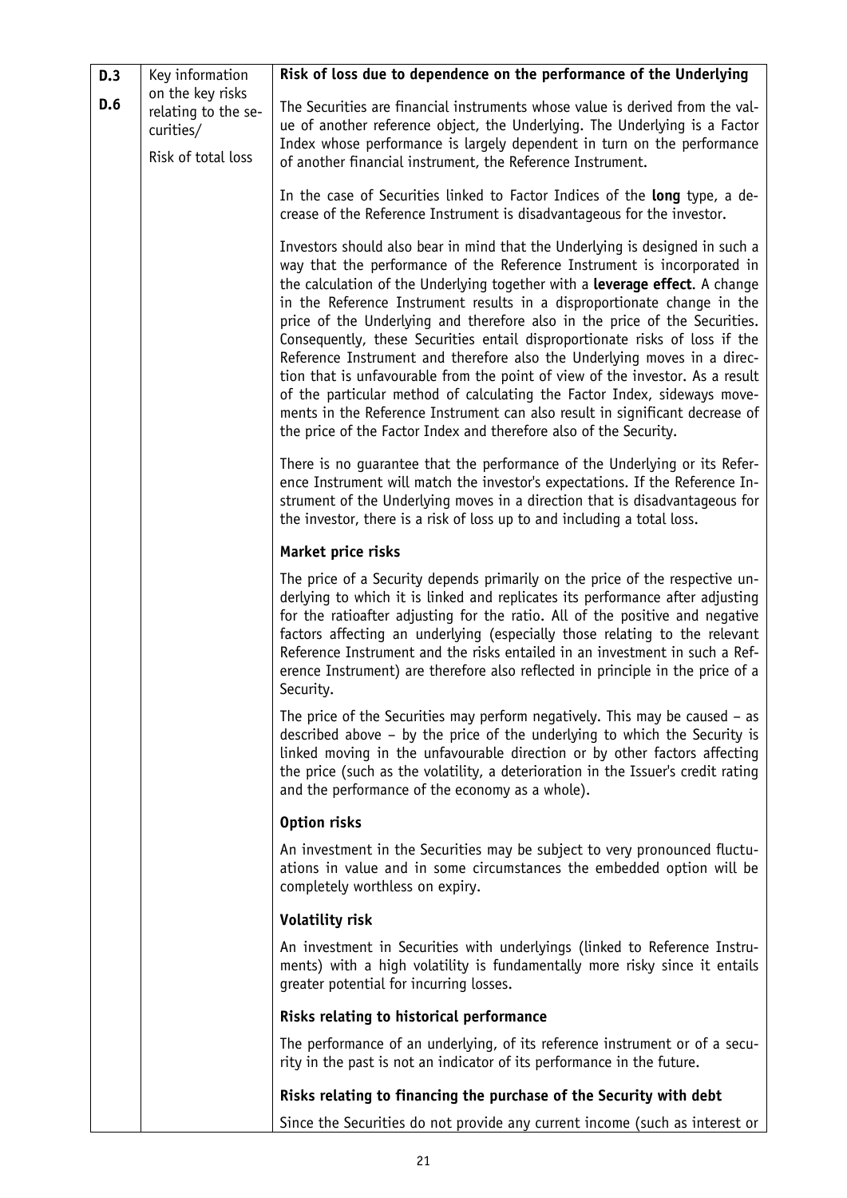| | | |
|---|---|---|
| **D.3**<br><br>**D.6** | Key information on the key risks relating to the securities/<br><br>Risk of total loss | **Risk of loss due to dependence on the performance of the Underlying**<br><br>The Securities are financial instruments whose value is derived from the value of another reference object, the Underlying. The Underlying is a Factor Index whose performance is largely dependent in turn on the performance of another financial instrument, the Reference Instrument.<br><br>In the case of Securities linked to Factor Indices of the **long** type, a decrease of the Reference Instrument is disadvantageous for the investor.<br><br>Investors should also bear in mind that the Underlying is designed in such a way that the performance of the Reference Instrument is incorporated in the calculation of the Underlying together with a **leverage effect**. A change in the Reference Instrument results in a disproportionate change in the price of the Underlying and therefore also in the price of the Securities. Consequently, these Securities entail disproportionate risks of loss if the Reference Instrument and therefore also the Underlying moves in a direction that is unfavourable from the point of view of the investor. As a result of the particular method of calculating the Factor Index, sideways movements in the Reference Instrument can also result in significant decrease of the price of the Factor Index and therefore also of the Security.<br><br>There is no guarantee that the performance of the Underlying or its Reference Instrument will match the investor's expectations. If the Reference Instrument of the Underlying moves in a direction that is disadvantageous for the investor, there is a risk of loss up to and including a total loss.<br><br>**Market price risks**<br><br>The price of a Security depends primarily on the price of the respective underlying to which it is linked and replicates its performance after adjusting for the ratioafter adjusting for the ratio. All of the positive and negative factors affecting an underlying (especially those relating to the relevant Reference Instrument and the risks entailed in an investment in such a Reference Instrument) are therefore also reflected in principle in the price of a Security.<br><br>The price of the Securities may perform negatively. This may be caused – as described above – by the price of the underlying to which the Security is linked moving in the unfavourable direction or by other factors affecting the price (such as the volatility, a deterioration in the Issuer's credit rating and the performance of the economy as a whole).<br><br>**Option risks**<br><br>An investment in the Securities may be subject to very pronounced fluctuations in value and in some circumstances the embedded option will be completely worthless on expiry.<br><br>**Volatility risk**<br><br>An investment in Securities with underlyings (linked to Reference Instruments) with a high volatility is fundamentally more risky since it entails greater potential for incurring losses.<br><br>**Risks relating to historical performance**<br><br>The performance of an underlying, of its reference instrument or of a security in the past is not an indicator of its performance in the future.<br><br>**Risks relating to financing the purchase of the Security with debt**<br><br>Since the Securities do not provide any current income (such as interest or |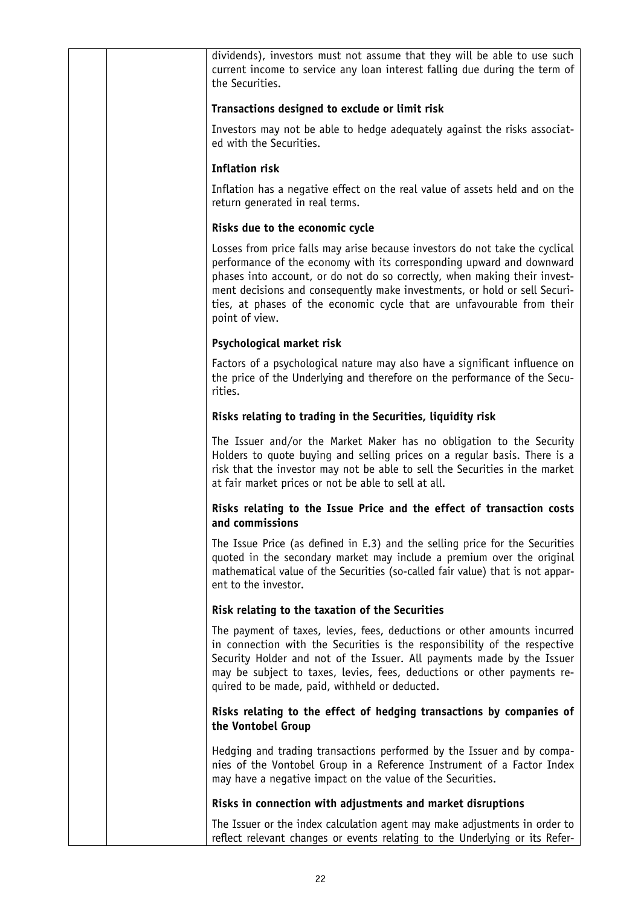dividends), investors must not assume that they will be able to use such current income to service any loan interest falling due during the term of the Securities.

**Transactions designed to exclude or limit risk**

Investors may not be able to hedge adequately against the risks associated with the Securities.

**Inflation risk**

Inflation has a negative effect on the real value of assets held and on the return generated in real terms.

**Risks due to the economic cycle**

Losses from price falls may arise because investors do not take the cyclical performance of the economy with its corresponding upward and downward phases into account, or do not do so correctly, when making their investment decisions and consequently make investments, or hold or sell Securities, at phases of the economic cycle that are unfavourable from their point of view.

**Psychological market risk**

Factors of a psychological nature may also have a significant influence on the price of the Underlying and therefore on the performance of the Securities.

**Risks relating to trading in the Securities, liquidity risk**

The Issuer and/or the Market Maker has no obligation to the Security Holders to quote buying and selling prices on a regular basis. There is a risk that the investor may not be able to sell the Securities in the market at fair market prices or not be able to sell at all.

**Risks relating to the Issue Price and the effect of transaction costs and commissions**

The Issue Price (as defined in E.3) and the selling price for the Securities quoted in the secondary market may include a premium over the original mathematical value of the Securities (so-called fair value) that is not apparent to the investor.

**Risk relating to the taxation of the Securities**

The payment of taxes, levies, fees, deductions or other amounts incurred in connection with the Securities is the responsibility of the respective Security Holder and not of the Issuer. All payments made by the Issuer may be subject to taxes, levies, fees, deductions or other payments required to be made, paid, withheld or deducted.

**Risks relating to the effect of hedging transactions by companies of the Vontobel Group**

Hedging and trading transactions performed by the Issuer and by companies of the Vontobel Group in a Reference Instrument of a Factor Index may have a negative impact on the value of the Securities.

**Risks in connection with adjustments and market disruptions**

The Issuer or the index calculation agent may make adjustments in order to reflect relevant changes or events relating to the Underlying or its Refer-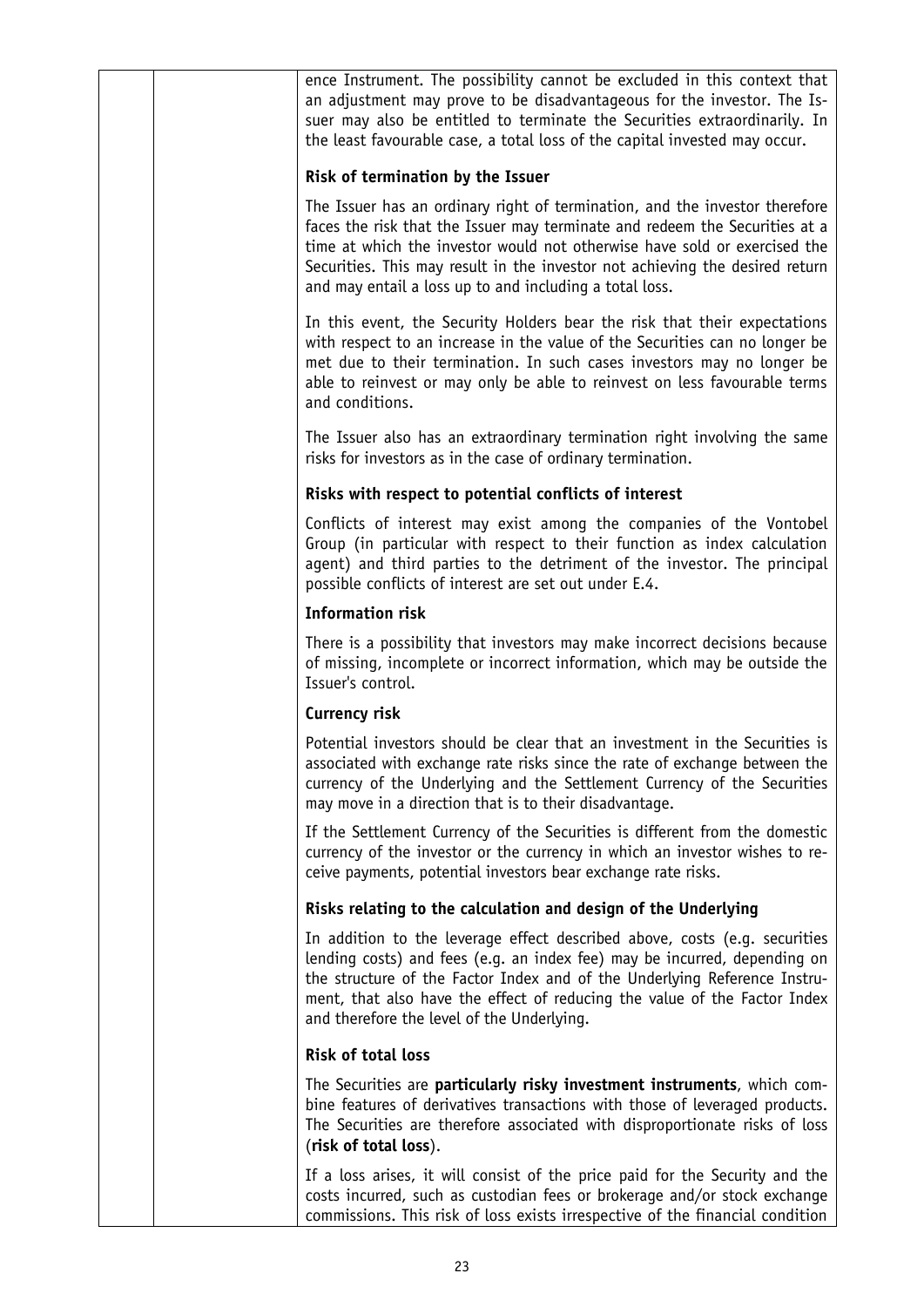ence Instrument. The possibility cannot be excluded in this context that an adjustment may prove to be disadvantageous for the investor. The Issuer may also be entitled to terminate the Securities extraordinarily. In the least favourable case, a total loss of the capital invested may occur.

**Risk of termination by the Issuer**

The Issuer has an ordinary right of termination, and the investor therefore faces the risk that the Issuer may terminate and redeem the Securities at a time at which the investor would not otherwise have sold or exercised the Securities. This may result in the investor not achieving the desired return and may entail a loss up to and including a total loss.

In this event, the Security Holders bear the risk that their expectations with respect to an increase in the value of the Securities can no longer be met due to their termination. In such cases investors may no longer be able to reinvest or may only be able to reinvest on less favourable terms and conditions.

The Issuer also has an extraordinary termination right involving the same risks for investors as in the case of ordinary termination.

**Risks with respect to potential conflicts of interest**

Conflicts of interest may exist among the companies of the Vontobel Group (in particular with respect to their function as index calculation agent) and third parties to the detriment of the investor. The principal possible conflicts of interest are set out under E.4.

**Information risk**

There is a possibility that investors may make incorrect decisions because of missing, incomplete or incorrect information, which may be outside the Issuer's control.

**Currency risk**

Potential investors should be clear that an investment in the Securities is associated with exchange rate risks since the rate of exchange between the currency of the Underlying and the Settlement Currency of the Securities may move in a direction that is to their disadvantage.

If the Settlement Currency of the Securities is different from the domestic currency of the investor or the currency in which an investor wishes to receive payments, potential investors bear exchange rate risks.

**Risks relating to the calculation and design of the Underlying**

In addition to the leverage effect described above, costs (e.g. securities lending costs) and fees (e.g. an index fee) may be incurred, depending on the structure of the Factor Index and of the Underlying Reference Instrument, that also have the effect of reducing the value of the Factor Index and therefore the level of the Underlying.

**Risk of total loss**

The Securities are **particularly risky investment instruments**, which combine features of derivatives transactions with those of leveraged products. The Securities are therefore associated with disproportionate risks of loss (**risk of total loss**).

If a loss arises, it will consist of the price paid for the Security and the costs incurred, such as custodian fees or brokerage and/or stock exchange commissions. This risk of loss exists irrespective of the financial condition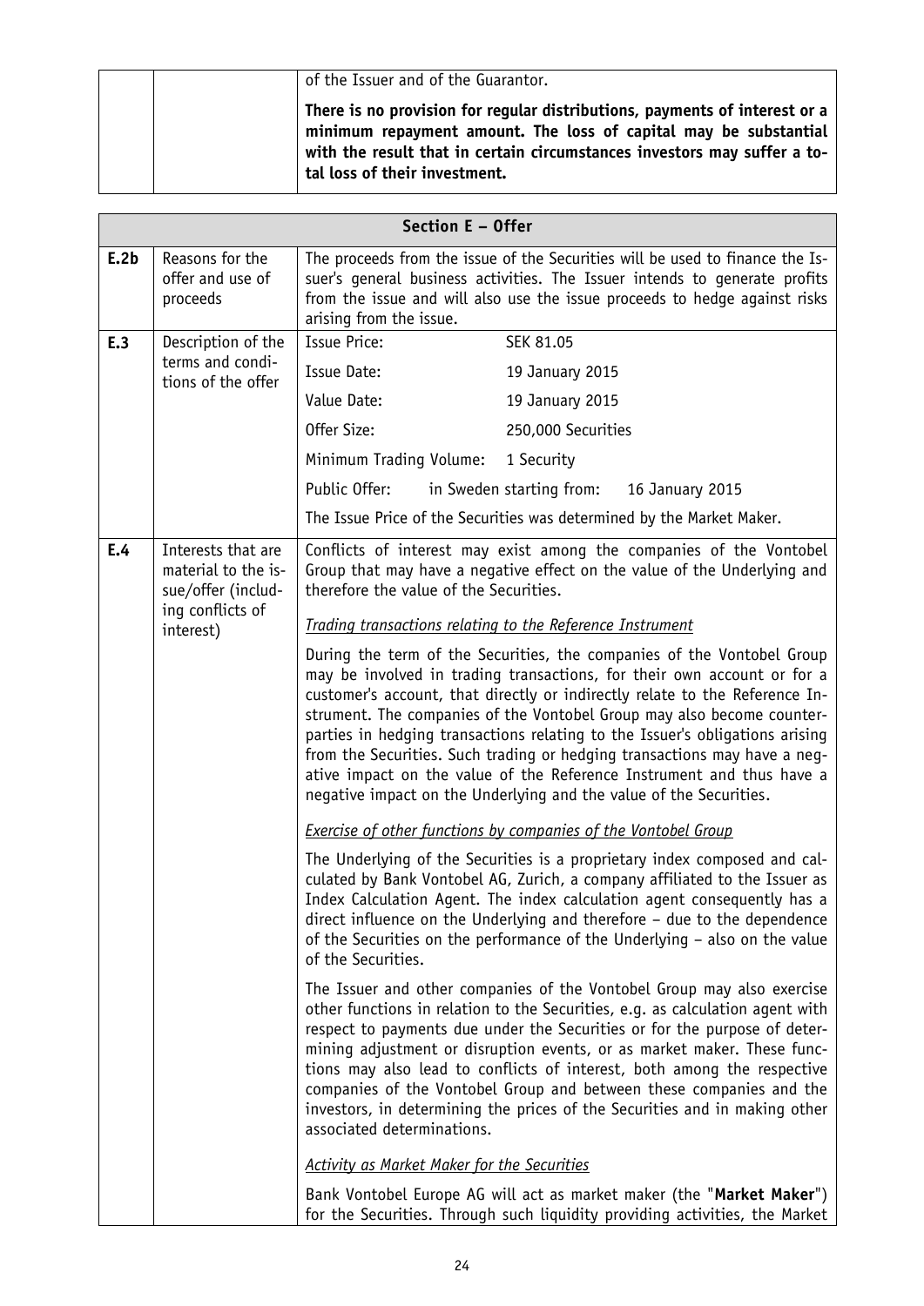| | | of the Issuer and of the Guarantor.<br><br>**There is no provision for regular distributions, payments of interest or a minimum repayment amount. The loss of capital may be substantial with the result that in certain circumstances investors may suffer a total loss of their investment.** |
|---|---|---|

| **Section E – Offer** | | |
|---|---|---|
| **E.2b** | Reasons for the offer and use of proceeds | The proceeds from the issue of the Securities will be used to finance the Issuer's general business activities. The Issuer intends to generate profits from the issue and will also use the issue proceeds to hedge against risks arising from the issue. |
| **E.3** | Description of the terms and conditions of the offer | Issue Price: SEK 81.05<br>Issue Date: 19 January 2015<br>Value Date: 19 January 2015<br>Offer Size: 250,000 Securities<br>Minimum Trading Volume: 1 Security<br>Public Offer: in Sweden starting from: 16 January 2015<br><br>The Issue Price of the Securities was determined by the Market Maker. |
| **E.4** | Interests that are material to the issue/offer (including conflicts of interest) | Conflicts of interest may exist among the companies of the Vontobel Group that may have a negative effect on the value of the Underlying and therefore the value of the Securities.<br><br>*Trading transactions relating to the Reference Instrument*<br><br>During the term of the Securities, the companies of the Vontobel Group may be involved in trading transactions, for their own account or for a customer's account, that directly or indirectly relate to the Reference Instrument. The companies of the Vontobel Group may also become counterparties in hedging transactions relating to the Issuer's obligations arising from the Securities. Such trading or hedging transactions may have a negative impact on the value of the Reference Instrument and thus have a negative impact on the Underlying and the value of the Securities.<br><br>*Exercise of other functions by companies of the Vontobel Group*<br><br>The Underlying of the Securities is a proprietary index composed and calculated by Bank Vontobel AG, Zurich, a company affiliated to the Issuer as Index Calculation Agent. The index calculation agent consequently has a direct influence on the Underlying and therefore – due to the dependence of the Securities on the performance of the Underlying – also on the value of the Securities.<br><br>The Issuer and other companies of the Vontobel Group may also exercise other functions in relation to the Securities, e.g. as calculation agent with respect to payments due under the Securities or for the purpose of determining adjustment or disruption events, or as market maker. These functions may also lead to conflicts of interest, both among the respective companies of the Vontobel Group and between these companies and the investors, in determining the prices of the Securities and in making other associated determinations.<br><br>*Activity as Market Maker for the Securities*<br><br>Bank Vontobel Europe AG will act as market maker (the "**Market Maker**") for the Securities. Through such liquidity providing activities, the Market |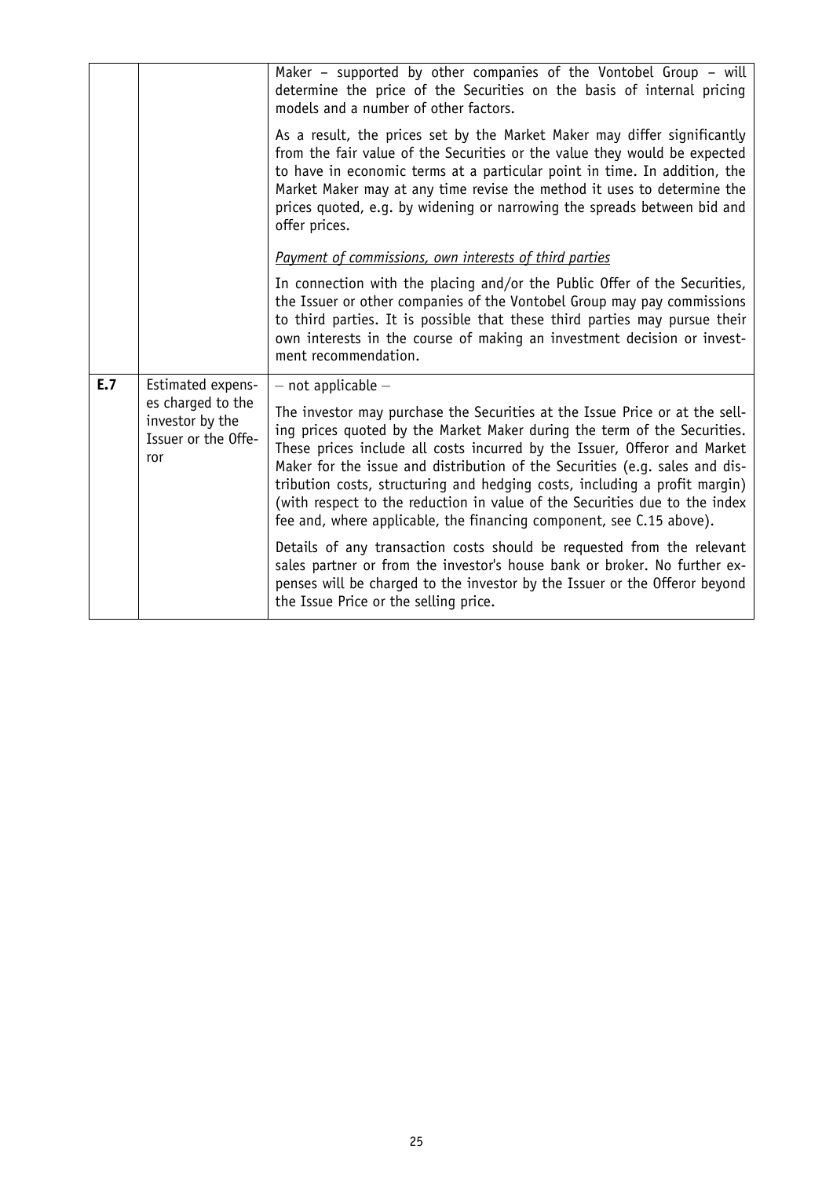| | | |
|---|---|---|
| | | Maker – supported by other companies of the Vontobel Group – will determine the price of the Securities on the basis of internal pricing models and a number of other factors.<br><br>As a result, the prices set by the Market Maker may differ significantly from the fair value of the Securities or the value they would be expected to have in economic terms at a particular point in time. In addition, the Market Maker may at any time revise the method it uses to determine the prices quoted, e.g. by widening or narrowing the spreads between bid and offer prices.<br><br>*Payment of commissions, own interests of third parties*<br><br>In connection with the placing and/or the Public Offer of the Securities, the Issuer or other companies of the Vontobel Group may pay commissions to third parties. It is possible that these third parties may pursue their own interests in the course of making an investment decision or investment recommendation. |
| **E.7** | Estimated expenses charged to the investor by the Issuer or the Offeror | – not applicable –<br><br>The investor may purchase the Securities at the Issue Price or at the selling prices quoted by the Market Maker during the term of the Securities. These prices include all costs incurred by the Issuer, Offeror and Market Maker for the issue and distribution of the Securities (e.g. sales and distribution costs, structuring and hedging costs, including a profit margin) (with respect to the reduction in value of the Securities due to the index fee and, where applicable, the financing component, see C.15 above).<br><br>Details of any transaction costs should be requested from the relevant sales partner or from the investor's house bank or broker. No further expenses will be charged to the investor by the Issuer or the Offeror beyond the Issue Price or the selling price. |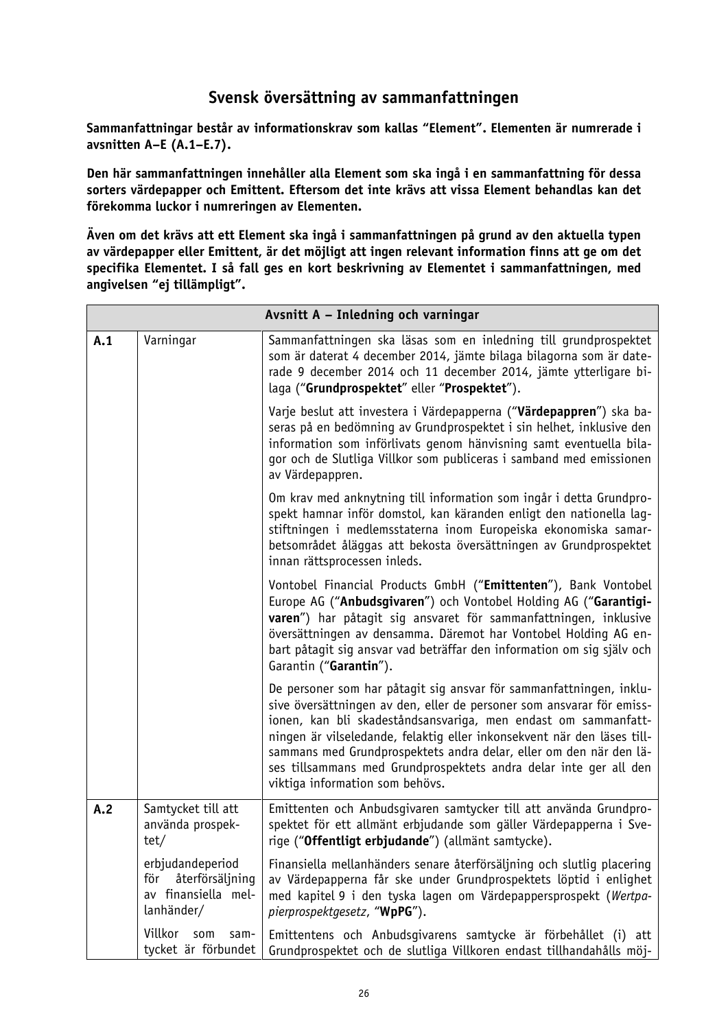## Svensk översättning av sammanfattningen

**Sammanfattningar består av informationskrav som kallas "Element". Elementen är numrerade i avsnitten A–E (A.1–E.7).**

**Den här sammanfattningen innehåller alla Element som ska ingå i en sammanfattning för dessa sorters värdepapper och Emittent. Eftersom det inte krävs att vissa Element behandlas kan det förekomma luckor i numreringen av Elementen.**

**Även om det krävs att ett Element ska ingå i sammanfattningen på grund av den aktuella typen av värdepapper eller Emittent, är det möjligt att ingen relevant information finns att ge om det specifika Elementet. I så fall ges en kort beskrivning av Elementet i sammanfattningen, med angivelsen "ej tillämpligt".**

| **Avsnitt A – Inledning och varningar** | | |
|---|---|---|
| **A.1** | Varningar | Sammanfattningen ska läsas som en inledning till grundprospektet som är daterat 4 december 2014, jämte bilaga bilagorna som är daterade 9 december 2014 och 11 december 2014, jämte ytterligare bilaga ("**Grundprospektet**" eller "**Prospektet**"). |
| | | Varje beslut att investera i Värdepapperna ("**Värdepappren**") ska baseras på en bedömning av Grundprospektet i sin helhet, inklusive den information som införlivats genom hänvisning samt eventuella bilagor och de Slutliga Villkor som publiceras i samband med emissionen av Värdepappren. |
| | | Om krav med anknytning till information som ingår i detta Grundprospekt hamnar inför domstol, kan käranden enligt den nationella lagstiftningen i medlemsstaterna inom Europeiska ekonomiska samarbetsområdet åläggas att bekosta översättningen av Grundprospektet innan rättsprocessen inleds. |
| | | Vontobel Financial Products GmbH ("**Emittenten**"), Bank Vontobel Europe AG ("**Anbudsgivaren**") och Vontobel Holding AG ("**Garantigivaren**") har påtagit sig ansvaret för sammanfattningen, inklusive översättningen av densamma. Däremot har Vontobel Holding AG enbart påtagit sig ansvar vad beträffar den information om sig själv och Garantin ("**Garantin**"). |
| | | De personer som har påtagit sig ansvar för sammanfattningen, inklusive översättningen av den, eller de personer som ansvarar för emissionen, kan bli skadeståndsansvariga, men endast om sammanfattningen är vilseledande, felaktig eller inkonsekvent när den läses tillsammans med Grundprospektets andra delar, eller om den när den läses tillsammans med Grundprospektets andra delar inte ger all den viktiga information som behövs. |
| **A.2** | Samtycket till att använda prospektet/ | Emittenten och Anbudsgivaren samtycker till att använda Grundprospektet för ett allmänt erbjudande som gäller Värdepapperna i Sverige ("**Offentligt erbjudande**") (allmänt samtycke). |
| | erbjudandeperiod för återförsäljning av finansiella mellanhänder/ | Finansiella mellanhänders senare återförsäljning och slutlig placering av Värdepapperna får ske under Grundprospektets löptid i enlighet med kapitel 9 i den tyska lagen om Värdepappersprospekt (*Wertpapierprospektgesetz*, "**WpPG**"). |
| | Villkor som samtycket är förbundet | Emittentens och Anbudsgivarens samtycke är förbehållet (i) att Grundprospektet och de slutliga Villkoren endast tillhandahålls möj- |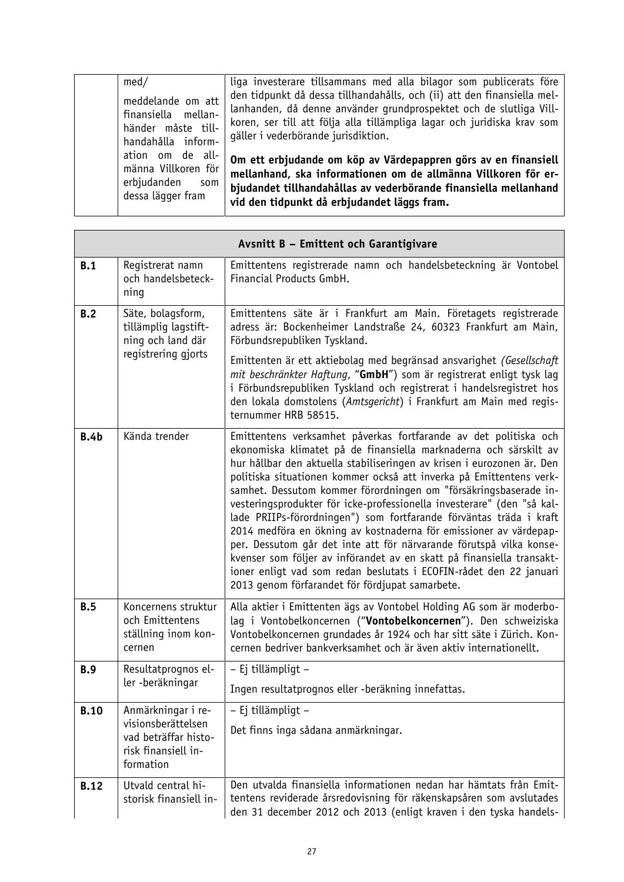| | | |
|---|---|---|
| | med/ meddelande om att finansiella mellanhänder måste tillhandahålla information om de allmänna Villkoren för erbjudanden som dessa lägger fram | liga investerare tillsammans med alla bilagor som publicerats före den tidpunkt då dessa tillhandahålls, och (ii) att den finansiella mellanhanden, då denne använder grundprospektet och de slutliga Villkoren, ser till att följa alla tillämpliga lagar och juridiska krav som gäller i vederbörande jurisdiktion.<br><br>**Om ett erbjudande om köp av Värdepappren görs av en finansiell mellanhand, ska informationen om de allmänna Villkoren för erbjudandet tillhandahållas av vederbörande finansiella mellanhand vid den tidpunkt då erbjudandet läggs fram.** |

| **Avsnitt B – Emittent och Garantigivare** | | |
|---|---|---|
| **B.1** | Registrerat namn och handelsbeteckning | Emittentens registrerade namn och handelsbeteckning är Vontobel Financial Products GmbH. |
| **B.2** | Säte, bolagsform, tillämplig lagstiftning och land där registrering gjorts | Emittentens säte är i Frankfurt am Main. Företagets registrerade adress är: Bockenheimer Landstraße 24, 60323 Frankfurt am Main, Förbundsrepubliken Tyskland.<br><br>Emittenten är ett aktiebolag med begränsad ansvarighet *(Gesellschaft mit beschränkter Haftung*, "**GmbH**") som är registrerat enligt tysk lag i Förbundsrepubliken Tyskland och registrerat i handelsregistret hos den lokala domstolens (*Amtsgericht*) i Frankfurt am Main med registernummer HRB 58515. |
| **B.4b** | Kända trender | Emittentens verksamhet påverkas fortfarande av det politiska och ekonomiska klimatet på de finansiella marknaderna och särskilt av hur hållbar den aktuella stabiliseringen av krisen i eurozonen är. Den politiska situationen kommer också att inverka på Emittentens verksamhet. Dessutom kommer förordningen om "försäkringsbaserade investeringsprodukter för icke-professionella investerare" (den "så kallade PRIIPs-förordningen") som fortfarande förväntas träda i kraft 2014 medföra en ökning av kostnaderna för emissioner av värdepapper. Dessutom går det inte att för närvarande förutspå vilka konsekvenser som följer av införandet av en skatt på finansiella transaktioner enligt vad som redan beslutats i ECOFIN-rådet den 22 januari 2013 genom förfarandet för fördjupat samarbete. |
| **B.5** | Koncernens struktur och Emittentens ställning inom koncernen | Alla aktier i Emittenten ägs av Vontobel Holding AG som är moderbolag i Vontobelkoncernen ("**Vontobelkoncernen**"). Den schweiziska Vontobelkoncernen grundades år 1924 och har sitt säte i Zürich. Koncernen bedriver bankverksamhet och är även aktiv internationellt. |
| **B.9** | Resultatprognos eller -beräkningar | – Ej tillämpligt –<br><br>Ingen resultatprognos eller -beräkning innefattas. |
| **B.10** | Anmärkningar i revisionsberättelsen vad beträffar historisk finansiell information | – Ej tillämpligt –<br><br>Det finns inga sådana anmärkningar. |
| **B.12** | Utvald central historisk finansiell in- | Den utvalda finansiella informationen nedan har hämtats från Emittentens reviderade årsredovisning för räkenskapsåren som avslutades den 31 december 2012 och 2013 (enligt kraven i den tyska handels- |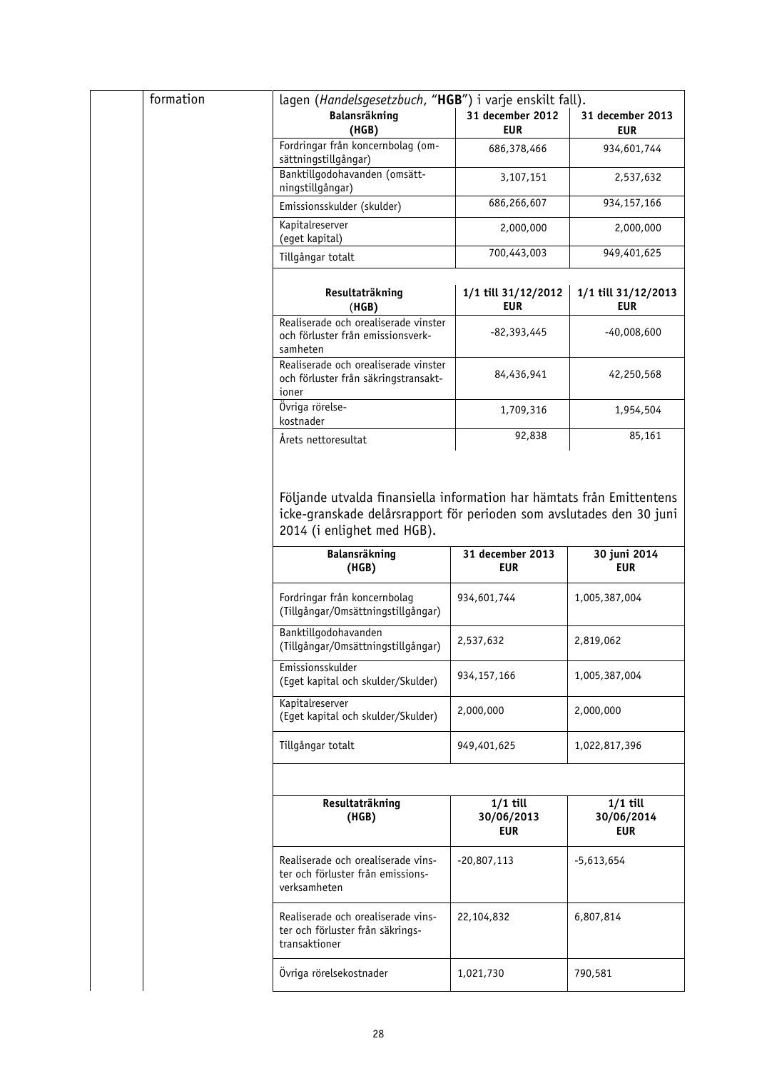formation

lagen (*Handelsgesetzbuch*, "**HGB**") i varje enskilt fall).

| **Balansräkning (HGB)** | **31 december 2012 EUR** | **31 december 2013 EUR** |
|---|---|---|
| Fordringar från koncernbolag (omsättningstillgångar) | 686,378,466 | 934,601,744 |
| Banktillgodohavanden (omsättningstillgångar) | 3,107,151 | 2,537,632 |
| Emissionsskulder (skulder) | 686,266,607 | 934,157,166 |
| Kapitalreserver (eget kapital) | 2,000,000 | 2,000,000 |
| Tillgångar totalt | 700,443,003 | 949,401,625 |

| **Resultaträkning (HGB)** | **1/1 till 31/12/2012 EUR** | **1/1 till 31/12/2013 EUR** |
|---|---|---|
| Realiserade och orealiserade vinster och förluster från emissionsverksamheten | -82,393,445 | -40,008,600 |
| Realiserade och orealiserade vinster och förluster från säkringstransaktioner | 84,436,941 | 42,250,568 |
| Övriga rörelsekostnader | 1,709,316 | 1,954,504 |
| Årets nettoresultat | 92,838 | 85,161 |

Följande utvalda finansiella information har hämtats från Emittentens icke-granskade delårsrapport för perioden som avslutades den 30 juni 2014 (i enlighet med HGB).

| **Balansräkning (HGB)** | **31 december 2013 EUR** | **30 juni 2014 EUR** |
|---|---|---|
| Fordringar från koncernbolag (Tillgångar/Omsättningstillgångar) | 934,601,744 | 1,005,387,004 |
| Banktillgodohavanden (Tillgångar/Omsättningstillgångar) | 2,537,632 | 2,819,062 |
| Emissionsskulder (Eget kapital och skulder/Skulder) | 934,157,166 | 1,005,387,004 |
| Kapitalreserver (Eget kapital och skulder/Skulder) | 2,000,000 | 2,000,000 |
| Tillgångar totalt | 949,401,625 | 1,022,817,396 |

| **Resultaträkning (HGB)** | **1/1 till 30/06/2013 EUR** | **1/1 till 30/06/2014 EUR** |
|---|---|---|
| Realiserade och orealiserade vinster och förluster från emissionsverksamheten | -20,807,113 | -5,613,654 |
| Realiserade och orealiserade vinster och förluster från säkringstransaktioner | 22,104,832 | 6,807,814 |
| Övriga rörelsekostnader | 1,021,730 | 790,581 |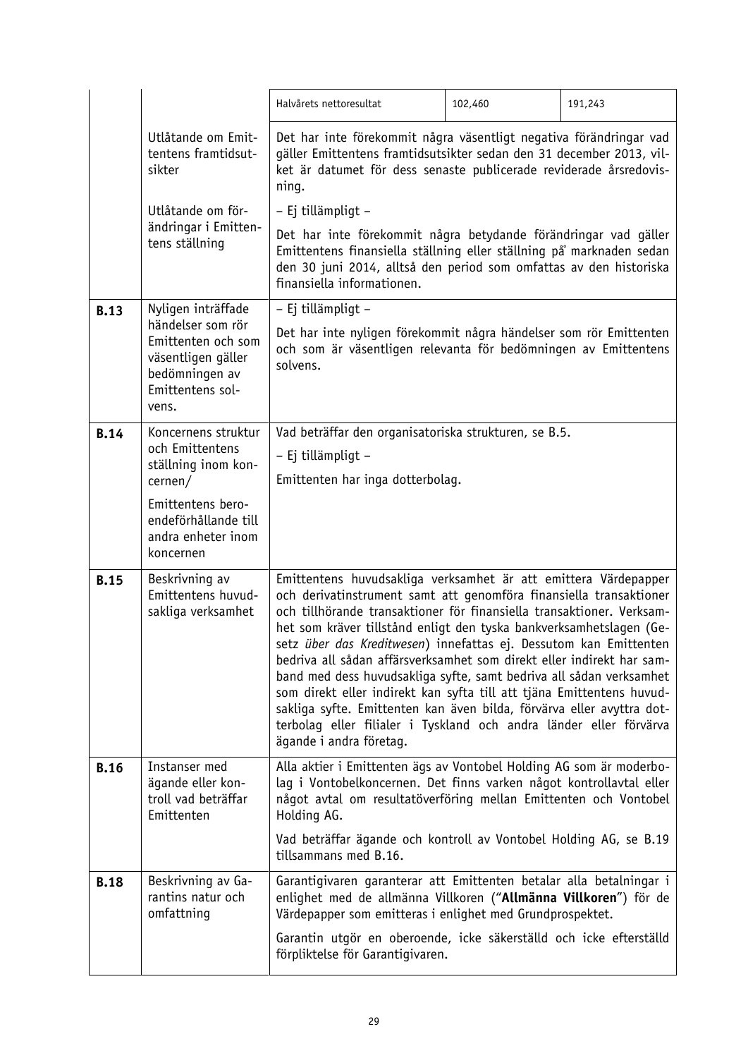| | | | | |
|---|---|---|---|---|
| | | Halvårets nettoresultat | 102,460 | 191,243 |
| | Utlåtande om Emittentens framtidsutsikter | Det har inte förekommit några väsentligt negativa förändringar vad gäller Emittentens framtidsutsikter sedan den 31 december 2013, vilket är datumet för dess senaste publicerade reviderade årsredovisning. | | |
| | Utlåtande om förändringar i Emittentens ställning | – Ej tillämpligt –<br><br>Det har inte förekommit några betydande förändringar vad gäller Emittentens finansiella ställning eller ställning på marknaden sedan den 30 juni 2014, alltså den period som omfattas av den historiska finansiella informationen. | | |
| **B.13** | Nyligen inträffade händelser som rör Emittenten och som väsentligen gäller bedömningen av Emittentens solvens. | – Ej tillämpligt –<br><br>Det har inte nyligen förekommit några händelser som rör Emittenten och som är väsentligen relevanta för bedömningen av Emittentens solvens. | | |
| **B.14** | Koncernens struktur och Emittentens ställning inom koncernen/<br><br>Emittentens beroendeförhållande till andra enheter inom koncernen | Vad beträffar den organisatoriska strukturen, se B.5.<br><br>– Ej tillämpligt –<br><br>Emittenten har inga dotterbolag. | | |
| **B.15** | Beskrivning av Emittentens huvudsakliga verksamhet | Emittentens huvudsakliga verksamhet är att emittera Värdepapper och derivatinstrument samt att genomföra finansiella transaktioner och tillhörande transaktioner för finansiella transaktioner. Verksamhet som kräver tillstånd enligt den tyska bankverksamhetslagen (Gesetz *über das Kreditwesen*) innefattas ej. Dessutom kan Emittenten bedriva all sådan affärsverksamhet som direkt eller indirekt har samband med dess huvudsakliga syfte, samt bedriva all sådan verksamhet som direkt eller indirekt kan syfta till att tjäna Emittentens huvudsakliga syfte. Emittenten kan även bilda, förvärva eller avyttra dotterbolag eller filialer i Tyskland och andra länder eller förvärva ägande i andra företag. | | |
| **B.16** | Instanser med ägande eller kontroll vad beträffar Emittenten | Alla aktier i Emittenten ägs av Vontobel Holding AG som är moderbolag i Vontobelkoncernen. Det finns varken något kontrollavtal eller något avtal om resultatöverföring mellan Emittenten och Vontobel Holding AG.<br><br>Vad beträffar ägande och kontroll av Vontobel Holding AG, se B.19 tillsammans med B.16. | | |
| **B.18** | Beskrivning av Garantins natur och omfattning | Garantigivaren garanterar att Emittenten betalar alla betalningar i enlighet med de allmänna Villkoren ("**Allmänna Villkoren**") för de Värdepapper som emitteras i enlighet med Grundprospektet.<br><br>Garantin utgör en oberoende, icke säkerställd och icke efterställd förpliktelse för Garantigivaren. | | |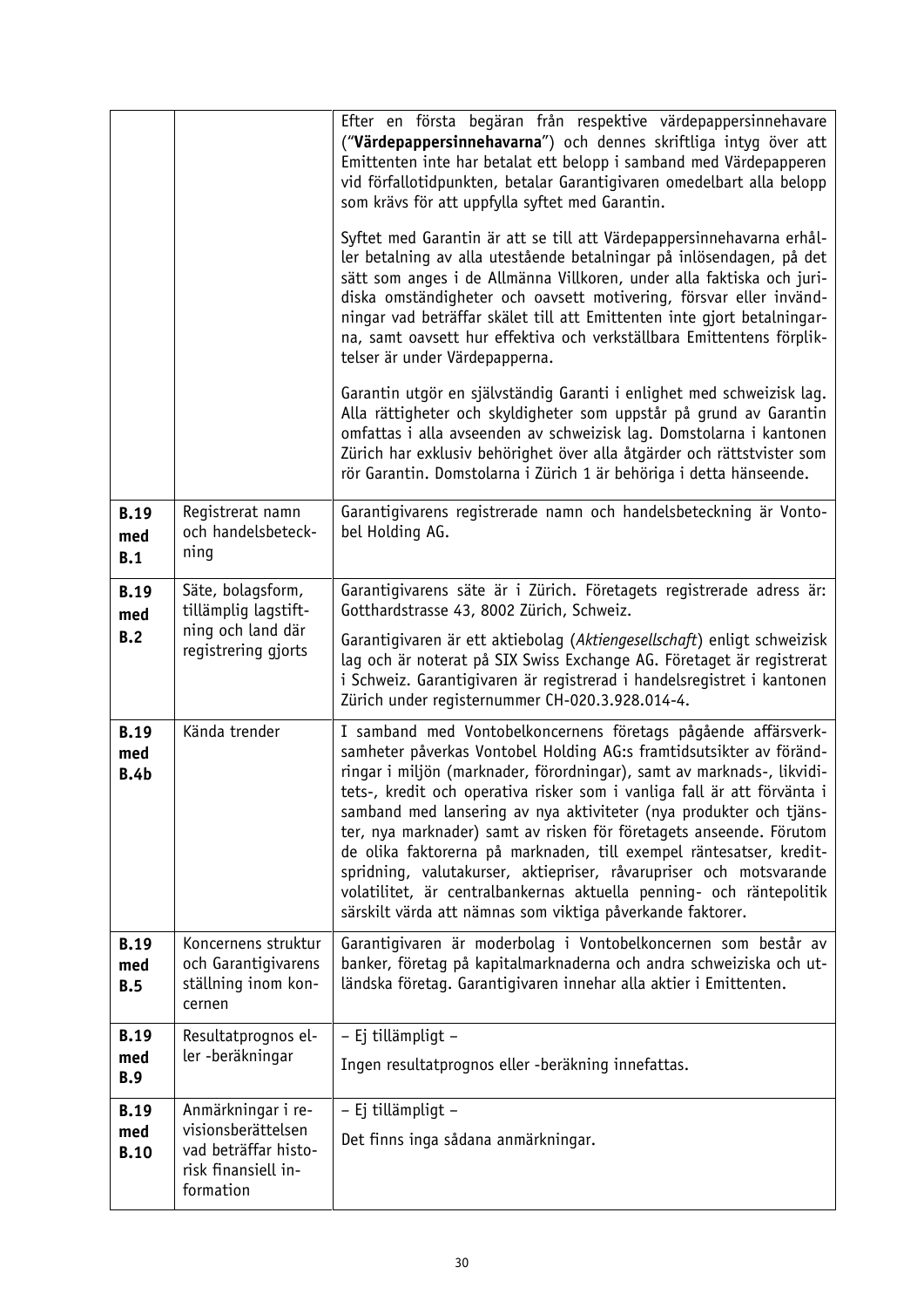| | | |
|---|---|---|
| | | Efter en första begäran från respektive värdepappersinnehavare ("**Värdepappersinnehavarna**") och dennes skriftliga intyg över att Emittenten inte har betalat ett belopp i samband med Värdepapperen vid förfallotidpunkten, betalar Garantigivaren omedelbart alla belopp som krävs för att uppfylla syftet med Garantin.<br><br>Syftet med Garantin är att se till att Värdepappersinnehavarna erhåller betalning av alla utestående betalningar på inlösendagen, på det sätt som anges i de Allmänna Villkoren, under alla faktiska och juridiska omständigheter och oavsett motivering, försvar eller invändningar vad beträffar skälet till att Emittenten inte gjort betalningarna, samt oavsett hur effektiva och verkställbara Emittentens förpliktelser är under Värdepapperna.<br><br>Garantin utgör en självständig Garanti i enlighet med schweizisk lag. Alla rättigheter och skyldigheter som uppstår på grund av Garantin omfattas i alla avseenden av schweizisk lag. Domstolarna i kantonen Zürich har exklusiv behörighet över alla åtgärder och rättstvister som rör Garantin. Domstolarna i Zürich 1 är behöriga i detta hänseende. |
| **B.19 med B.1** | Registrerat namn och handelsbeteckning | Garantigivarens registrerade namn och handelsbeteckning är Vontobel Holding AG. |
| **B.19 med B.2** | Säte, bolagsform, tillämplig lagstiftning och land där registrering gjorts | Garantigivarens säte är i Zürich. Företagets registrerade adress är: Gotthardstrasse 43, 8002 Zürich, Schweiz.<br><br>Garantigivaren är ett aktiebolag (*Aktiengesellschaft*) enligt schweizisk lag och är noterat på SIX Swiss Exchange AG. Företaget är registrerat i Schweiz. Garantigivaren är registrerad i handelsregistret i kantonen Zürich under registernummer CH-020.3.928.014-4. |
| **B.19 med B.4b** | Kända trender | I samband med Vontobelkoncernens företags pågående affärsverksamheter påverkas Vontobel Holding AG:s framtidsutsikter av förändringar i miljön (marknader, förordningar), samt av marknads-, likviditets-, kredit och operativa risker som i vanliga fall är att förvänta i samband med lansering av nya aktiviteter (nya produkter och tjänster, nya marknader) samt av risken för företagets anseende. Förutom de olika faktorerna på marknaden, till exempel räntesatser, kreditspridning, valutakurser, aktiepriser, råvarupriser och motsvarande volatilitet, är centralbankernas aktuella penning- och räntepolitik särskilt värda att nämnas som viktiga påverkande faktorer. |
| **B.19 med B.5** | Koncernens struktur och Garantigivarens ställning inom koncernen | Garantigivaren är moderbolag i Vontobelkoncernen som består av banker, företag på kapitalmarknaderna och andra schweiziska och utländska företag. Garantigivaren innehar alla aktier i Emittenten. |
| **B.19 med B.9** | Resultatprognos eller -beräkningar | – Ej tillämpligt –<br><br>Ingen resultatprognos eller -beräkning innefattas. |
| **B.19 med B.10** | Anmärkningar i revisionsberättelsen vad beträffar historisk finansiell information | – Ej tillämpligt –<br><br>Det finns inga sådana anmärkningar. |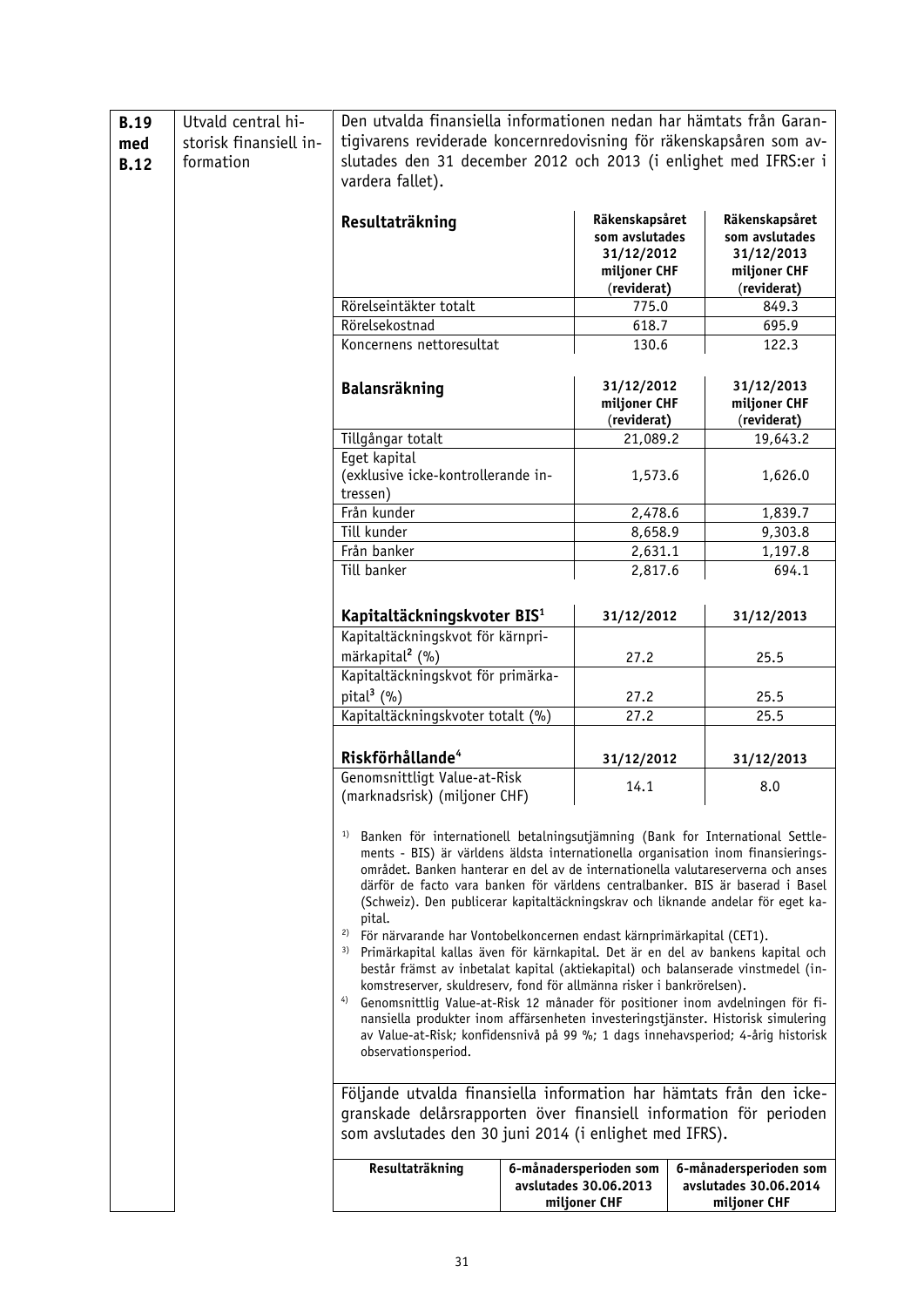| **B.19 med B.12** | Utvald central historisk finansiell information | Den utvalda finansiella informationen nedan har hämtats från Garantigivarens reviderade koncernredovisning för räkenskapsåren som avslutades den 31 december 2012 och 2013 (i enlighet med IFRS:er i vardera fallet). |
|---|---|---|

| Resultaträkning | Räkenskapsåret som avslutades 31/12/2012 miljoner CHF (reviderat) | Räkenskapsåret som avslutades 31/12/2013 miljoner CHF (reviderat) |
|---|---|---|
| Rörelseintäkter totalt | 775.0 | 849.3 |
| Rörelsekostnad | 618.7 | 695.9 |
| Koncernens nettoresultat | 130.6 | 122.3 |

| Balansräkning | 31/12/2012 miljoner CHF (reviderat) | 31/12/2013 miljoner CHF (reviderat) |
|---|---|---|
| Tillgångar totalt | 21,089.2 | 19,643.2 |
| Eget kapital (exklusive icke-kontrollerande intressen) | 1,573.6 | 1,626.0 |
| Från kunder | 2,478.6 | 1,839.7 |
| Till kunder | 8,658.9 | 9,303.8 |
| Från banker | 2,631.1 | 1,197.8 |
| Till banker | 2,817.6 | 694.1 |

| Kapitaltäckningskvoter BIS[1] | 31/12/2012 | 31/12/2013 |
|---|---|---|
| Kapitaltäckningskvot för kärnprimärkapital[2] (%) | 27.2 | 25.5 |
| Kapitaltäckningskvot för primärkapital[3] (%) | 27.2 | 25.5 |
| Kapitaltäckningskvoter totalt (%) | 27.2 | 25.5 |

| Riskförhållande[4] | 31/12/2012 | 31/12/2013 |
|---|---|---|
| Genomsnittligt Value-at-Risk (marknadsrisk) (miljoner CHF) | 14.1 | 8.0 |

1) Banken för internationell betalningsutjämning (Bank for International Settlements - BIS) är världens äldsta internationella organisation inom finansieringsområdet. Banken hanterar en del av de internationella valutareserverna och anses därför de facto vara banken för världens centralbanker. BIS är baserad i Basel (Schweiz). Den publicerar kapitaltäckningskrav och liknande andelar för eget kapital.

2) För närvarande har Vontobelkoncernen endast kärnprimärkapital (CET1).

3) Primärkapital kallas även för kärnkapital. Det är en del av bankens kapital och består främst av inbetalat kapital (aktiekapital) och balanserade vinstmedel (inkomstreserver, skuldreserv, fond för allmänna risker i bankrörelsen).

4) Genomsnittlig Value-at-Risk 12 månader för positioner inom avdelningen för finansiella produkter inom affärsenheten investeringstjänster. Historisk simulering av Value-at-Risk; konfidensnivå på 99 %; 1 dags innehavsperiod; 4-årig historisk observationsperiod.

Följande utvalda finansiella information har hämtats från den icke-granskade delårsrapporten över finansiell information för perioden som avslutades den 30 juni 2014 (i enlighet med IFRS).

| Resultaträkning | 6-månadersperioden som avslutades 30.06.2013 miljoner CHF | 6-månadersperioden som avslutades 30.06.2014 miljoner CHF |
|---|---|---|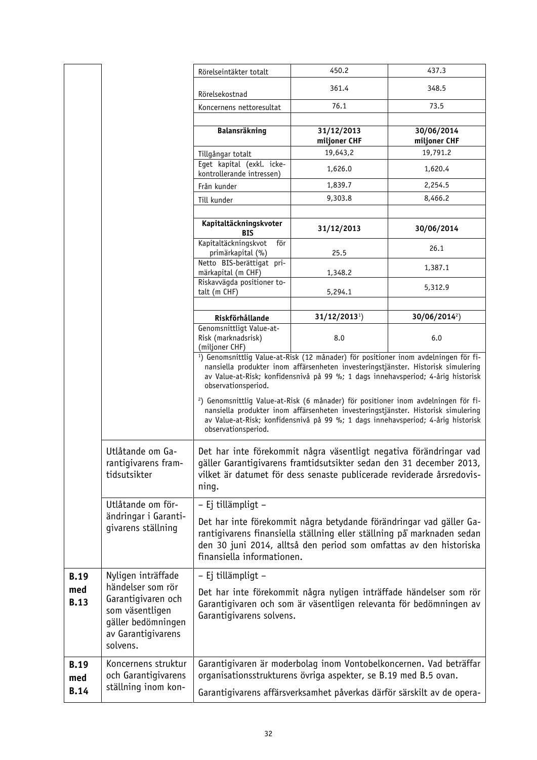| | | | | |
|---|---|---|---|---|
| | | Rörelseintäkter totalt | 450.2 | 437.3 |
| | | Rörelsekostnad | 361.4 | 348.5 |
| | | Koncernens nettoresultat | 76.1 | 73.5 |
| | | | | |
| | | **Balansräkning** | **31/12/2013 miljoner CHF** | **30/06/2014 miljoner CHF** |
| | | Tillgångar totalt | 19,643,2 | 19,791.2 |
| | | Eget kapital (exkl. icke-kontrollerande intressen) | 1,626.0 | 1,620.4 |
| | | Från kunder | 1,839.7 | 2,254.5 |
| | | Till kunder | 9,303.8 | 8,466.2 |
| | | | | |
| | | **Kapitaltäckningskvoter BIS** | **31/12/2013** | **30/06/2014** |
| | | Kapitaltäckningskvot för primärkapital (%) | 25.5 | 26.1 |
| | | Netto BIS-berättigat primärkapital (m CHF) | 1,348.2 | 1,387.1 |
| | | Riskavvägda positioner totalt (m CHF) | 5,294.1 | 5,312.9 |
| | | | | |
| | | **Riskförhållande** | **31/12/2013**[1]) | **30/06/2014**[2]) |
| | | Genomsnittligt Value-at-Risk (marknadsrisk) (miljoner CHF) | 8.0 | 6.0 |
| | | [1]) Genomsnittlig Value-at-Risk (12 månader) för positioner inom avdelningen för finansiella produkter inom affärsenheten investeringstjänster. Historisk simulering av Value-at-Risk; konfidensnivå på 99 %; 1 dags innehavsperiod; 4-årig historisk observationsperiod. [2]) Genomsnittlig Value-at-Risk (6 månader) för positioner inom avdelningen för finansiella produkter inom affärsenheten investeringstjänster. Historisk simulering av Value-at-Risk; konfidensnivå på 99 %; 1 dags innehavsperiod; 4-årig historisk observationsperiod. | | |
| | Utlåtande om Garantigivarens framtidsutsikter | Det har inte förekommit några väsentligt negativa förändringar vad gäller Garantigivarens framtidsutsikter sedan den 31 december 2013, vilket är datumet för dess senaste publicerade reviderade årsredovisning. | | |
| | Utlåtande om förändringar i Garantigivarens ställning | – Ej tillämpligt – Det har inte förekommit några betydande förändringar vad gäller Garantigivarens finansiella ställning eller ställning på marknaden sedan den 30 juni 2014, alltså den period som omfattas av den historiska finansiella informationen. | | |
| **B.19 med B.13** | Nyligen inträffade händelser som rör Garantigivaren och som väsentligen gäller bedömningen av Garantigivarens solvens. | – Ej tillämpligt – Det har inte förekommit några nyligen inträffade händelser som rör Garantigivaren och som är väsentligen relevanta för bedömningen av Garantigivarens solvens. | | |
| **B.19 med B.14** | Koncernens struktur och Garantigivarens ställning inom kon- | Garantigivaren är moderbolag inom Vontobelkoncernen. Vad beträffar organisationsstrukturens övriga aspekter, se B.19 med B.5 ovan. Garantigivarens affärsverksamhet påverkas därför särskilt av de opera- | | |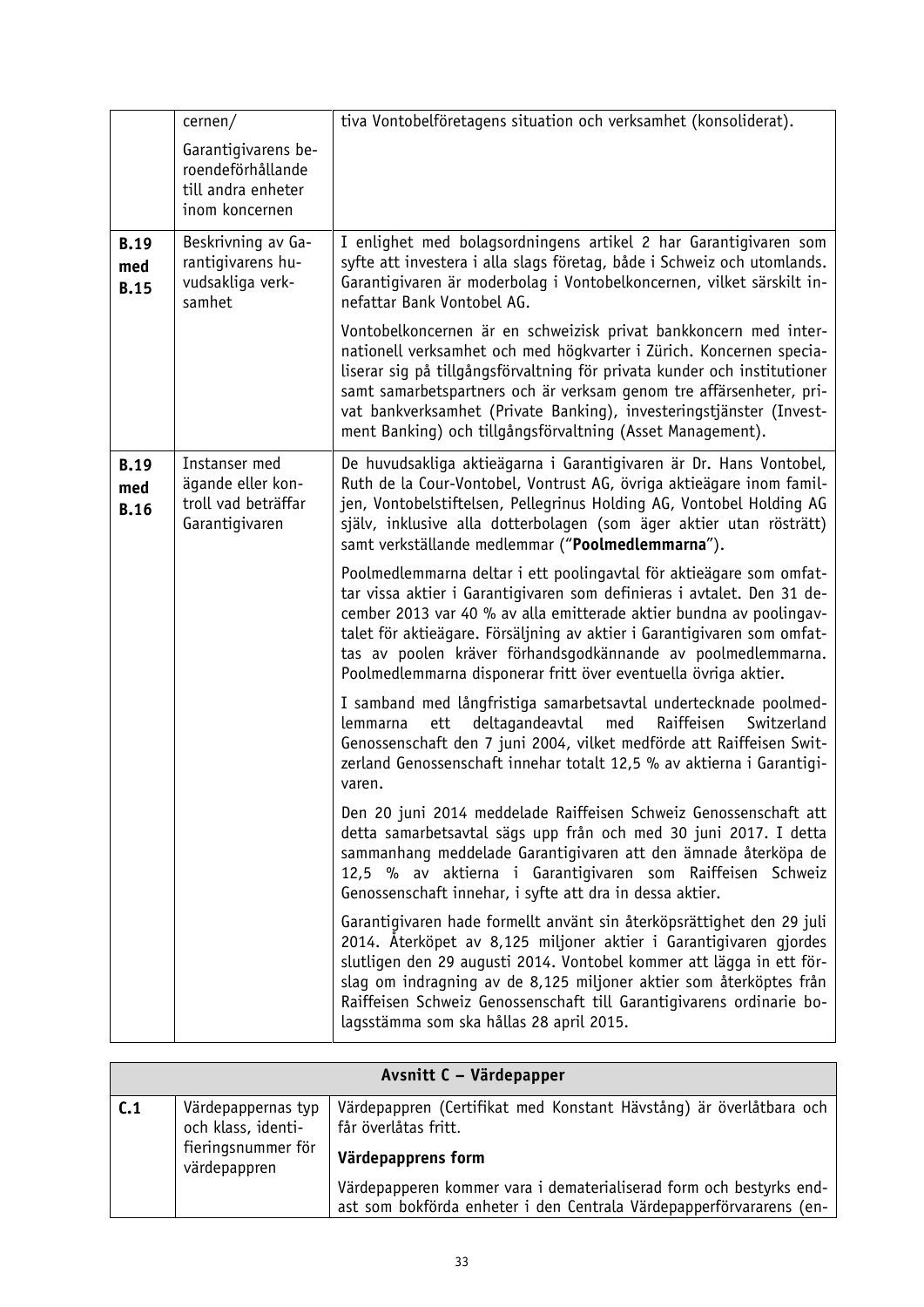| | | |
|---|---|---|
| | cernen/<br><br>Garantigivarens beroendeförhållande till andra enheter inom koncernen | tiva Vontobelföretagens situation och verksamhet (konsoliderat). |
| **B.19 med B.15** | Beskrivning av Garantigivarens huvudsakliga verksamhet | I enlighet med bolagsordningens artikel 2 har Garantigivaren som syfte att investera i alla slags företag, både i Schweiz och utomlands. Garantigivaren är moderbolag i Vontobelkoncernen, vilket särskilt innefattar Bank Vontobel AG.<br><br>Vontobelkoncernen är en schweizisk privat bankkoncern med internationell verksamhet och med högkvarter i Zürich. Koncernen specialiserar sig på tillgångsförvaltning för privata kunder och institutioner samt samarbetspartners och är verksam genom tre affärsenheter, privat bankverksamhet (Private Banking), investeringstjänster (Investment Banking) och tillgångsförvaltning (Asset Management). |
| **B.19 med B.16** | Instanser med ägande eller kontroll vad beträffar Garantigivaren | De huvudsakliga aktieägarna i Garantigivaren är Dr. Hans Vontobel, Ruth de la Cour-Vontobel, Vontrust AG, övriga aktieägare inom familjen, Vontobelstiftelsen, Pellegrinus Holding AG, Vontobel Holding AG själv, inklusive alla dotterbolagen (som äger aktier utan rösträtt) samt verkställande medlemmar ("**Poolmedlemmarna**").<br><br>Poolmedlemmarna deltar i ett poolingavtal för aktieägare som omfattar vissa aktier i Garantigivaren som definieras i avtalet. Den 31 december 2013 var 40 % av alla emitterade aktier bundna av poolingavtalet för aktieägare. Försäljning av aktier i Garantigivaren som omfattas av poolen kräver förhandsgodkännande av poolmedlemmarna. Poolmedlemmarna disponerar fritt över eventuella övriga aktier.<br><br>I samband med långfristiga samarbetsavtal undertecknade poolmedlemmarna ett deltagandeavtal med Raiffeisen Switzerland Genossenschaft den 7 juni 2004, vilket medförde att Raiffeisen Switzerland Genossenschaft innehar totalt 12,5 % av aktierna i Garantigivaren.<br><br>Den 20 juni 2014 meddelade Raiffeisen Schweiz Genossenschaft att detta samarbetsavtal sägs upp från och med 30 juni 2017. I detta sammanhang meddelade Garantigivaren att den ämnade återköpa de 12,5 % av aktierna i Garantigivaren som Raiffeisen Schweiz Genossenschaft innehar, i syfte att dra in dessa aktier.<br><br>Garantigivaren hade formellt använt sin återköpsrättighet den 29 juli 2014. Återköpet av 8,125 miljoner aktier i Garantigivaren gjordes slutligen den 29 augusti 2014. Vontobel kommer att lägga in ett förslag om indragning av de 8,125 miljoner aktier som återköptes från Raiffeisen Schweiz Genossenschaft till Garantigivarens ordinarie bolagsstämma som ska hållas 28 april 2015. |

| **Avsnitt C – Värdepapper** | | |
|---|---|---|
| **C.1** | Värdepappernas typ och klass, identifieringsnummer för värdepappren | Värdepappren (Certifikat med Konstant Hävstång) är överlåtbara och får överlåtas fritt.<br><br>**Värdepapprens form**<br><br>Värdepapperen kommer vara i dematerialiserad form och bestyrks endast som bokförda enheter i den Centrala Värdepapperförvararens (en- |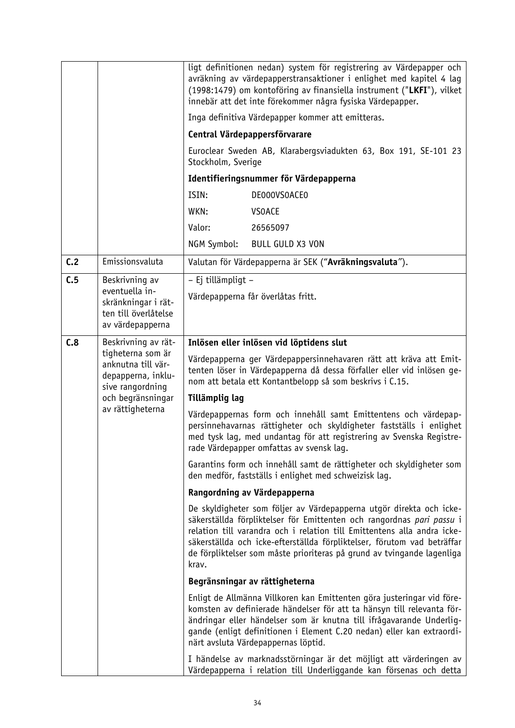| | | |
|---|---|---|
| | | ligt definitionen nedan) system för registrering av Värdepapper och avräkning av värdepapperstransaktioner i enlighet med kapitel 4 lag (1998:1479) om kontoföring av finansiella instrument ("**LKFI**"), vilket innebär att det inte förekommer några fysiska Värdepapper.<br><br>Inga definitiva Värdepapper kommer att emitteras.<br><br>**Central Värdepappersförvarare**<br><br>Euroclear Sweden AB, Klarabergsviadukten 63, Box 191, SE-101 23 Stockholm, Sverige<br><br>**Identifieringsnummer för Värdepapperna**<br><br>ISIN: DE000VS0ACE0<br>WKN: VS0ACE<br>Valor: 26565097<br>NGM Symbol: BULL GULD X3 VON |
| **C.2** | Emissionsvaluta | Valutan för Värdepapperna är SEK ("**Avräkningsvaluta**"). |
| **C.5** | Beskrivning av eventuella inskränkningar i rätten till överlåtelse av värdepapperna | – Ej tillämpligt –<br><br>Värdepapperna får överlåtas fritt. |
| **C.8** | Beskrivning av rättigheterna som är anknutna till värdepapperna, inklusive rangordning och begränsningar av rättigheterna | **Inlösen eller inlösen vid löptidens slut**<br><br>Värdepapperna ger Värdepappersinnehavaren rätt att kräva att Emittenten löser in Värdepapperna då dessa förfaller eller vid inlösen genom att betala ett Kontantbelopp så som beskrivs i C.15.<br><br>**Tillämplig lag**<br><br>Värdepappernas form och innehåll samt Emittentens och värdepappersinnehavarnas rättigheter och skyldigheter fastställs i enlighet med tysk lag, med undantag för att registrering av Svenska Registrerade Värdepapper omfattas av svensk lag.<br><br>Garantins form och innehåll samt de rättigheter och skyldigheter som den medför, fastställs i enlighet med schweizisk lag.<br><br>**Rangordning av Värdepapperna**<br><br>De skyldigheter som följer av Värdepapperna utgör direkta och icke-säkerställda förpliktelser för Emittenten och rangordnas *pari passu* i relation till varandra och i relation till Emittentens alla andra icke-säkerställda och icke-efterställda förpliktelser, förutom vad beträffar de förpliktelser som måste prioriteras på grund av tvingande lagenliga krav.<br><br>**Begränsningar av rättigheterna**<br><br>Enligt de Allmänna Villkoren kan Emittenten göra justeringar vid förekomsten av definierade händelser för att ta hänsyn till relevanta förändringar eller händelser som är knutna till ifrågavarande Underliggande (enligt definitionen i Element C.20 nedan) eller kan extraordinärt avsluta Värdepappernas löptid.<br><br>I händelse av marknadsstörningar är det möjligt att värderingen av Värdepapperna i relation till Underliggande kan försenas och detta |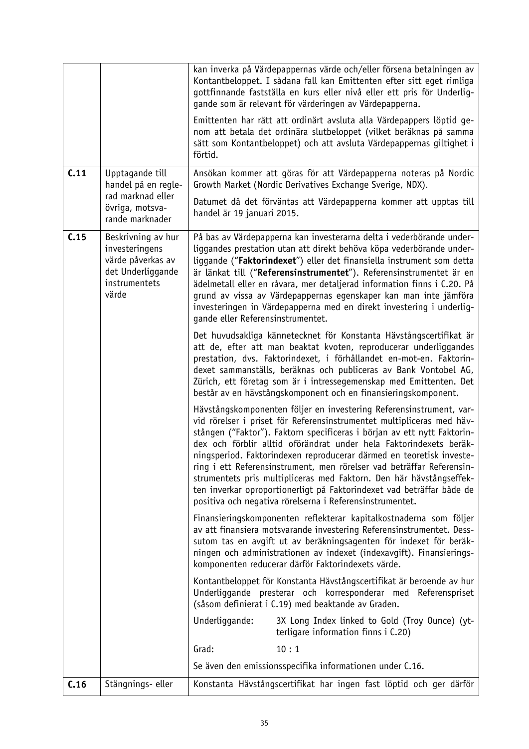| | | |
|---|---|---|
| | | kan inverka på Värdepappernas värde och/eller försena betalningen av Kontantbeloppet. I sådana fall kan Emittenten efter sitt eget rimliga gottfinnande fastställa en kurs eller nivå eller ett pris för Underliggande som är relevant för värderingen av Värdepapperna.<br><br>Emittenten har rätt att ordinärt avsluta alla Värdepappers löptid genom att betala det ordinära slutbeloppet (vilket beräknas på samma sätt som Kontantbeloppet) och att avsluta Värdepappernas giltighet i förtid. |
| **C.11** | Upptagande till handel på en reglerad marknad eller övriga, motsvarande marknader | Ansökan kommer att göras för att Värdepapperna noteras på Nordic Growth Market (Nordic Derivatives Exchange Sverige, NDX).<br><br>Datumet då det förväntas att Värdepapperna kommer att upptas till handel är 19 januari 2015. |
| **C.15** | Beskrivning av hur investeringens värde påverkas av det Underliggande instrumentets värde | På bas av Värdepapperna kan investerarna delta i vederbörande underliggandes prestation utan att direkt behöva köpa vederbörande underliggande ("**Faktorindexet**") eller det finansiella instrument som detta är länkat till ("**Referensinstrumentet**"). Referensinstrumentet är en ädelmetall eller en råvara, mer detaljerad information finns i C.20. På grund av vissa av Värdepappernas egenskaper kan man inte jämföra investeringen in Värdepapperna med en direkt investering i underliggande eller Referensinstrumentet.<br><br>Det huvudsakliga kännetecknet för Konstanta Hävstångscertifikat är att de, efter att man beaktat kvoten, reproducerar underliggandes prestation, dvs. Faktorindexet, i förhållandet en-mot-en. Faktorindexet sammanställs, beräknas och publiceras av Bank Vontobel AG, Zürich, ett företag som är i intressegemenskap med Emittenten. Det består av en hävstångskomponent och en finansieringskomponent.<br><br>Hävstångskomponenten följer en investering Referensinstrument, varvid rörelser i priset för Referensinstrumentet multipliceras med hävstången ("Faktor"). Faktorn specificeras i början av ett nytt Faktorindex och förblir alltid oförändrat under hela Faktorindexets beräkningsperiod. Faktorindexen reproducerar därmed en teoretisk investering i ett Referensinstrument, men rörelser vad beträffar Referensinstrumentets pris multipliceras med Faktorn. Den här hävstångseffekten inverkar oproportionerligt på Faktorindexet vad beträffar både de positiva och negativa rörelserna i Referensinstrumentet.<br><br>Finansieringskomponenten reflekterar kapitalkostnaderna som följer av att finansiera motsvarande investering Referensinstrumentet. Dessutom tas en avgift ut av beräkningsagenten för indexet för beräkningen och administrationen av indexet (indexavgift). Finansieringskomponenten reducerar därför Faktorindexets värde.<br><br>Kontantbeloppet för Konstanta Hävstångscertifikat är beroende av hur Underliggande presterar och korresponderar med Referenspriset (såsom definierat i C.19) med beaktande av Graden.<br><br>Underliggande: 3X Long Index linked to Gold (Troy Ounce) (ytterligare information finns i C.20)<br><br>Grad: 10 : 1<br><br>Se även den emissionsspecifika informationen under C.16. |
| **C.16** | Stängnings- eller | Konstanta Hävstångscertifikat har ingen fast löptid och ger därför |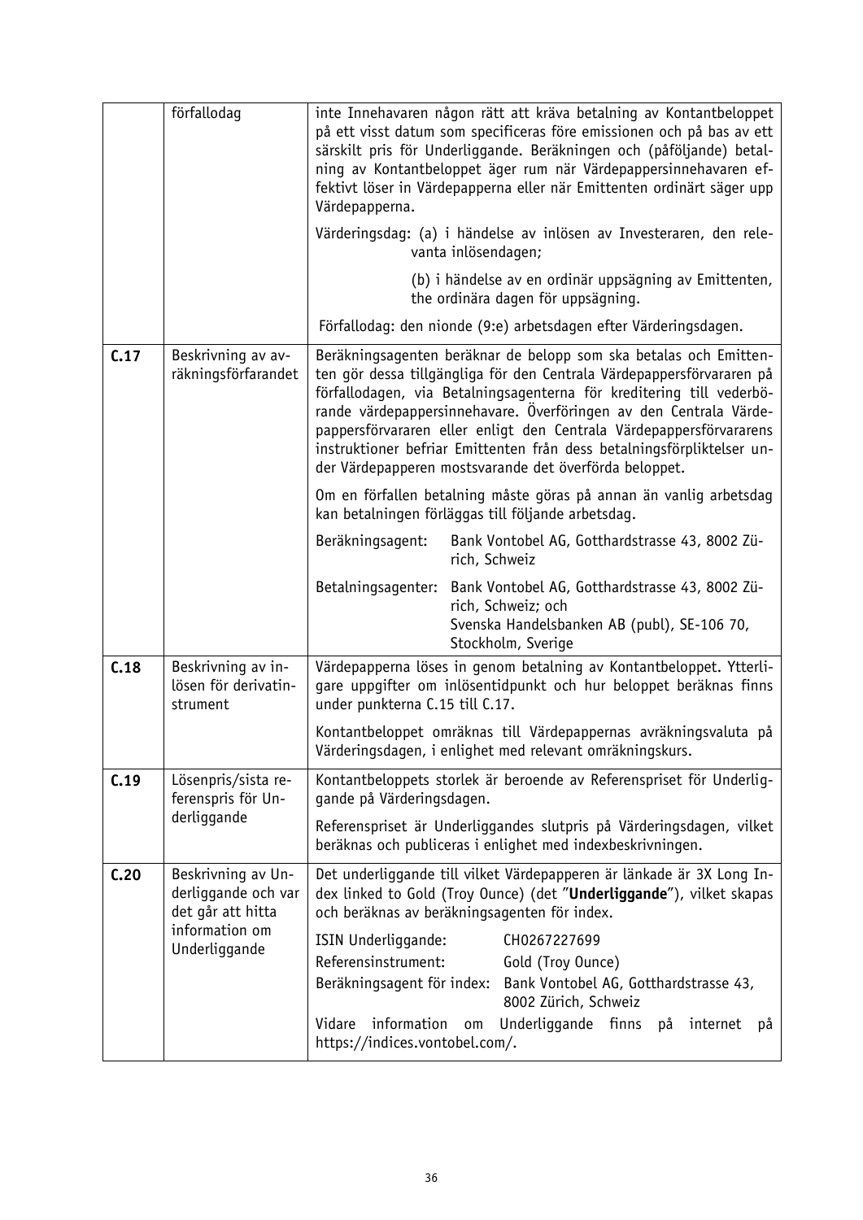| | | |
|---|---|---|
| | förfallodag | inte Innehavaren någon rätt att kräva betalning av Kontantbeloppet på ett visst datum som specificeras före emissionen och på bas av ett särskilt pris för Underliggande. Beräkningen och (påföljande) betalning av Kontantbeloppet äger rum när Värdepappersinnehavaren effektivt löser in Värdepapperna eller när Emittenten ordinärt säger upp Värdepapperna.<br><br>Värderingsdag: (a) i händelse av inlösen av Investeraren, den relevanta inlösendagen;<br><br>(b) i händelse av en ordinär uppsägning av Emittenten, the ordinära dagen för uppsägning.<br><br>Förfallodag: den nionde (9:e) arbetsdagen efter Värderingsdagen. |
| **C.17** | Beskrivning av avräkningsförfarandet | Beräkningsagenten beräknar de belopp som ska betalas och Emittenten gör dessa tillgängliga för den Centrala Värdepappersförvararen på förfallodagen, via Betalningsagenterna för kreditering till vederbörande värdepappersinnehavare. Överföringen av den Centrala Värdepappersförvararen eller enligt den Centrala Värdepappersförvararens instruktioner befriar Emittenten från dess betalningsförpliktelser under Värdepapperen mostsvarande det överförda beloppet.<br><br>Om en förfallen betalning måste göras på annan än vanlig arbetsdag kan betalningen förläggas till följande arbetsdag.<br><br>Beräkningsagent: Bank Vontobel AG, Gotthardstrasse 43, 8002 Zürich, Schweiz<br><br>Betalningsagenter: Bank Vontobel AG, Gotthardstrasse 43, 8002 Zürich, Schweiz; och Svenska Handelsbanken AB (publ), SE-106 70, Stockholm, Sverige |
| **C.18** | Beskrivning av inlösen för derivatinstrument | Värdepapperna löses in genom betalning av Kontantbeloppet. Ytterligare uppgifter om inlösentidpunkt och hur beloppet beräknas finns under punkterna C.15 till C.17.<br><br>Kontantbeloppet omräknas till Värdepappernas avräkningsvaluta på Värderingsdagen, i enlighet med relevant omräkningskurs. |
| **C.19** | Lösenpris/sista referenspris för Underliggande | Kontantbeloppets storlek är beroende av Referenspriset för Underliggande på Värderingsdagen.<br><br>Referenspriset är Underliggandes slutpris på Värderingsdagen, vilket beräknas och publiceras i enlighet med indexbeskrivningen. |
| **C.20** | Beskrivning av Underliggande och var det går att hitta information om Underliggande | Det underliggande till vilket Värdepapperen är länkade är 3X Long Index linked to Gold (Troy Ounce) (det "**Underliggande**"), vilket skapas och beräknas av beräkningsagenten för index.<br><br>ISIN Underliggande: CH0267227699<br>Referensinstrument: Gold (Troy Ounce)<br>Beräkningsagent för index: Bank Vontobel AG, Gotthardstrasse 43, 8002 Zürich, Schweiz<br><br>Vidare information om Underliggande finns på internet på https://indices.vontobel.com/. |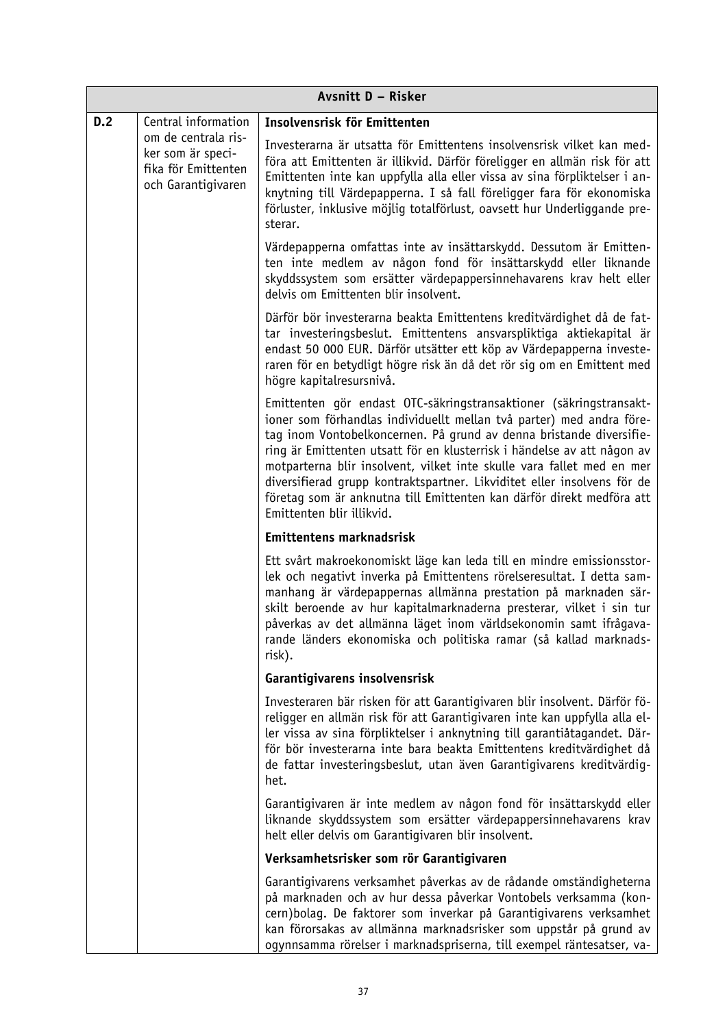| Avsnitt D – Risker | | |
|---|---|---|
| D.2 | Central information om de centrala risker som är specifika för Emittenten och Garantigivaren | **Insolvensrisk för Emittenten**<br><br>Investerarna är utsatta för Emittentens insolvensrisk vilket kan medföra att Emittenten är illikvid. Därför föreligger en allmän risk för att Emittenten inte kan uppfylla alla eller vissa av sina förpliktelser i anknytning till Värdepapperna. I så fall föreligger fara för ekonomiska förluster, inklusive möjlig totalförlust, oavsett hur Underliggande presterar.<br><br>Värdepapperna omfattas inte av insättarskydd. Dessutom är Emittenten inte medlem av någon fond för insättarskydd eller liknande skyddssystem som ersätter värdepappersinnehavarens krav helt eller delvis om Emittenten blir insolvent.<br><br>Därför bör investerarna beakta Emittentens kreditvärdighet då de fattar investeringsbeslut. Emittentens ansvarspliktiga aktiekapital är endast 50 000 EUR. Därför utsätter ett köp av Värdepapperna investeraren för en betydligt högre risk än då det rör sig om en Emittent med högre kapitalresursnivå.<br><br>Emittenten gör endast OTC-säkringstransaktioner (säkringstransaktioner som förhandlas individuellt mellan två parter) med andra företag inom Vontobelkoncernen. På grund av denna bristande diversifiering är Emittenten utsatt för en klusterrisk i händelse av att någon av motparterna blir insolvent, vilket inte skulle vara fallet med en mer diversifierad grupp kontraktspartner. Likviditet eller insolvens för de företag som är anknutna till Emittenten kan därför direkt medföra att Emittenten blir illikvid.<br><br>**Emittentens marknadsrisk**<br><br>Ett svårt makroekonomiskt läge kan leda till en mindre emissionsstorlek och negativt inverka på Emittentens rörelseresultat. I detta sammanhang är värdepappernas allmänna prestation på marknaden särskilt beroende av hur kapitalmarknaderna presterar, vilket i sin tur påverkas av det allmänna läget inom världsekonomin samt ifrågavarande länders ekonomiska och politiska ramar (så kallad marknadsrisk).<br><br>**Garantigivarens insolvensrisk**<br><br>Investeraren bär risken för att Garantigivaren blir insolvent. Därför föreligger en allmän risk för att Garantigivaren inte kan uppfylla alla eller vissa av sina förpliktelser i anknytning till garantiåtagandet. Därför bör investerarna inte bara beakta Emittentens kreditvärdighet då de fattar investeringsbeslut, utan även Garantigivarens kreditvärdighet.<br><br>Garantigivaren är inte medlem av någon fond för insättarskydd eller liknande skyddssystem som ersätter värdepappersinnehavarens krav helt eller delvis om Garantigivaren blir insolvent.<br><br>**Verksamhetsrisker som rör Garantigivaren**<br><br>Garantigivarens verksamhet påverkas av de rådande omständigheterna på marknaden och av hur dessa påverkar Vontobels verksamma (koncern)bolag. De faktorer som inverkar på Garantigivarens verksamhet kan förorsakas av allmänna marknadsrisker som uppstår på grund av ogynnsamma rörelser i marknadspriserna, till exempel räntesatser, va- |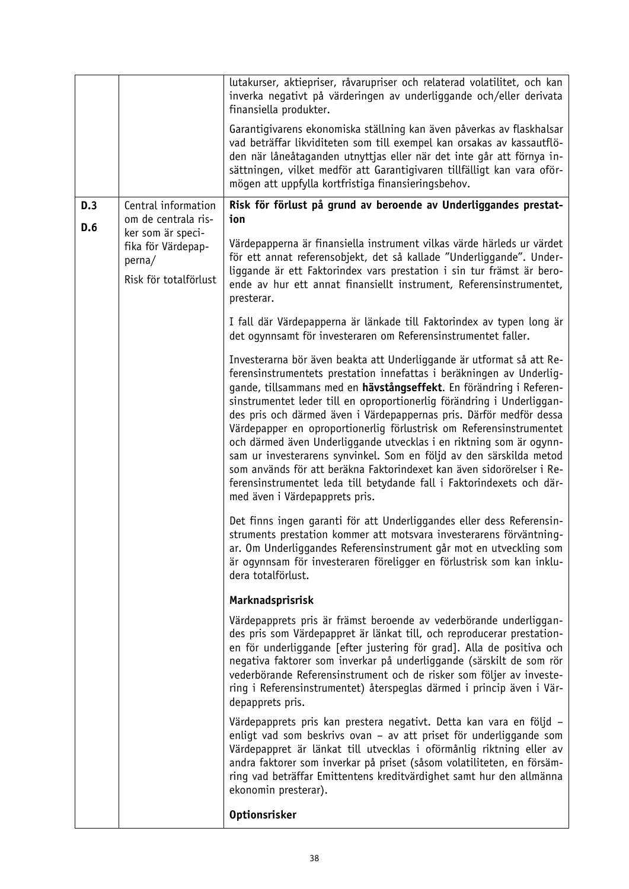| | | |
|---|---|---|
| | | lutakurser, aktiepriser, råvarupriser och relaterad volatilitet, och kan inverka negativt på värderingen av underliggande och/eller derivata finansiella produkter.<br><br>Garantigivarens ekonomiska ställning kan även påverkas av flaskhalsar vad beträffar likviditeten som till exempel kan orsakas av kassautflöden när låneåtaganden utnyttjas eller när det inte går att förnya insättningen, vilket medför att Garantigivaren tillfälligt kan vara oförmögen att uppfylla kortfristiga finansieringsbehov. |
| **D.3**<br><br>**D.6** | Central information om de centrala risker som är specifika för Värdepapperna/<br><br>Risk för totalförlust | **Risk för förlust på grund av beroende av Underliggandes prestation**<br><br>Värdepapperna är finansiella instrument vilkas värde härleds ur värdet för ett annat referensobjekt, det så kallade "Underliggande". Underliggande är ett Faktorindex vars prestation i sin tur främst är beroende av hur ett annat finansiellt instrument, Referensinstrumentet, presterar.<br><br>I fall där Värdepapperna är länkade till Faktorindex av typen long är det ogynnsamt för investeraren om Referensinstrumentet faller.<br><br>Investerarna bör även beakta att Underliggande är utformat så att Referensinstrumentets prestation innefattas i beräkningen av Underliggande, tillsammans med en **hävstångseffekt**. En förändring i Referensinstrumentet leder till en oproportionerlig förändring i Underliggandes pris och därmed även i Värdepappernas pris. Därför medför dessa Värdepapper en oproportionerlig förlustrisk om Referensinstrumentet och därmed även Underliggande utvecklas i en riktning som är ogynnsam ur investerarens synvinkel. Som en följd av den särskilda metod som används för att beräkna Faktorindexet kan även sidorörelser i Referensinstrumentet leda till betydande fall i Faktorindexets och därmed även i Värdepapprets pris.<br><br>Det finns ingen garanti för att Underliggandes eller dess Referensinstruments prestation kommer att motsvara investerarens förväntningar. Om Underliggandes Referensinstrument går mot en utveckling som är ogynnsam för investeraren föreligger en förlustrisk som kan inkludera totalförlust.<br><br>**Marknadsprisrisk**<br><br>Värdepapprets pris är främst beroende av vederbörande underliggandes pris som Värdepappret är länkat till, och reproducerar prestationen för underliggande [efter justering för grad]. Alla de positiva och negativa faktorer som inverkar på underliggande (särskilt de som rör vederbörande Referensinstrument och de risker som följer av investering i Referensinstrumentet) återspeglas därmed i princip även i Värdepapprets pris.<br><br>Värdepapprets pris kan prestera negativt. Detta kan vara en följd – enligt vad som beskrivs ovan – av att priset för underliggande som Värdepappret är länkat till utvecklas i oförmånlig riktning eller av andra faktorer som inverkar på priset (såsom volatiliteten, en försämring vad beträffar Emittentens kreditvärdighet samt hur den allmänna ekonomin presterar).<br><br>**Optionsrisker** |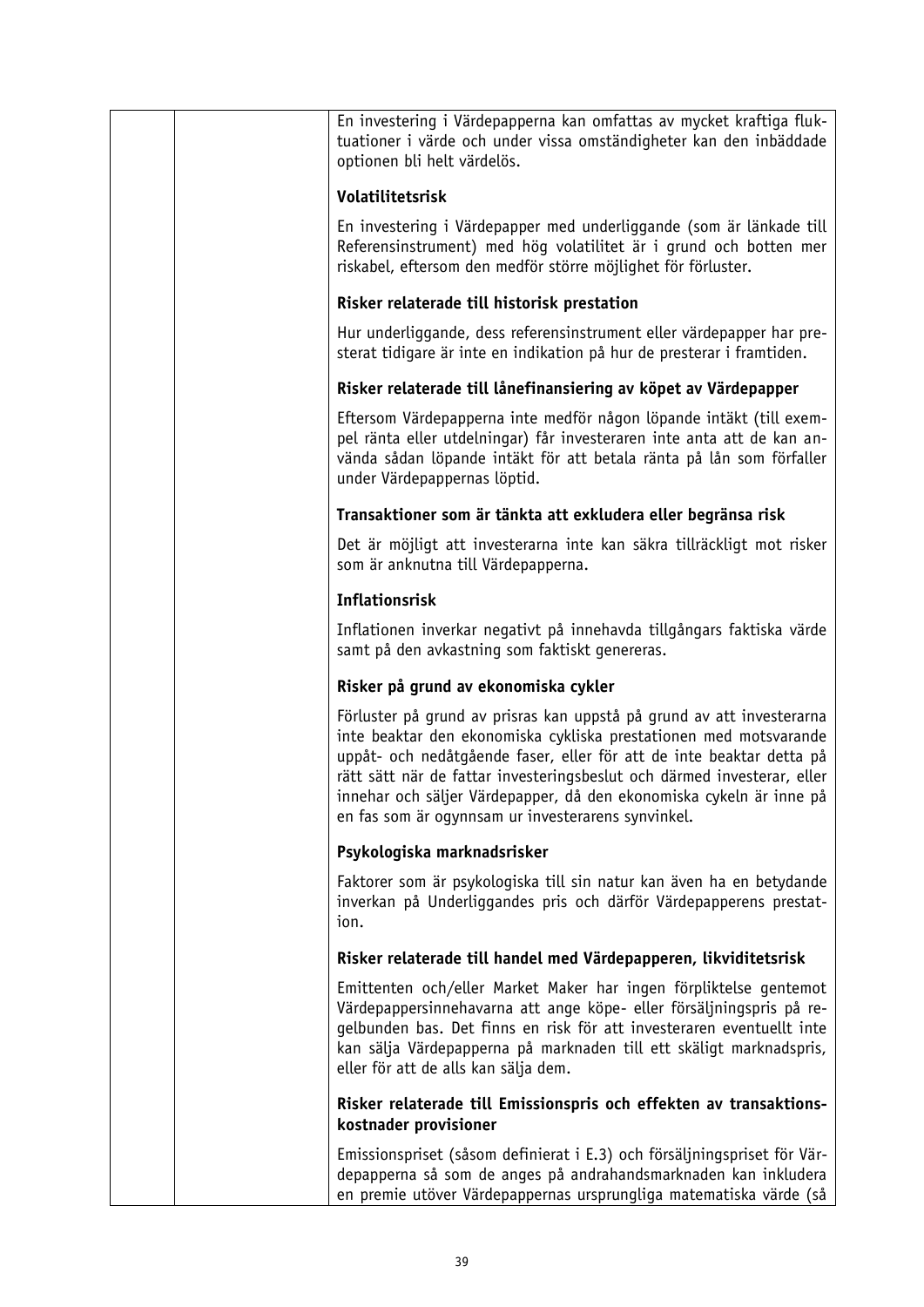| | | En investering i Värdepapperna kan omfattas av mycket kraftiga fluktuationer i värde och under vissa omständigheter kan den inbäddade optionen bli helt värdelös.<br><br>**Volatilitetsrisk**<br><br>En investering i Värdepapper med underliggande (som är länkade till Referensinstrument) med hög volatilitet är i grund och botten mer riskabel, eftersom den medför större möjlighet för förluster.<br><br>**Risker relaterade till historisk prestation**<br><br>Hur underliggande, dess referensinstrument eller värdepapper har presterat tidigare är inte en indikation på hur de presterar i framtiden.<br><br>**Risker relaterade till lånefinansiering av köpet av Värdepapper**<br><br>Eftersom Värdepapperna inte medför någon löpande intäkt (till exempel ränta eller utdelningar) får investeraren inte anta att de kan använda sådan löpande intäkt för att betala ränta på lån som förfaller under Värdepappernas löptid.<br><br>**Transaktioner som är tänkta att exkludera eller begränsa risk**<br><br>Det är möjligt att investerarna inte kan säkra tillräckligt mot risker som är anknutna till Värdepapperna.<br><br>**Inflationsrisk**<br><br>Inflationen inverkar negativt på innehavda tillgångars faktiska värde samt på den avkastning som faktiskt genereras.<br><br>**Risker på grund av ekonomiska cykler**<br><br>Förluster på grund av prisras kan uppstå på grund av att investerarna inte beaktar den ekonomiska cykliska prestationen med motsvarande uppåt- och nedåtgående faser, eller för att de inte beaktar detta på rätt sätt när de fattar investeringsbeslut och därmed investerar, eller innehar och säljer Värdepapper, då den ekonomiska cykeln är inne på en fas som är ogynnsam ur investerarens synvinkel.<br><br>**Psykologiska marknadsrisker**<br><br>Faktorer som är psykologiska till sin natur kan även ha en betydande inverkan på Underliggandes pris och därför Värdepapperens prestation.<br><br>**Risker relaterade till handel med Värdepapperen, likviditetsrisk**<br><br>Emittenten och/eller Market Maker har ingen förpliktelse gentemot Värdepappersinnehavarna att ange köpe- eller försäljningspris på regelbunden bas. Det finns en risk för att investeraren eventuellt inte kan sälja Värdepapperna på marknaden till ett skäligt marknadspris, eller för att de alls kan sälja dem.<br><br>**Risker relaterade till Emissionspris och effekten av transaktionskostnader provisioner**<br><br>Emissionspriset (såsom definierat i E.3) och försäljningspriset för Värdepapperna så som de anges på andrahandsmarknaden kan inkludera en premie utöver Värdepappernas ursprungliga matematiska värde (så |
|---|---|---|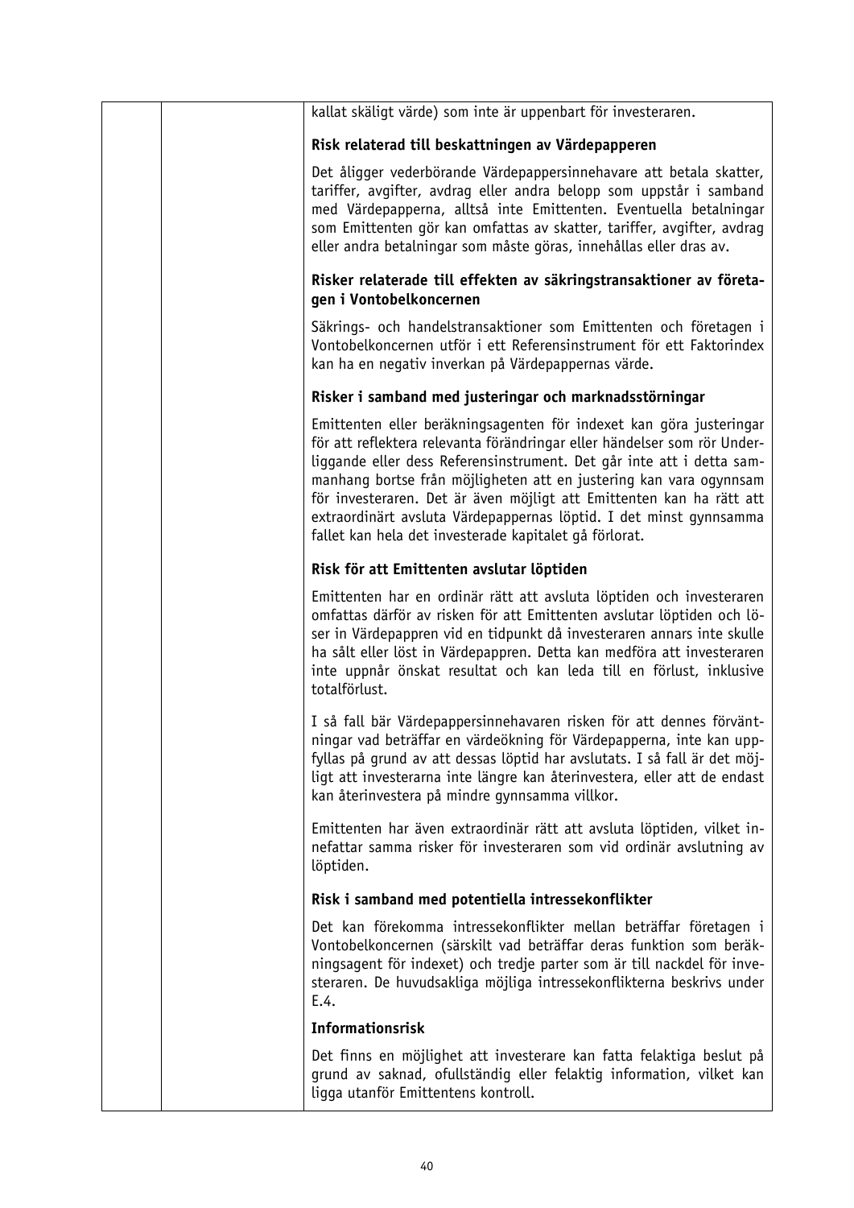| | | kallat skäligt värde) som inte är uppenbart för investeraren.<br><br>**Risk relaterad till beskattningen av Värdepapperen**<br><br>Det åligger vederbörande Värdepappersinnehavare att betala skatter, tariffer, avgifter, avdrag eller andra belopp som uppstår i samband med Värdepapperna, alltså inte Emittenten. Eventuella betalningar som Emittenten gör kan omfattas av skatter, tariffer, avgifter, avdrag eller andra betalningar som måste göras, innehållas eller dras av.<br><br>**Risker relaterade till effekten av säkringstransaktioner av företagen i Vontobelkoncernen**<br><br>Säkrings- och handelstransaktioner som Emittenten och företagen i Vontobelkoncernen utför i ett Referensinstrument för ett Faktorindex kan ha en negativ inverkan på Värdepappernas värde.<br><br>**Risker i samband med justeringar och marknadsstörningar**<br><br>Emittenten eller beräkningsagenten för indexet kan göra justeringar för att reflektera relevanta förändringar eller händelser som rör Underliggande eller dess Referensinstrument. Det går inte att i detta sammanhang bortse från möjligheten att en justering kan vara ogynnsam för investeraren. Det är även möjligt att Emittenten kan ha rätt att extraordinärt avsluta Värdepappernas löptid. I det minst gynnsamma fallet kan hela det investerade kapitalet gå förlorat.<br><br>**Risk för att Emittenten avslutar löptiden**<br><br>Emittenten har en ordinär rätt att avsluta löptiden och investeraren omfattas därför av risken för att Emittenten avslutar löptiden och löser in Värdepappren vid en tidpunkt då investeraren annars inte skulle ha sålt eller löst in Värdepappren. Detta kan medföra att investeraren inte uppnår önskat resultat och kan leda till en förlust, inklusive totalförlust.<br><br>I så fall bär Värdepappersinnehavaren risken för att dennes förväntningar vad beträffar en värdeökning för Värdepapperna, inte kan uppfyllas på grund av att dessas löptid har avslutats. I så fall är det möjligt att investerarna inte längre kan återinvestera, eller att de endast kan återinvestera på mindre gynnsamma villkor.<br><br>Emittenten har även extraordinär rätt att avsluta löptiden, vilket innefattar samma risker för investeraren som vid ordinär avslutning av löptiden.<br><br>**Risk i samband med potentiella intressekonflikter**<br><br>Det kan förekomma intressekonflikter mellan beträffar företagen i Vontobelkoncernen (särskilt vad beträffar deras funktion som beräkningsagent för indexet) och tredje parter som är till nackdel för investeraren. De huvudsakliga möjliga intressekonflikterna beskrivs under E.4.<br><br>**Informationsrisk**<br><br>Det finns en möjlighet att investerare kan fatta felaktiga beslut på grund av saknad, ofullständig eller felaktig information, vilket kan ligga utanför Emittentens kontroll. |
|---|---|---|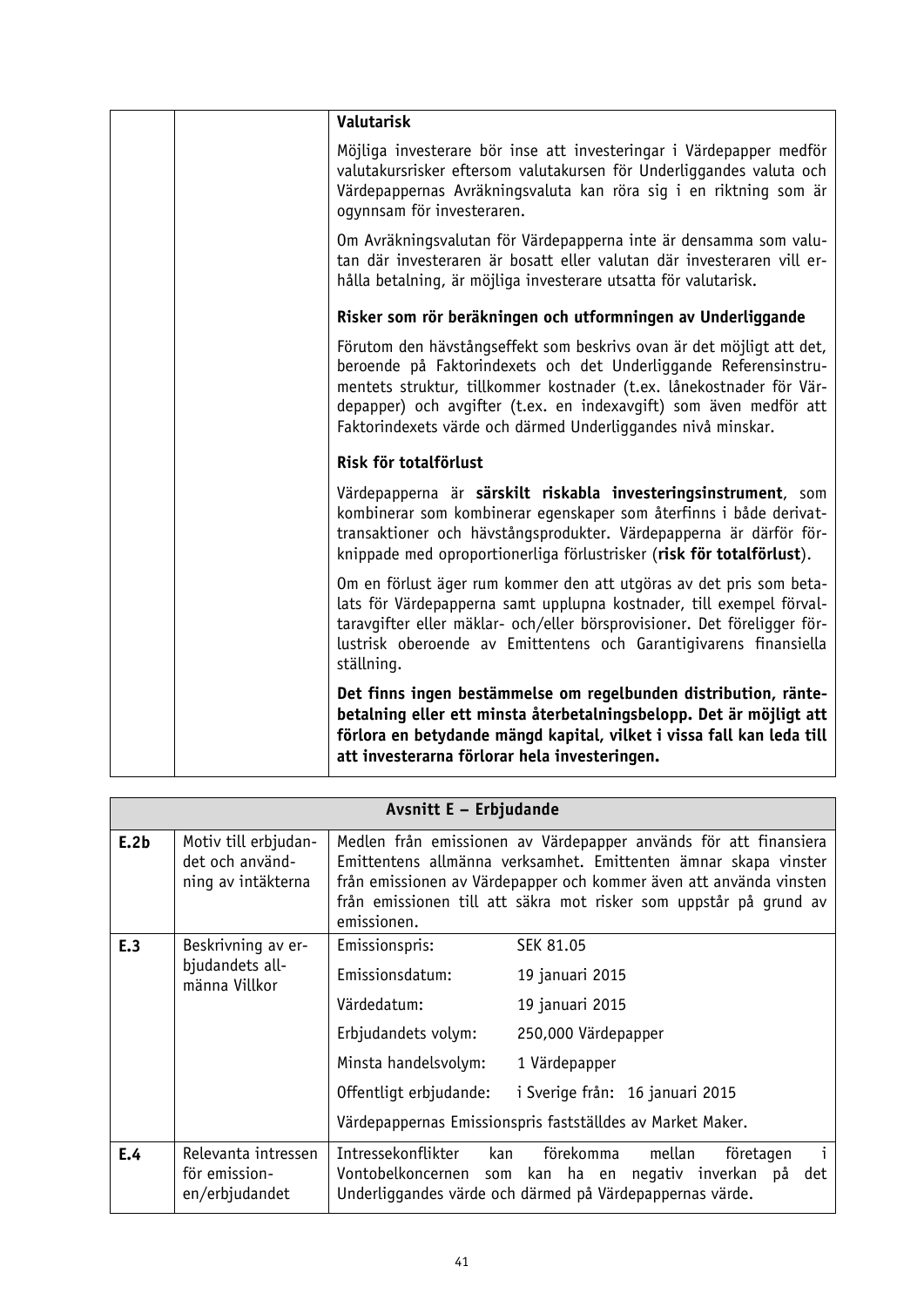| | | **Valutarisk**<br><br>Möjliga investerare bör inse att investeringar i Värdepapper medför valutakursrisker eftersom valutakursen för Underliggandes valuta och Värdepappernas Avräkningsvaluta kan röra sig i en riktning som är ogynnsam för investeraren.<br><br>Om Avräkningsvalutan för Värdepapperna inte är densamma som valutan där investeraren är bosatt eller valutan där investeraren vill erhålla betalning, är möjliga investerare utsatta för valutarisk.<br><br>**Risker som rör beräkningen och utformningen av Underliggande**<br><br>Förutom den hävstångseffekt som beskrivs ovan är det möjligt att det, beroende på Faktorindexets och det Underliggande Referensinstrumentets struktur, tillkommer kostnader (t.ex. lånekostnader för Värdepapper) och avgifter (t.ex. en indexavgift) som även medför att Faktorindexets värde och därmed Underliggandes nivå minskar.<br><br>**Risk för totalförlust**<br><br>Värdepapperna är **särskilt riskabla investeringsinstrument**, som kombinerar som kombinerar egenskaper som återfinns i både derivattransaktioner och hävstångsprodukter. Värdepapperna är därför förknippade med oproportionerliga förlustrisker (**risk för totalförlust**).<br><br>Om en förlust äger rum kommer den att utgöras av det pris som betalats för Värdepapperna samt upplupna kostnader, till exempel förvaltaravgifter eller mäklar- och/eller börsprovisioner. Det föreligger förlustrisk oberoende av Emittentens och Garantigivarens finansiella ställning.<br><br>**Det finns ingen bestämmelse om regelbunden distribution, räntebetalning eller ett minsta återbetalningsbelopp. Det är möjligt att förlora en betydande mängd kapital, vilket i vissa fall kan leda till att investerarna förlorar hela investeringen.** |
|---|---|---|

| **Avsnitt E – Erbjudande** | | |
|---|---|---|
| **E.2b** | Motiv till erbjudandet och användning av intäkterna | Medlen från emissionen av Värdepapper används för att finansiera Emittentens allmänna verksamhet. Emittenten ämnar skapa vinster från emissionen av Värdepapper och kommer även att använda vinsten från emissionen till att säkra mot risker som uppstår på grund av emissionen. |
| **E.3** | Beskrivning av erbjudandets allmänna Villkor | Emissionspris: SEK 81.05<br>Emissionsdatum: 19 januari 2015<br>Värdedatum: 19 januari 2015<br>Erbjudandets volym: 250,000 Värdepapper<br>Minsta handelsvolym: 1 Värdepapper<br>Offentligt erbjudande: i Sverige från: 16 januari 2015<br>Värdepappernas Emissionspris fastställdes av Market Maker. |
| **E.4** | Relevanta intressen för emissionen/erbjudandet | Intressekonflikter kan förekomma mellan företagen i Vontobelkoncernen som kan ha en negativ inverkan på det Underliggandes värde och därmed på Värdepappernas värde. |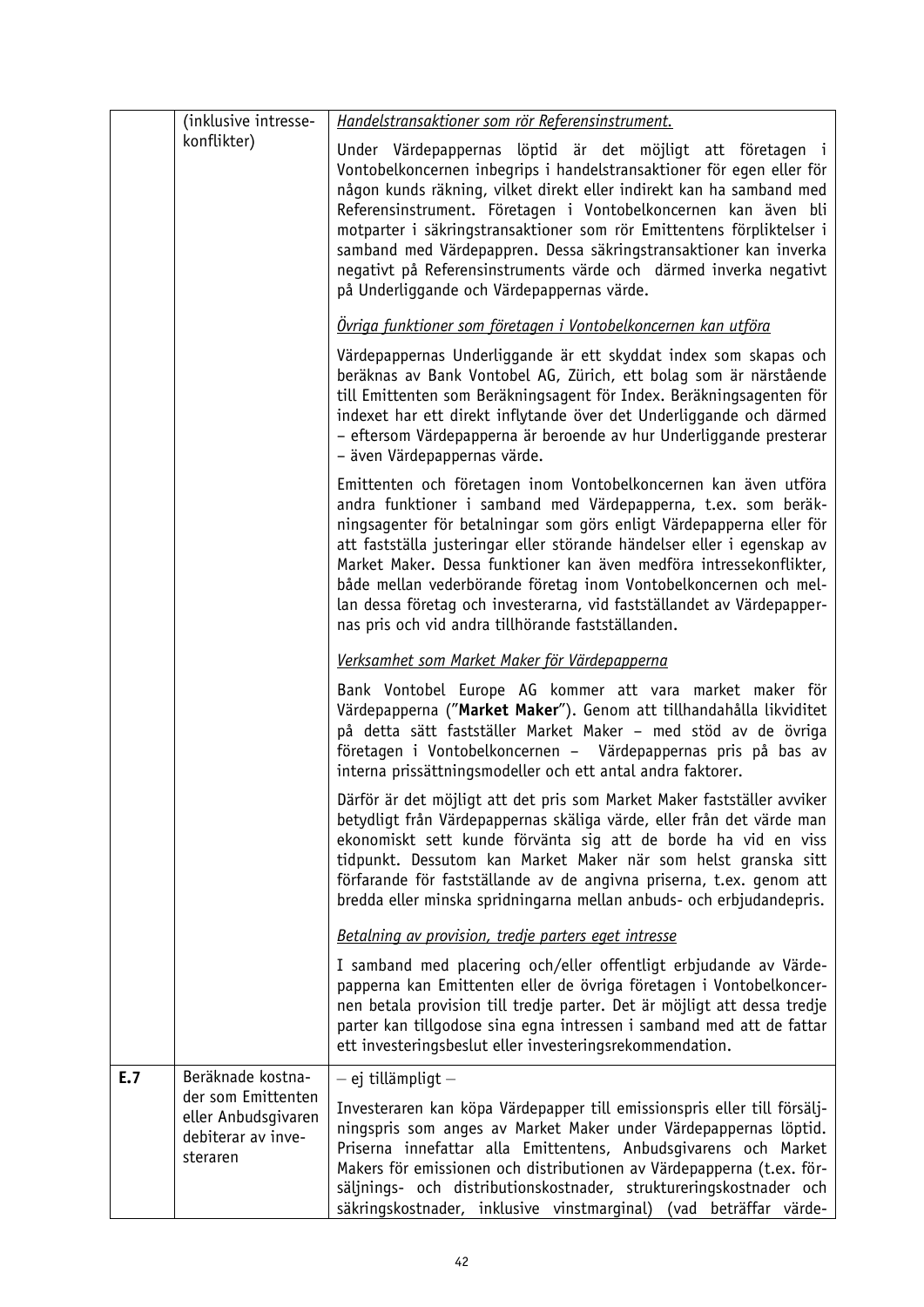|  |  |  |
| --- | --- | --- |
|  | (inklusive intressekonflikter) | <u>*Handelstransaktioner som rör Referensinstrument.*</u><br><br>Under Värdepappernas löptid är det möjligt att företagen i Vontobelkoncernen inbegrips i handelstransaktioner för egen eller för någon kunds räkning, vilket direkt eller indirekt kan ha samband med Referensinstrument. Företagen i Vontobelkoncernen kan även bli motparter i säkringstransaktioner som rör Emittentens förpliktelser i samband med Värdepappren. Dessa säkringstransaktioner kan inverka negativt på Referensinstruments värde och därmed inverka negativt på Underliggande och Värdepappernas värde.<br><br><u>*Övriga funktioner som företagen i Vontobelkoncernen kan utföra*</u><br><br>Värdepappernas Underliggande är ett skyddat index som skapas och beräknas av Bank Vontobel AG, Zürich, ett bolag som är närstående till Emittenten som Beräkningsagent för Index. Beräkningsagenten för indexet har ett direkt inflytande över det Underliggande och därmed – eftersom Värdepapperna är beroende av hur Underliggande presterar – även Värdepappernas värde.<br><br>Emittenten och företagen inom Vontobelkoncernen kan även utföra andra funktioner i samband med Värdepapperna, t.ex. som beräkningsagenter för betalningar som görs enligt Värdepapperna eller för att fastställa justeringar eller störande händelser eller i egenskap av Market Maker. Dessa funktioner kan även medföra intressekonflikter, både mellan vederbörande företag inom Vontobelkoncernen och mellan dessa företag och investerarna, vid fastställandet av Värdepappernas pris och vid andra tillhörande fastställanden.<br><br><u>*Verksamhet som Market Maker för Värdepapperna*</u><br><br>Bank Vontobel Europe AG kommer att vara market maker för Värdepapperna ("**Market Maker**"). Genom att tillhandahålla likviditet på detta sätt fastställer Market Maker – med stöd av de övriga företagen i Vontobelkoncernen – Värdepappernas pris på bas av interna prissättningsmodeller och ett antal andra faktorer.<br><br>Därför är det möjligt att det pris som Market Maker fastställer avviker betydligt från Värdepappernas skäliga värde, eller från det värde man ekonomiskt sett kunde förvänta sig att de borde ha vid en viss tidpunkt. Dessutom kan Market Maker när som helst granska sitt förfarande för fastställande av de angivna priserna, t.ex. genom att bredda eller minska spridningarna mellan anbuds- och erbjudandepris.<br><br><u>*Betalning av provision, tredje parters eget intresse*</u><br><br>I samband med placering och/eller offentligt erbjudande av Värdepapperna kan Emittenten eller de övriga företagen i Vontobelkoncernen betala provision till tredje parter. Det är möjligt att dessa tredje parter kan tillgodose sina egna intressen i samband med att de fattar ett investeringsbeslut eller investeringsrekommendation. |
| **E.7** | Beräknade kostnader som Emittenten eller Anbudsgivaren debiterar av investeraren | – ej tillämpligt –<br><br>Investeraren kan köpa Värdepapper till emissionspris eller till försäljningspris som anges av Market Maker under Värdepappernas löptid. Priserna innefattar alla Emittentens, Anbudsgivarens och Market Makers för emissionen och distributionen av Värdepapperna (t.ex. försäljnings- och distributionskostnader, struktureringskostnader och säkringskostnader, inklusive vinstmarginal) (vad beträffar värde- |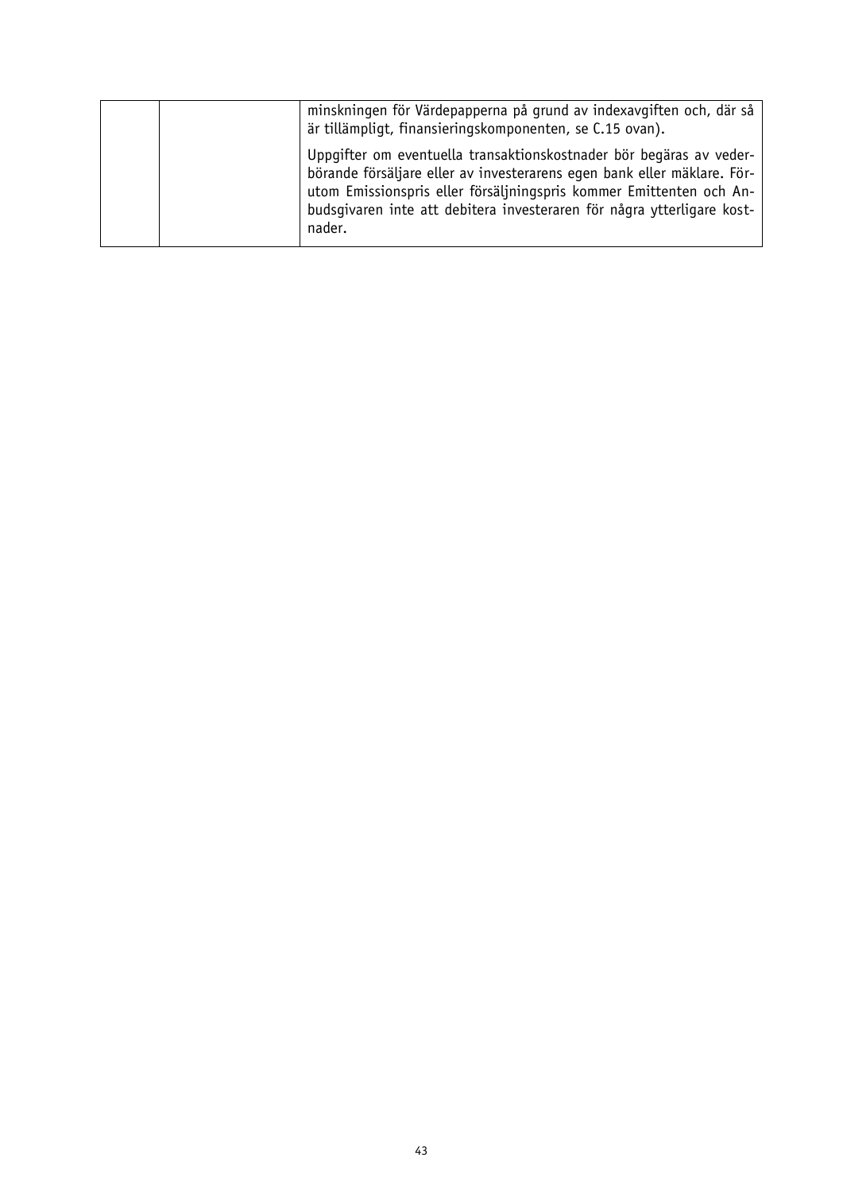| | | |
|---|---|---|
| | | minskningen för Värdepapperna på grund av indexavgiften och, där så är tillämpligt, finansieringskomponenten, se C.15 ovan).<br><br>Uppgifter om eventuella transaktionskostnader bör begäras av vederbörande försäljare eller av investerarens egen bank eller mäklare. Förutom Emissionspris eller försäljningspris kommer Emittenten och Anbudsgivaren inte att debitera investeraren för några ytterligare kostnader. |